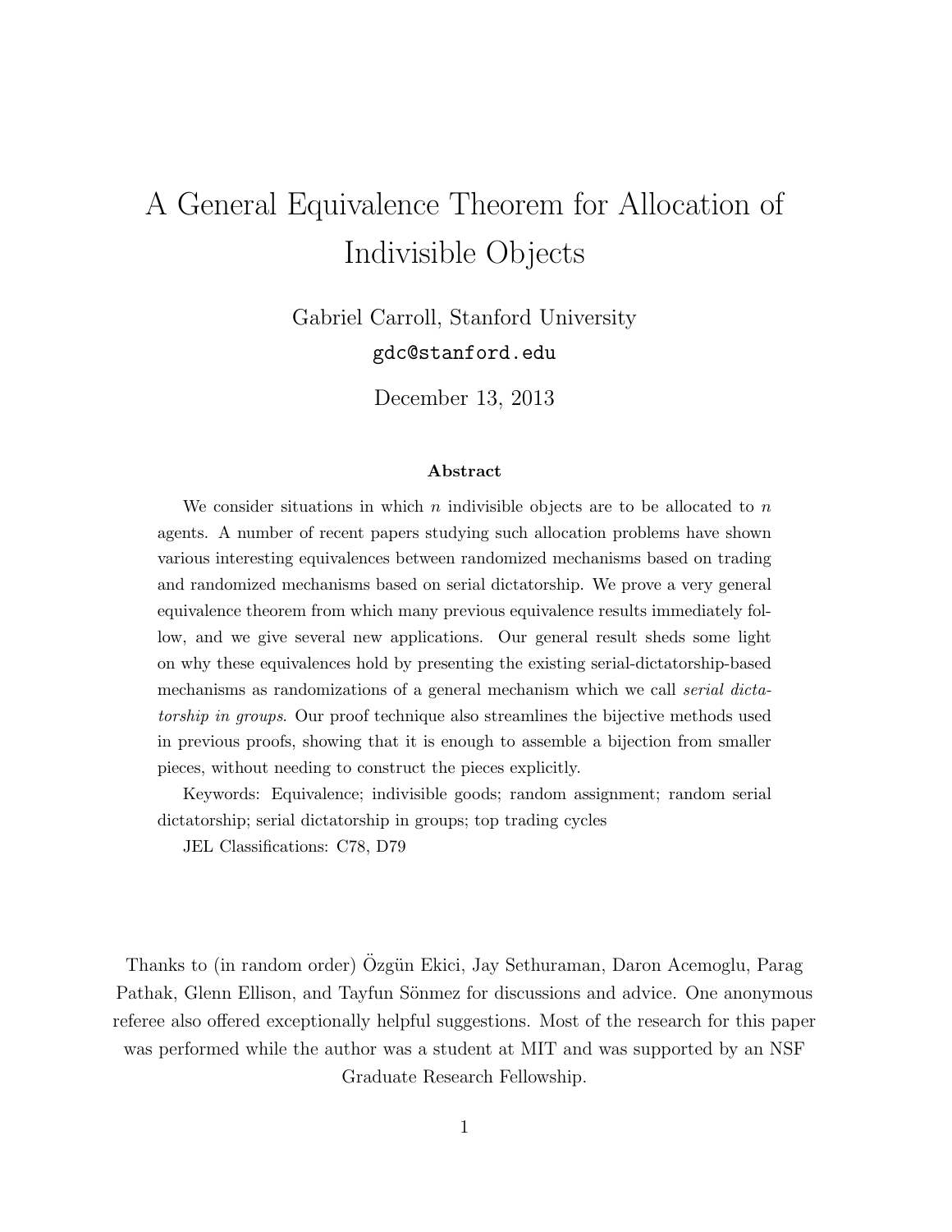# A General Equivalence Theorem for Allocation of Indivisible Objects

Gabriel Carroll, Stanford University

gdc@stanford.edu

December 13, 2013

### Abstract

We consider situations in which $n$ indivisible objects are to be allocated to $n$ agents. A number of recent papers studying such allocation problems have shown various interesting equivalences between randomized mechanisms based on trading and randomized mechanisms based on serial dictatorship. We prove a very general equivalence theorem from which many previous equivalence results immediately follow, and we give several new applications. Our general result sheds some light on why these equivalences hold by presenting the existing serial-dictatorship-based mechanisms as randomizations of a general mechanism which we call *serial dictatorship in groups*. Our proof technique also streamlines the bijective methods used in previous proofs, showing that it is enough to assemble a bijection from smaller pieces, without needing to construct the pieces explicitly.

Keywords: Equivalence; indivisible goods; random assignment; random serial dictatorship; serial dictatorship in groups; top trading cycles

JEL Classifications: C78, D79

Thanks to (in random order) Özgün Ekici, Jay Sethuraman, Daron Acemoglu, Parag Pathak, Glenn Ellison, and Tayfun Sönmez for discussions and advice. One anonymous referee also offered exceptionally helpful suggestions. Most of the research for this paper was performed while the author was a student at MIT and was supported by an NSF Graduate Research Fellowship.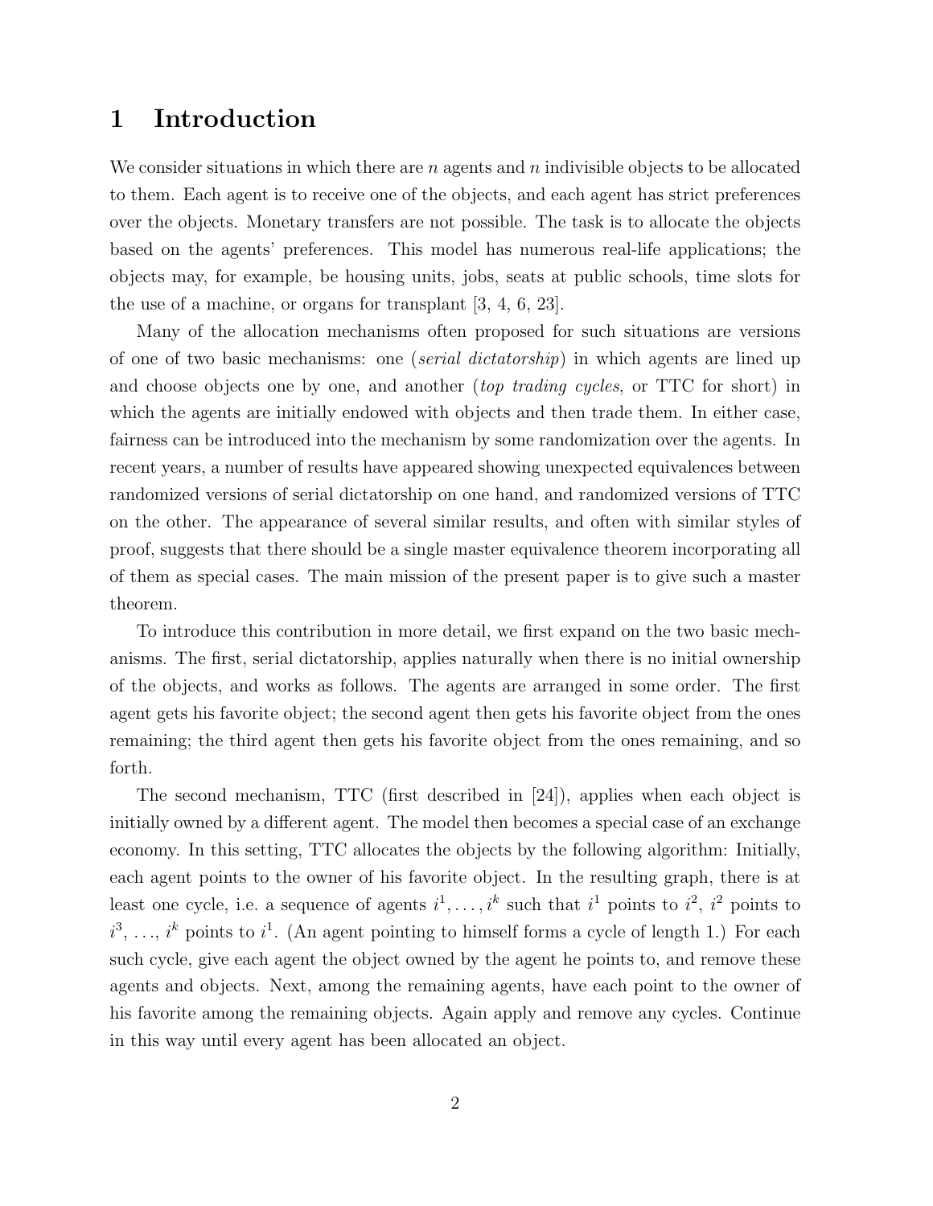# 1 Introduction

We consider situations in which there are $n$ agents and $n$ indivisible objects to be allocated to them. Each agent is to receive one of the objects, and each agent has strict preferences over the objects. Monetary transfers are not possible. The task is to allocate the objects based on the agents' preferences. This model has numerous real-life applications; the objects may, for example, be housing units, jobs, seats at public schools, time slots for the use of a machine, or organs for transplant [3, 4, 6, 23].

Many of the allocation mechanisms often proposed for such situations are versions of one of two basic mechanisms: one (*serial dictatorship*) in which agents are lined up and choose objects one by one, and another (*top trading cycles*, or TTC for short) in which the agents are initially endowed with objects and then trade them. In either case, fairness can be introduced into the mechanism by some randomization over the agents. In recent years, a number of results have appeared showing unexpected equivalences between randomized versions of serial dictatorship on one hand, and randomized versions of TTC on the other. The appearance of several similar results, and often with similar styles of proof, suggests that there should be a single master equivalence theorem incorporating all of them as special cases. The main mission of the present paper is to give such a master theorem.

To introduce this contribution in more detail, we first expand on the two basic mechanisms. The first, serial dictatorship, applies naturally when there is no initial ownership of the objects, and works as follows. The agents are arranged in some order. The first agent gets his favorite object; the second agent then gets his favorite object from the ones remaining; the third agent then gets his favorite object from the ones remaining, and so forth.

The second mechanism, TTC (first described in [24]), applies when each object is initially owned by a different agent. The model then becomes a special case of an exchange economy. In this setting, TTC allocates the objects by the following algorithm: Initially, each agent points to the owner of his favorite object. In the resulting graph, there is at least one cycle, i.e. a sequence of agents $i^1, \ldots, i^k$ such that $i^1$ points to $i^2$, $i^2$ points to $i^3$, $\ldots$, $i^k$ points to $i^1$. (An agent pointing to himself forms a cycle of length 1.) For each such cycle, give each agent the object owned by the agent he points to, and remove these agents and objects. Next, among the remaining agents, have each point to the owner of his favorite among the remaining objects. Again apply and remove any cycles. Continue in this way until every agent has been allocated an object.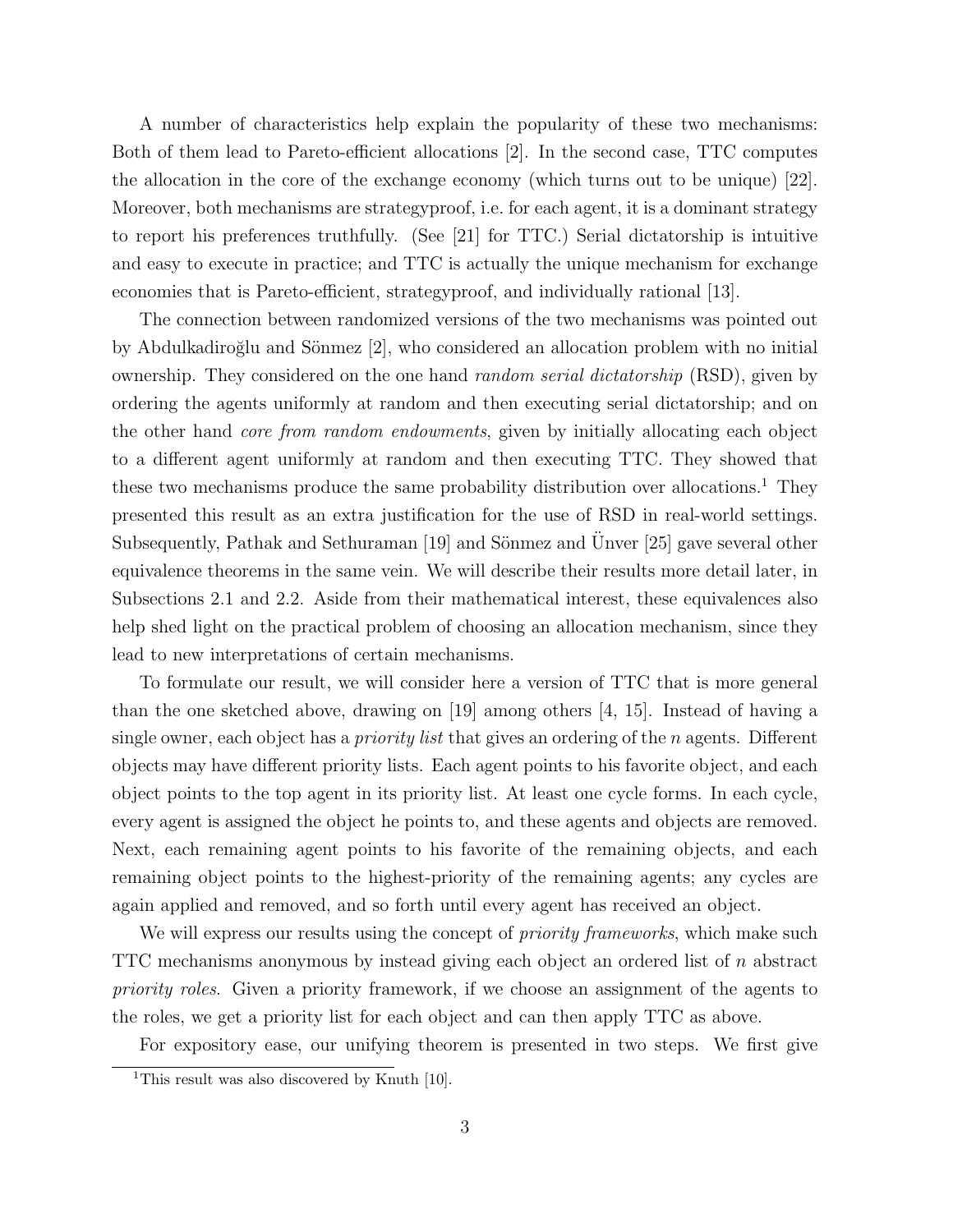A number of characteristics help explain the popularity of these two mechanisms: Both of them lead to Pareto-efficient allocations [2]. In the second case, TTC computes the allocation in the core of the exchange economy (which turns out to be unique) [22]. Moreover, both mechanisms are strategyproof, i.e. for each agent, it is a dominant strategy to report his preferences truthfully. (See [21] for TTC.) Serial dictatorship is intuitive and easy to execute in practice; and TTC is actually the unique mechanism for exchange economies that is Pareto-efficient, strategyproof, and individually rational [13].

The connection between randomized versions of the two mechanisms was pointed out by Abdulkadiroğlu and Sönmez [2], who considered an allocation problem with no initial ownership. They considered on the one hand *random serial dictatorship* (RSD), given by ordering the agents uniformly at random and then executing serial dictatorship; and on the other hand *core from random endowments*, given by initially allocating each object to a different agent uniformly at random and then executing TTC. They showed that these two mechanisms produce the same probability distribution over allocations.[1] They presented this result as an extra justification for the use of RSD in real-world settings. Subsequently, Pathak and Sethuraman [19] and Sönmez and Ünver [25] gave several other equivalence theorems in the same vein. We will describe their results more detail later, in Subsections 2.1 and 2.2. Aside from their mathematical interest, these equivalences also help shed light on the practical problem of choosing an allocation mechanism, since they lead to new interpretations of certain mechanisms.

To formulate our result, we will consider here a version of TTC that is more general than the one sketched above, drawing on [19] among others [4, 15]. Instead of having a single owner, each object has a *priority list* that gives an ordering of the $n$ agents. Different objects may have different priority lists. Each agent points to his favorite object, and each object points to the top agent in its priority list. At least one cycle forms. In each cycle, every agent is assigned the object he points to, and these agents and objects are removed. Next, each remaining agent points to his favorite of the remaining objects, and each remaining object points to the highest-priority of the remaining agents; any cycles are again applied and removed, and so forth until every agent has received an object.

We will express our results using the concept of *priority frameworks*, which make such TTC mechanisms anonymous by instead giving each object an ordered list of $n$ abstract *priority roles*. Given a priority framework, if we choose an assignment of the agents to the roles, we get a priority list for each object and can then apply TTC as above.

For expository ease, our unifying theorem is presented in two steps. We first give

[1] This result was also discovered by Knuth [10].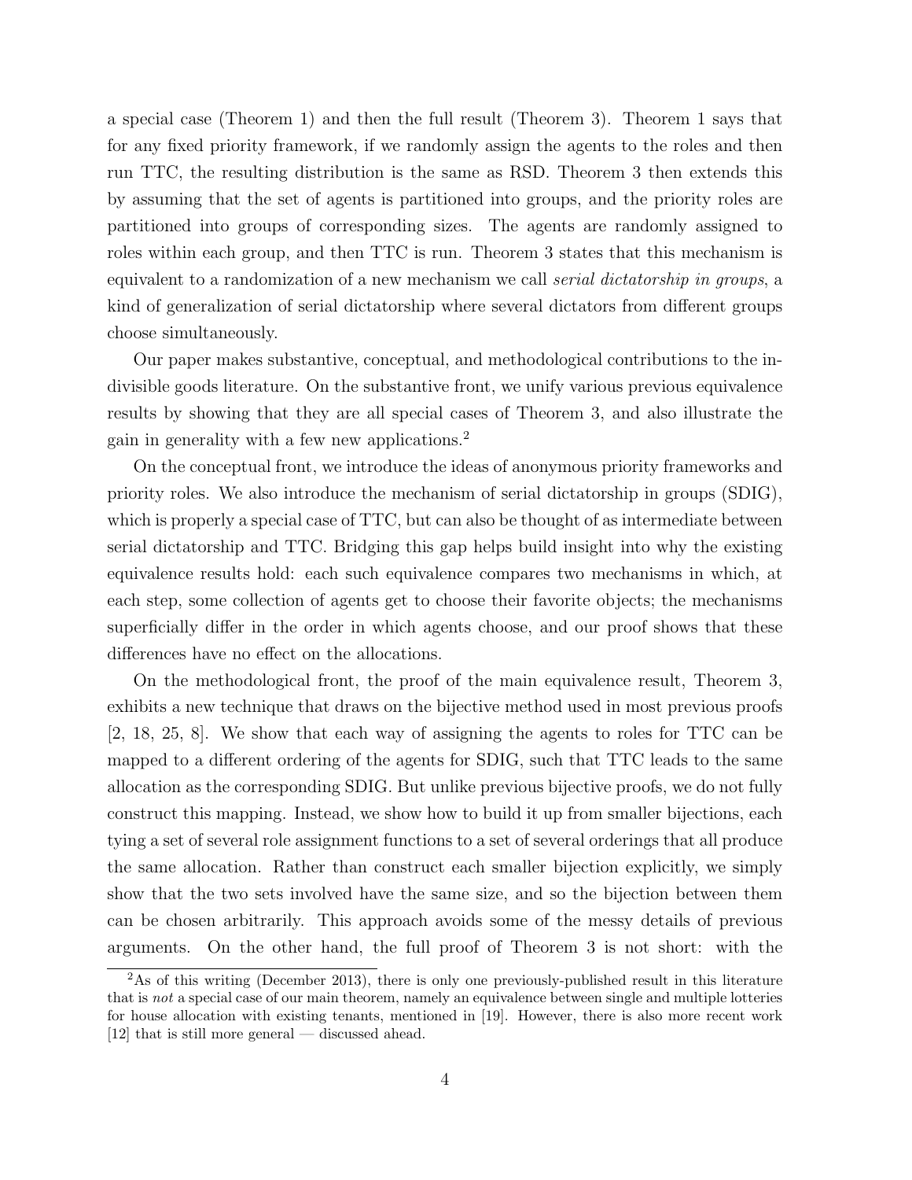a special case (Theorem 1) and then the full result (Theorem 3). Theorem 1 says that for any fixed priority framework, if we randomly assign the agents to the roles and then run TTC, the resulting distribution is the same as RSD. Theorem 3 then extends this by assuming that the set of agents is partitioned into groups, and the priority roles are partitioned into groups of corresponding sizes. The agents are randomly assigned to roles within each group, and then TTC is run. Theorem 3 states that this mechanism is equivalent to a randomization of a new mechanism we call *serial dictatorship in groups*, a kind of generalization of serial dictatorship where several dictators from different groups choose simultaneously.

Our paper makes substantive, conceptual, and methodological contributions to the indivisible goods literature. On the substantive front, we unify various previous equivalence results by showing that they are all special cases of Theorem 3, and also illustrate the gain in generality with a few new applications.[2]

On the conceptual front, we introduce the ideas of anonymous priority frameworks and priority roles. We also introduce the mechanism of serial dictatorship in groups (SDIG), which is properly a special case of TTC, but can also be thought of as intermediate between serial dictatorship and TTC. Bridging this gap helps build insight into why the existing equivalence results hold: each such equivalence compares two mechanisms in which, at each step, some collection of agents get to choose their favorite objects; the mechanisms superficially differ in the order in which agents choose, and our proof shows that these differences have no effect on the allocations.

On the methodological front, the proof of the main equivalence result, Theorem 3, exhibits a new technique that draws on the bijective method used in most previous proofs [2, 18, 25, 8]. We show that each way of assigning the agents to roles for TTC can be mapped to a different ordering of the agents for SDIG, such that TTC leads to the same allocation as the corresponding SDIG. But unlike previous bijective proofs, we do not fully construct this mapping. Instead, we show how to build it up from smaller bijections, each tying a set of several role assignment functions to a set of several orderings that all produce the same allocation. Rather than construct each smaller bijection explicitly, we simply show that the two sets involved have the same size, and so the bijection between them can be chosen arbitrarily. This approach avoids some of the messy details of previous arguments. On the other hand, the full proof of Theorem 3 is not short: with the

[2] As of this writing (December 2013), there is only one previously-published result in this literature that is *not* a special case of our main theorem, namely an equivalence between single and multiple lotteries for house allocation with existing tenants, mentioned in [19]. However, there is also more recent work [12] that is still more general — discussed ahead.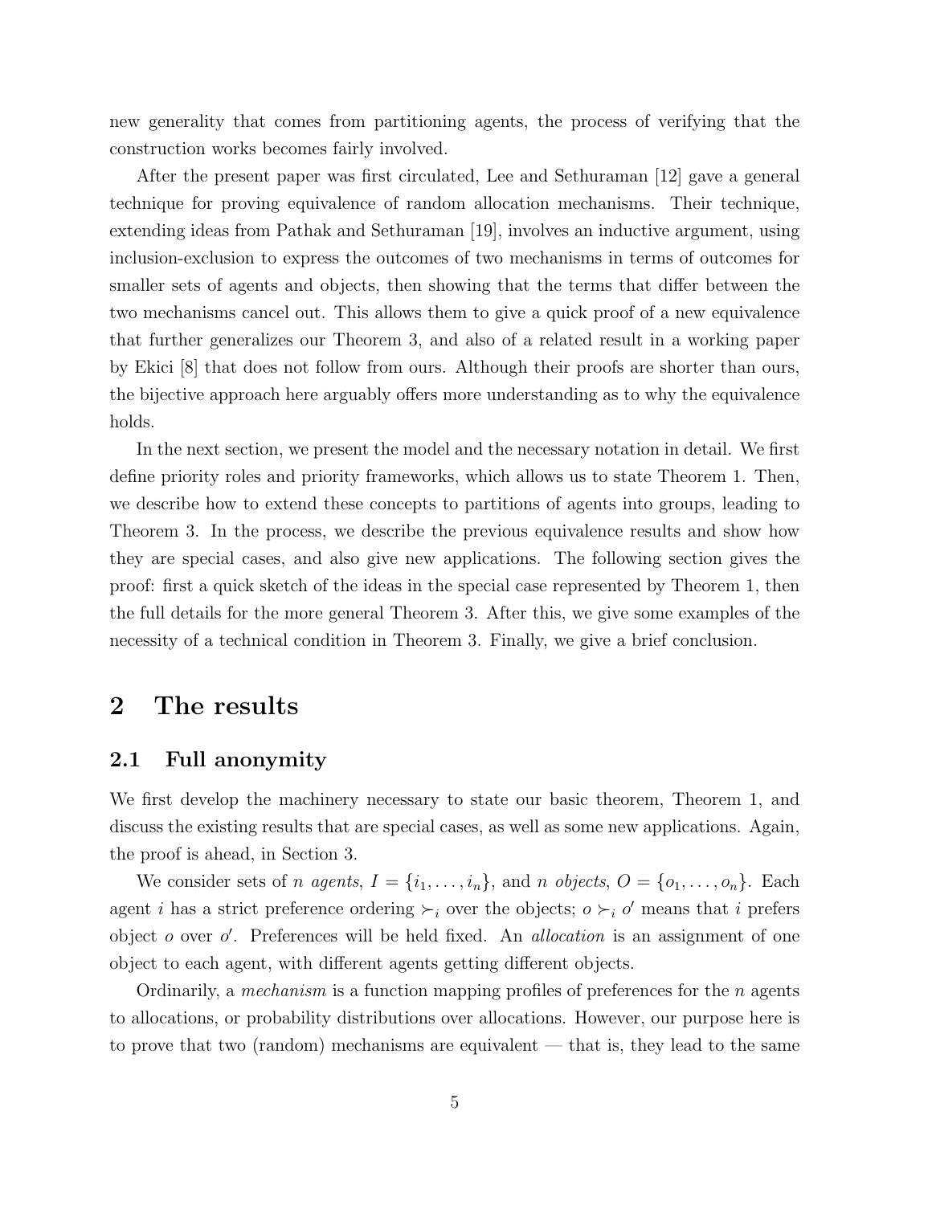new generality that comes from partitioning agents, the process of verifying that the construction works becomes fairly involved.

After the present paper was first circulated, Lee and Sethuraman [12] gave a general technique for proving equivalence of random allocation mechanisms. Their technique, extending ideas from Pathak and Sethuraman [19], involves an inductive argument, using inclusion-exclusion to express the outcomes of two mechanisms in terms of outcomes for smaller sets of agents and objects, then showing that the terms that differ between the two mechanisms cancel out. This allows them to give a quick proof of a new equivalence that further generalizes our Theorem 3, and also of a related result in a working paper by Ekici [8] that does not follow from ours. Although their proofs are shorter than ours, the bijective approach here arguably offers more understanding as to why the equivalence holds.

In the next section, we present the model and the necessary notation in detail. We first define priority roles and priority frameworks, which allows us to state Theorem 1. Then, we describe how to extend these concepts to partitions of agents into groups, leading to Theorem 3. In the process, we describe the previous equivalence results and show how they are special cases, and also give new applications. The following section gives the proof: first a quick sketch of the ideas in the special case represented by Theorem 1, then the full details for the more general Theorem 3. After this, we give some examples of the necessity of a technical condition in Theorem 3. Finally, we give a brief conclusion.

# 2 The results

## 2.1 Full anonymity

We first develop the machinery necessary to state our basic theorem, Theorem 1, and discuss the existing results that are special cases, as well as some new applications. Again, the proof is ahead, in Section 3.

We consider sets of $n$ *agents*, $I = \{i_1, \ldots, i_n\}$, and $n$ *objects*, $O = \{o_1, \ldots, o_n\}$. Each agent $i$ has a strict preference ordering $\succ_i$ over the objects; $o \succ_i o'$ means that $i$ prefers object $o$ over $o'$. Preferences will be held fixed. An *allocation* is an assignment of one object to each agent, with different agents getting different objects.

Ordinarily, a *mechanism* is a function mapping profiles of preferences for the $n$ agents to allocations, or probability distributions over allocations. However, our purpose here is to prove that two (random) mechanisms are equivalent — that is, they lead to the same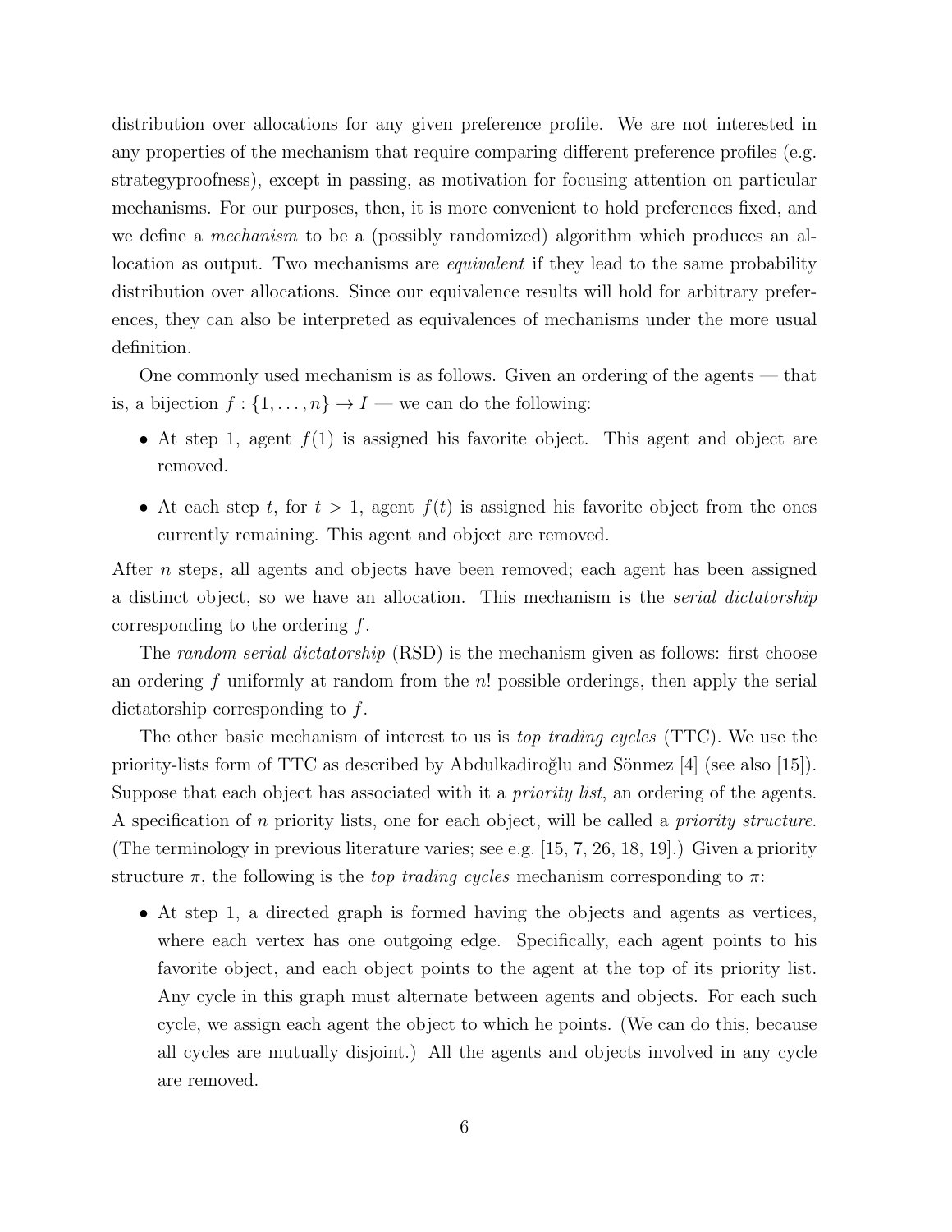distribution over allocations for any given preference profile. We are not interested in any properties of the mechanism that require comparing different preference profiles (e.g. strategyproofness), except in passing, as motivation for focusing attention on particular mechanisms. For our purposes, then, it is more convenient to hold preferences fixed, and we define a *mechanism* to be a (possibly randomized) algorithm which produces an allocation as output. Two mechanisms are *equivalent* if they lead to the same probability distribution over allocations. Since our equivalence results will hold for arbitrary preferences, they can also be interpreted as equivalences of mechanisms under the more usual definition.

One commonly used mechanism is as follows. Given an ordering of the agents — that is, a bijection $f : \{1, \ldots, n\} \to I$ — we can do the following:

- At step 1, agent $f(1)$ is assigned his favorite object. This agent and object are removed.
- At each step $t$, for $t > 1$, agent $f(t)$ is assigned his favorite object from the ones currently remaining. This agent and object are removed.

After $n$ steps, all agents and objects have been removed; each agent has been assigned a distinct object, so we have an allocation. This mechanism is the *serial dictatorship* corresponding to the ordering $f$.

The *random serial dictatorship* (RSD) is the mechanism given as follows: first choose an ordering $f$ uniformly at random from the $n!$ possible orderings, then apply the serial dictatorship corresponding to $f$.

The other basic mechanism of interest to us is *top trading cycles* (TTC). We use the priority-lists form of TTC as described by Abdulkadiroğlu and Sönmez [4] (see also [15]). Suppose that each object has associated with it a *priority list*, an ordering of the agents. A specification of $n$ priority lists, one for each object, will be called a *priority structure*. (The terminology in previous literature varies; see e.g. [15, 7, 26, 18, 19].) Given a priority structure $\pi$, the following is the *top trading cycles* mechanism corresponding to $\pi$:

- At step 1, a directed graph is formed having the objects and agents as vertices, where each vertex has one outgoing edge. Specifically, each agent points to his favorite object, and each object points to the agent at the top of its priority list. Any cycle in this graph must alternate between agents and objects. For each such cycle, we assign each agent the object to which he points. (We can do this, because all cycles are mutually disjoint.) All the agents and objects involved in any cycle are removed.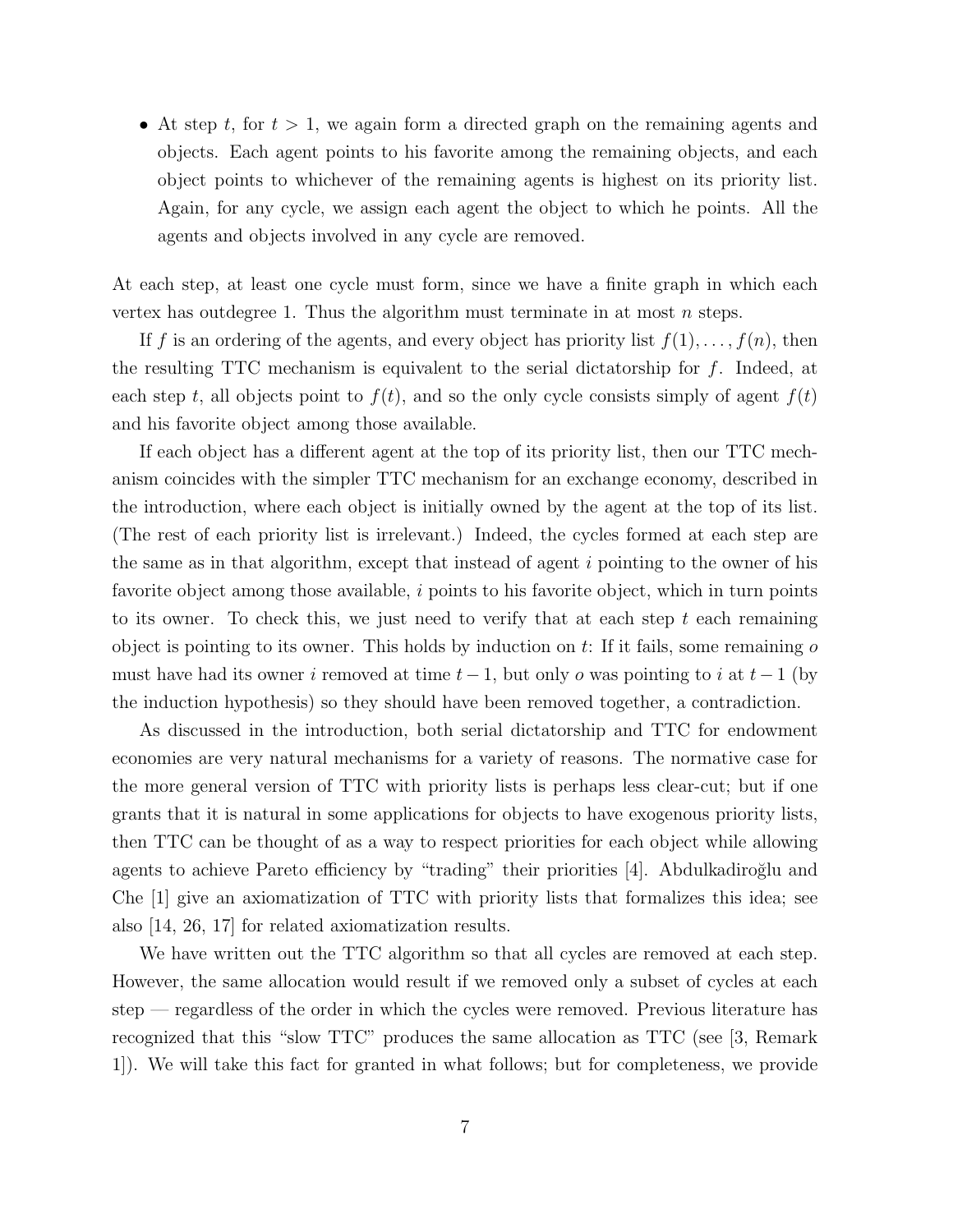- At step $t$, for $t > 1$, we again form a directed graph on the remaining agents and objects. Each agent points to his favorite among the remaining objects, and each object points to whichever of the remaining agents is highest on its priority list. Again, for any cycle, we assign each agent the object to which he points. All the agents and objects involved in any cycle are removed.

At each step, at least one cycle must form, since we have a finite graph in which each vertex has outdegree 1. Thus the algorithm must terminate in at most $n$ steps.

If $f$ is an ordering of the agents, and every object has priority list $f(1), \ldots, f(n)$, then the resulting TTC mechanism is equivalent to the serial dictatorship for $f$. Indeed, at each step $t$, all objects point to $f(t)$, and so the only cycle consists simply of agent $f(t)$ and his favorite object among those available.

If each object has a different agent at the top of its priority list, then our TTC mechanism coincides with the simpler TTC mechanism for an exchange economy, described in the introduction, where each object is initially owned by the agent at the top of its list. (The rest of each priority list is irrelevant.) Indeed, the cycles formed at each step are the same as in that algorithm, except that instead of agent $i$ pointing to the owner of his favorite object among those available, $i$ points to his favorite object, which in turn points to its owner. To check this, we just need to verify that at each step $t$ each remaining object is pointing to its owner. This holds by induction on $t$: If it fails, some remaining $o$ must have had its owner $i$ removed at time $t-1$, but only $o$ was pointing to $i$ at $t-1$ (by the induction hypothesis) so they should have been removed together, a contradiction.

As discussed in the introduction, both serial dictatorship and TTC for endowment economies are very natural mechanisms for a variety of reasons. The normative case for the more general version of TTC with priority lists is perhaps less clear-cut; but if one grants that it is natural in some applications for objects to have exogenous priority lists, then TTC can be thought of as a way to respect priorities for each object while allowing agents to achieve Pareto efficiency by "trading" their priorities [4]. Abdulkadiroğlu and Che [1] give an axiomatization of TTC with priority lists that formalizes this idea; see also [14, 26, 17] for related axiomatization results.

We have written out the TTC algorithm so that all cycles are removed at each step. However, the same allocation would result if we removed only a subset of cycles at each step — regardless of the order in which the cycles were removed. Previous literature has recognized that this "slow TTC" produces the same allocation as TTC (see [3, Remark 1]). We will take this fact for granted in what follows; but for completeness, we provide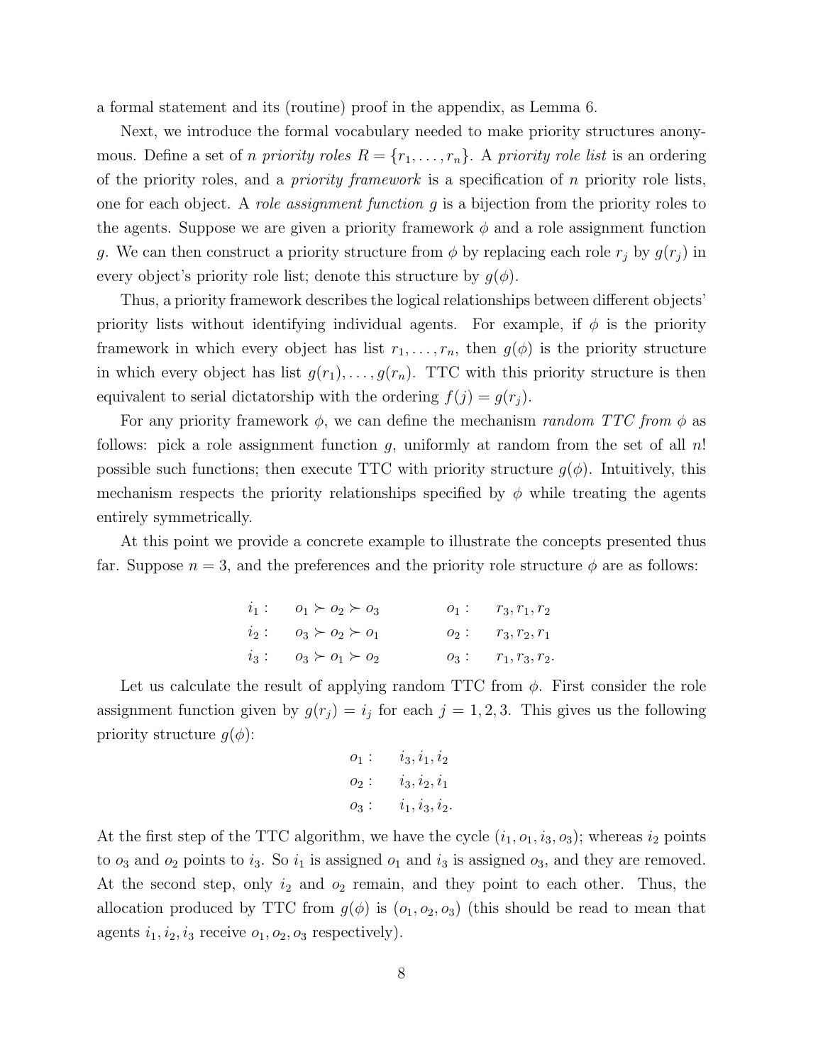a formal statement and its (routine) proof in the appendix, as Lemma 6.

Next, we introduce the formal vocabulary needed to make priority structures anonymous. Define a set of $n$ *priority roles* $R = \{r_1, \ldots, r_n\}$. A *priority role list* is an ordering of the priority roles, and a *priority framework* is a specification of $n$ priority role lists, one for each object. A *role assignment function* $g$ is a bijection from the priority roles to the agents. Suppose we are given a priority framework $\phi$ and a role assignment function $g$. We can then construct a priority structure from $\phi$ by replacing each role $r_j$ by $g(r_j)$ in every object's priority role list; denote this structure by $g(\phi)$.

Thus, a priority framework describes the logical relationships between different objects' priority lists without identifying individual agents. For example, if $\phi$ is the priority framework in which every object has list $r_1, \ldots, r_n$, then $g(\phi)$ is the priority structure in which every object has list $g(r_1), \ldots, g(r_n)$. TTC with this priority structure is then equivalent to serial dictatorship with the ordering $f(j) = g(r_j)$.

For any priority framework $\phi$, we can define the mechanism *random TTC from* $\phi$ as follows: pick a role assignment function $g$, uniformly at random from the set of all $n!$ possible such functions; then execute TTC with priority structure $g(\phi)$. Intuitively, this mechanism respects the priority relationships specified by $\phi$ while treating the agents entirely symmetrically.

At this point we provide a concrete example to illustrate the concepts presented thus far. Suppose $n = 3$, and the preferences and the priority role structure $\phi$ are as follows:

$$
\begin{array}{llcll}
i_1: & o_1 \succ o_2 \succ o_3 & \quad & o_1: & r_3, r_1, r_2 \\
i_2: & o_3 \succ o_2 \succ o_1 & \quad & o_2: & r_3, r_2, r_1 \\
i_3: & o_3 \succ o_1 \succ o_2 & \quad & o_3: & r_1, r_3, r_2.
\end{array}
$$

Let us calculate the result of applying random TTC from $\phi$. First consider the role assignment function given by $g(r_j) = i_j$ for each $j = 1, 2, 3$. This gives us the following priority structure $g(\phi)$:

$$
\begin{array}{ll}
o_1: & i_3, i_1, i_2 \\
o_2: & i_3, i_2, i_1 \\
o_3: & i_1, i_3, i_2.
\end{array}
$$

At the first step of the TTC algorithm, we have the cycle $(i_1, o_1, i_3, o_3)$; whereas $i_2$ points to $o_3$ and $o_2$ points to $i_3$. So $i_1$ is assigned $o_1$ and $i_3$ is assigned $o_3$, and they are removed. At the second step, only $i_2$ and $o_2$ remain, and they point to each other. Thus, the allocation produced by TTC from $g(\phi)$ is $(o_1, o_2, o_3)$ (this should be read to mean that agents $i_1, i_2, i_3$ receive $o_1, o_2, o_3$ respectively).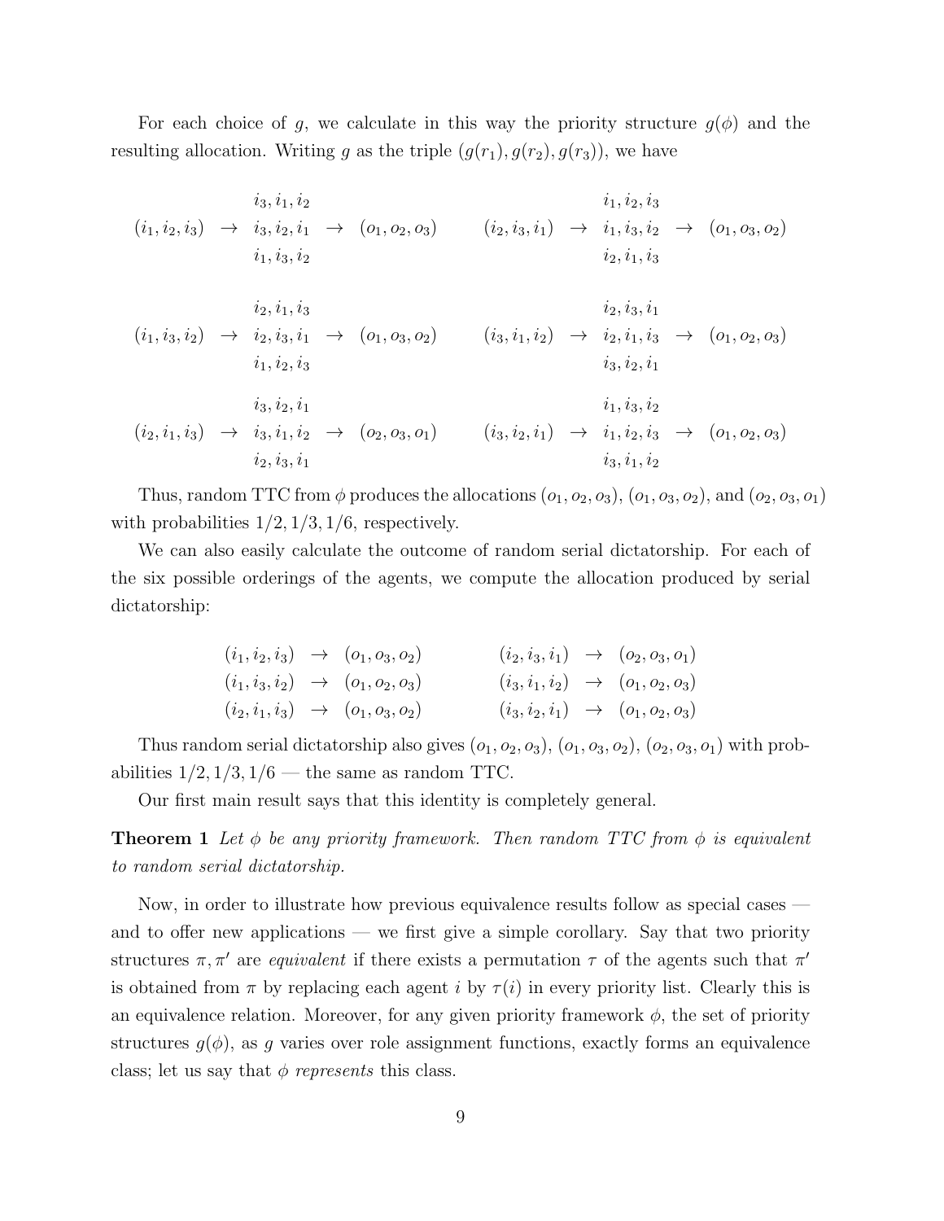For each choice of $g$, we calculate in this way the priority structure $g(\phi)$ and the resulting allocation. Writing $g$ as the triple $(g(r_1), g(r_2), g(r_3))$, we have

$$(i_1, i_2, i_3) \rightarrow \begin{matrix} i_3, i_1, i_2 \\ i_3, i_2, i_1 \\ i_1, i_3, i_2 \end{matrix} \rightarrow (o_1, o_2, o_3) \qquad (i_2, i_3, i_1) \rightarrow \begin{matrix} i_1, i_2, i_3 \\ i_1, i_3, i_2 \\ i_2, i_1, i_3 \end{matrix} \rightarrow (o_1, o_3, o_2)$$

$$(i_1, i_3, i_2) \rightarrow \begin{matrix} i_2, i_1, i_3 \\ i_2, i_3, i_1 \\ i_1, i_2, i_3 \end{matrix} \rightarrow (o_1, o_3, o_2) \qquad (i_3, i_1, i_2) \rightarrow \begin{matrix} i_2, i_3, i_1 \\ i_2, i_1, i_3 \\ i_3, i_2, i_1 \end{matrix} \rightarrow (o_1, o_2, o_3)$$

$$(i_2, i_1, i_3) \rightarrow \begin{matrix} i_3, i_2, i_1 \\ i_3, i_1, i_2 \\ i_2, i_3, i_1 \end{matrix} \rightarrow (o_2, o_3, o_1) \qquad (i_3, i_2, i_1) \rightarrow \begin{matrix} i_1, i_3, i_2 \\ i_1, i_2, i_3 \\ i_3, i_1, i_2 \end{matrix} \rightarrow (o_1, o_2, o_3)$$

Thus, random TTC from $\phi$ produces the allocations $(o_1, o_2, o_3)$, $(o_1, o_3, o_2)$, and $(o_2, o_3, o_1)$ with probabilities $1/2, 1/3, 1/6$, respectively.

We can also easily calculate the outcome of random serial dictatorship. For each of the six possible orderings of the agents, we compute the allocation produced by serial dictatorship:

$$\begin{array}{lll} (i_1, i_2, i_3) \rightarrow (o_1, o_3, o_2) & \qquad & (i_2, i_3, i_1) \rightarrow (o_2, o_3, o_1) \\ (i_1, i_3, i_2) \rightarrow (o_1, o_2, o_3) & & (i_3, i_1, i_2) \rightarrow (o_1, o_2, o_3) \\ (i_2, i_1, i_3) \rightarrow (o_1, o_3, o_2) & & (i_3, i_2, i_1) \rightarrow (o_1, o_2, o_3) \end{array}$$

Thus random serial dictatorship also gives $(o_1, o_2, o_3)$, $(o_1, o_3, o_2)$, $(o_2, o_3, o_1)$ with probabilities $1/2, 1/3, 1/6$ — the same as random TTC.

Our first main result says that this identity is completely general.

**Theorem 1** *Let $\phi$ be any priority framework. Then random TTC from $\phi$ is equivalent to random serial dictatorship.*

Now, in order to illustrate how previous equivalence results follow as special cases — and to offer new applications — we first give a simple corollary. Say that two priority structures $\pi, \pi'$ are *equivalent* if there exists a permutation $\tau$ of the agents such that $\pi'$ is obtained from $\pi$ by replacing each agent $i$ by $\tau(i)$ in every priority list. Clearly this is an equivalence relation. Moreover, for any given priority framework $\phi$, the set of priority structures $g(\phi)$, as $g$ varies over role assignment functions, exactly forms an equivalence class; let us say that $\phi$ *represents* this class.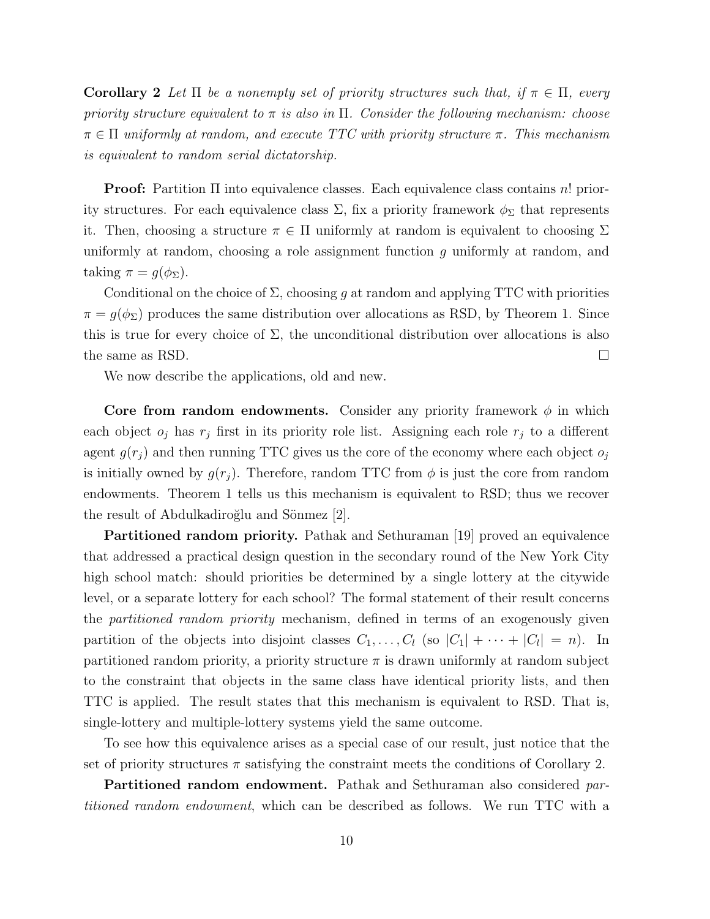**Corollary 2** *Let $\Pi$ be a nonempty set of priority structures such that, if $\pi \in \Pi$, every priority structure equivalent to $\pi$ is also in $\Pi$. Consider the following mechanism: choose $\pi \in \Pi$ uniformly at random, and execute TTC with priority structure $\pi$. This mechanism is equivalent to random serial dictatorship.*

**Proof:** Partition $\Pi$ into equivalence classes. Each equivalence class contains $n!$ priority structures. For each equivalence class $\Sigma$, fix a priority framework $\phi_\Sigma$ that represents it. Then, choosing a structure $\pi \in \Pi$ uniformly at random is equivalent to choosing $\Sigma$ uniformly at random, choosing a role assignment function $g$ uniformly at random, and taking $\pi = g(\phi_\Sigma)$.

Conditional on the choice of $\Sigma$, choosing $g$ at random and applying TTC with priorities $\pi = g(\phi_\Sigma)$ produces the same distribution over allocations as RSD, by Theorem 1. Since this is true for every choice of $\Sigma$, the unconditional distribution over allocations is also the same as RSD. $\square$

We now describe the applications, old and new.

**Core from random endowments.** Consider any priority framework $\phi$ in which each object $o_j$ has $r_j$ first in its priority role list. Assigning each role $r_j$ to a different agent $g(r_j)$ and then running TTC gives us the core of the economy where each object $o_j$ is initially owned by $g(r_j)$. Therefore, random TTC from $\phi$ is just the core from random endowments. Theorem 1 tells us this mechanism is equivalent to RSD; thus we recover the result of Abdulkadiroğlu and Sönmez [2].

**Partitioned random priority.** Pathak and Sethuraman [19] proved an equivalence that addressed a practical design question in the secondary round of the New York City high school match: should priorities be determined by a single lottery at the citywide level, or a separate lottery for each school? The formal statement of their result concerns the *partitioned random priority* mechanism, defined in terms of an exogenously given partition of the objects into disjoint classes $C_1, \ldots, C_l$ (so $|C_1| + \cdots + |C_l| = n$). In partitioned random priority, a priority structure $\pi$ is drawn uniformly at random subject to the constraint that objects in the same class have identical priority lists, and then TTC is applied. The result states that this mechanism is equivalent to RSD. That is, single-lottery and multiple-lottery systems yield the same outcome.

To see how this equivalence arises as a special case of our result, just notice that the set of priority structures $\pi$ satisfying the constraint meets the conditions of Corollary 2.

**Partitioned random endowment.** Pathak and Sethuraman also considered *partitioned random endowment*, which can be described as follows. We run TTC with a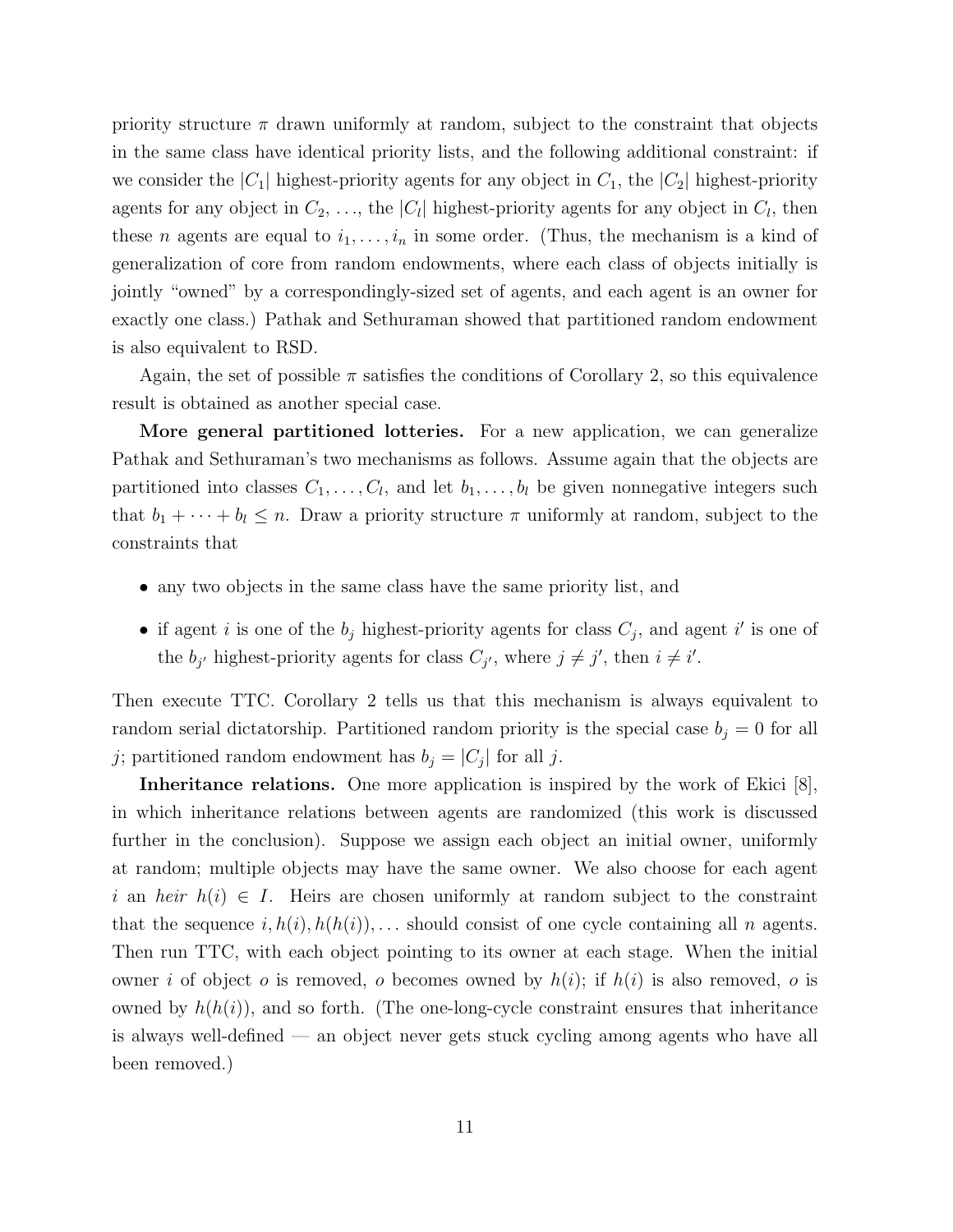priority structure $\pi$ drawn uniformly at random, subject to the constraint that objects in the same class have identical priority lists, and the following additional constraint: if we consider the $|C_1|$ highest-priority agents for any object in $C_1$, the $|C_2|$ highest-priority agents for any object in $C_2$, ..., the $|C_l|$ highest-priority agents for any object in $C_l$, then these $n$ agents are equal to $i_1, \ldots, i_n$ in some order. (Thus, the mechanism is a kind of generalization of core from random endowments, where each class of objects initially is jointly "owned" by a correspondingly-sized set of agents, and each agent is an owner for exactly one class.) Pathak and Sethuraman showed that partitioned random endowment is also equivalent to RSD.

Again, the set of possible $\pi$ satisfies the conditions of Corollary 2, so this equivalence result is obtained as another special case.

**More general partitioned lotteries.** For a new application, we can generalize Pathak and Sethuraman's two mechanisms as follows. Assume again that the objects are partitioned into classes $C_1, \ldots, C_l$, and let $b_1, \ldots, b_l$ be given nonnegative integers such that $b_1 + \cdots + b_l \leq n$. Draw a priority structure $\pi$ uniformly at random, subject to the constraints that

- any two objects in the same class have the same priority list, and
- if agent $i$ is one of the $b_j$ highest-priority agents for class $C_j$, and agent $i'$ is one of the $b_{j'}$ highest-priority agents for class $C_{j'}$, where $j \neq j'$, then $i \neq i'$.

Then execute TTC. Corollary 2 tells us that this mechanism is always equivalent to random serial dictatorship. Partitioned random priority is the special case $b_j = 0$ for all $j$; partitioned random endowment has $b_j = |C_j|$ for all $j$.

**Inheritance relations.** One more application is inspired by the work of Ekici [8], in which inheritance relations between agents are randomized (this work is discussed further in the conclusion). Suppose we assign each object an initial owner, uniformly at random; multiple objects may have the same owner. We also choose for each agent $i$ an *heir* $h(i) \in I$. Heirs are chosen uniformly at random subject to the constraint that the sequence $i, h(i), h(h(i)), \ldots$ should consist of one cycle containing all $n$ agents. Then run TTC, with each object pointing to its owner at each stage. When the initial owner $i$ of object $o$ is removed, $o$ becomes owned by $h(i)$; if $h(i)$ is also removed, $o$ is owned by $h(h(i))$, and so forth. (The one-long-cycle constraint ensures that inheritance is always well-defined — an object never gets stuck cycling among agents who have all been removed.)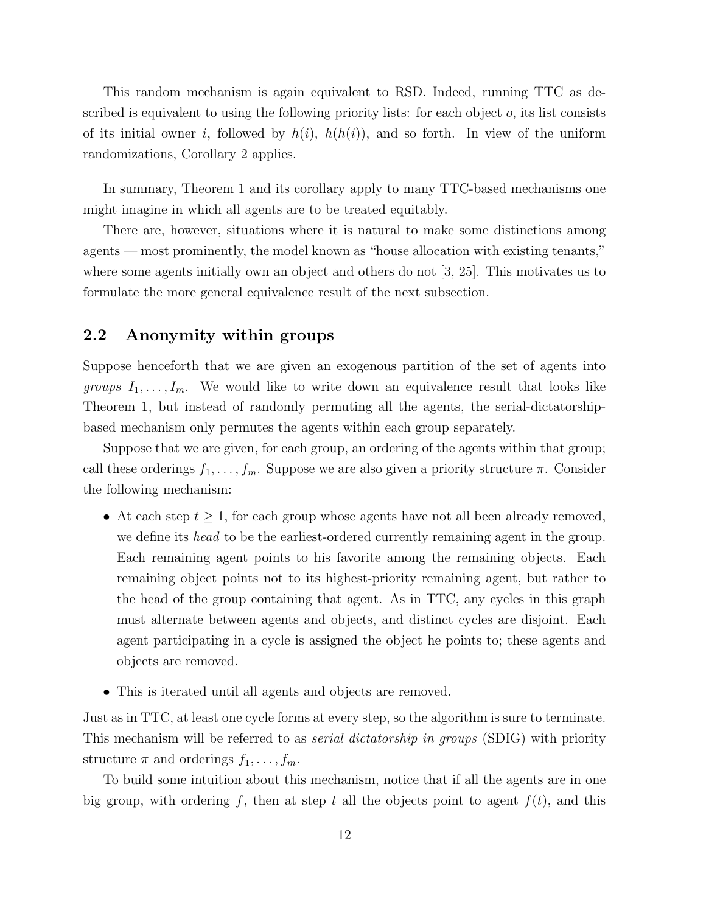This random mechanism is again equivalent to RSD. Indeed, running TTC as described is equivalent to using the following priority lists: for each object $o$, its list consists of its initial owner $i$, followed by $h(i)$, $h(h(i))$, and so forth. In view of the uniform randomizations, Corollary 2 applies.

In summary, Theorem 1 and its corollary apply to many TTC-based mechanisms one might imagine in which all agents are to be treated equitably.

There are, however, situations where it is natural to make some distinctions among agents — most prominently, the model known as "house allocation with existing tenants," where some agents initially own an object and others do not [3, 25]. This motivates us to formulate the more general equivalence result of the next subsection.

## 2.2 Anonymity within groups

Suppose henceforth that we are given an exogenous partition of the set of agents into *groups* $I_1, \ldots, I_m$. We would like to write down an equivalence result that looks like Theorem 1, but instead of randomly permuting all the agents, the serial-dictatorship-based mechanism only permutes the agents within each group separately.

Suppose that we are given, for each group, an ordering of the agents within that group; call these orderings $f_1, \ldots, f_m$. Suppose we are also given a priority structure $\pi$. Consider the following mechanism:

- At each step $t \geq 1$, for each group whose agents have not all been already removed, we define its *head* to be the earliest-ordered currently remaining agent in the group. Each remaining agent points to his favorite among the remaining objects. Each remaining object points not to its highest-priority remaining agent, but rather to the head of the group containing that agent. As in TTC, any cycles in this graph must alternate between agents and objects, and distinct cycles are disjoint. Each agent participating in a cycle is assigned the object he points to; these agents and objects are removed.
- This is iterated until all agents and objects are removed.

Just as in TTC, at least one cycle forms at every step, so the algorithm is sure to terminate. This mechanism will be referred to as *serial dictatorship in groups* (SDIG) with priority structure $\pi$ and orderings $f_1, \ldots, f_m$.

To build some intuition about this mechanism, notice that if all the agents are in one big group, with ordering $f$, then at step $t$ all the objects point to agent $f(t)$, and this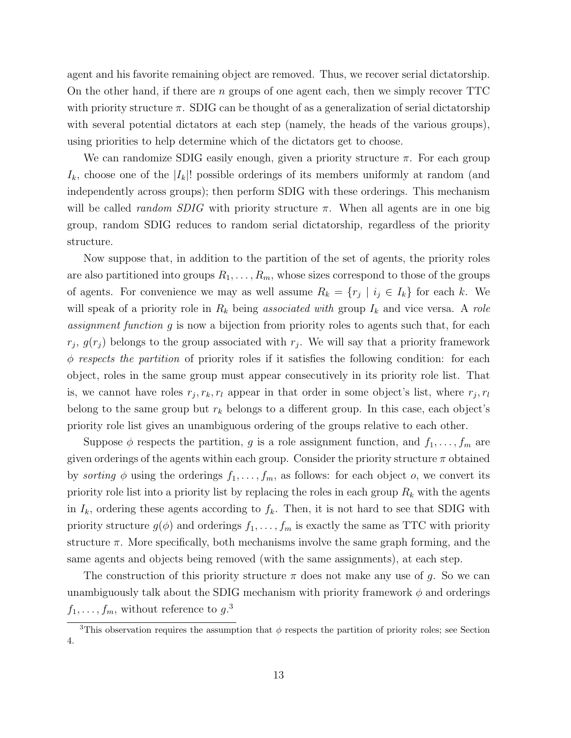agent and his favorite remaining object are removed. Thus, we recover serial dictatorship. On the other hand, if there are $n$ groups of one agent each, then we simply recover TTC with priority structure $\pi$. SDIG can be thought of as a generalization of serial dictatorship with several potential dictators at each step (namely, the heads of the various groups), using priorities to help determine which of the dictators get to choose.

We can randomize SDIG easily enough, given a priority structure $\pi$. For each group $I_k$, choose one of the $|I_k|!$ possible orderings of its members uniformly at random (and independently across groups); then perform SDIG with these orderings. This mechanism will be called *random SDIG* with priority structure $\pi$. When all agents are in one big group, random SDIG reduces to random serial dictatorship, regardless of the priority structure.

Now suppose that, in addition to the partition of the set of agents, the priority roles are also partitioned into groups $R_1, \ldots, R_m$, whose sizes correspond to those of the groups of agents. For convenience we may as well assume $R_k = \{r_j \mid i_j \in I_k\}$ for each $k$. We will speak of a priority role in $R_k$ being *associated with* group $I_k$ and vice versa. A *role assignment function* $g$ is now a bijection from priority roles to agents such that, for each $r_j$, $g(r_j)$ belongs to the group associated with $r_j$. We will say that a priority framework $\phi$ *respects the partition* of priority roles if it satisfies the following condition: for each object, roles in the same group must appear consecutively in its priority role list. That is, we cannot have roles $r_j, r_k, r_l$ appear in that order in some object's list, where $r_j, r_l$ belong to the same group but $r_k$ belongs to a different group. In this case, each object's priority role list gives an unambiguous ordering of the groups relative to each other.

Suppose $\phi$ respects the partition, $g$ is a role assignment function, and $f_1, \ldots, f_m$ are given orderings of the agents within each group. Consider the priority structure $\pi$ obtained by *sorting* $\phi$ using the orderings $f_1, \ldots, f_m$, as follows: for each object $o$, we convert its priority role list into a priority list by replacing the roles in each group $R_k$ with the agents in $I_k$, ordering these agents according to $f_k$. Then, it is not hard to see that SDIG with priority structure $g(\phi)$ and orderings $f_1, \ldots, f_m$ is exactly the same as TTC with priority structure $\pi$. More specifically, both mechanisms involve the same graph forming, and the same agents and objects being removed (with the same assignments), at each step.

The construction of this priority structure $\pi$ does not make any use of $g$. So we can unambiguously talk about the SDIG mechanism with priority framework $\phi$ and orderings $f_1, \ldots, f_m$, without reference to $g$.[3]

[3] This observation requires the assumption that $\phi$ respects the partition of priority roles; see Section 4.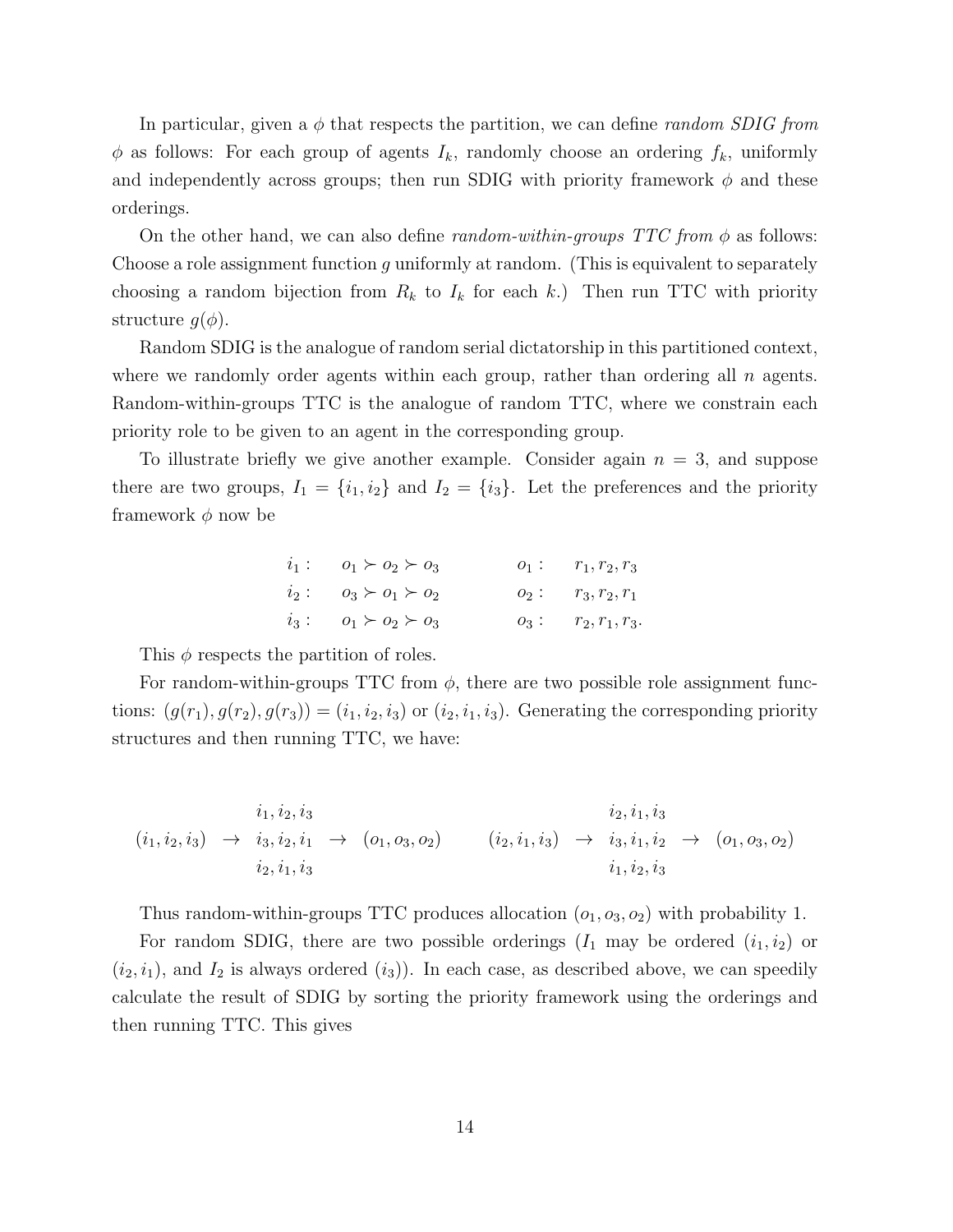In particular, given a $\phi$ that respects the partition, we can define *random SDIG from* $\phi$ as follows: For each group of agents $I_k$, randomly choose an ordering $f_k$, uniformly and independently across groups; then run SDIG with priority framework $\phi$ and these orderings.

On the other hand, we can also define *random-within-groups TTC from* $\phi$ as follows: Choose a role assignment function $g$ uniformly at random. (This is equivalent to separately choosing a random bijection from $R_k$ to $I_k$ for each $k$.) Then run TTC with priority structure $g(\phi)$.

Random SDIG is the analogue of random serial dictatorship in this partitioned context, where we randomly order agents within each group, rather than ordering all $n$ agents. Random-within-groups TTC is the analogue of random TTC, where we constrain each priority role to be given to an agent in the corresponding group.

To illustrate briefly we give another example. Consider again $n = 3$, and suppose there are two groups, $I_1 = \{i_1, i_2\}$ and $I_2 = \{i_3\}$. Let the preferences and the priority framework $\phi$ now be

$$
\begin{array}{llcll}
i_1: & o_1 \succ o_2 \succ o_3 & \qquad & o_1: & r_1, r_2, r_3 \\
i_2: & o_3 \succ o_1 \succ o_2 & & o_2: & r_3, r_2, r_1 \\
i_3: & o_1 \succ o_2 \succ o_3 & & o_3: & r_2, r_1, r_3.
\end{array}
$$

This $\phi$ respects the partition of roles.

For random-within-groups TTC from $\phi$, there are two possible role assignment functions: $(g(r_1), g(r_2), g(r_3)) = (i_1, i_2, i_3)$ or $(i_2, i_1, i_3)$. Generating the corresponding priority structures and then running TTC, we have:

$$
(i_1, i_2, i_3) \;\rightarrow\; \begin{array}{c} i_1, i_2, i_3 \\ i_3, i_2, i_1 \\ i_2, i_1, i_3 \end{array} \;\rightarrow\; (o_1, o_3, o_2) \qquad (i_2, i_1, i_3) \;\rightarrow\; \begin{array}{c} i_2, i_1, i_3 \\ i_3, i_1, i_2 \\ i_1, i_2, i_3 \end{array} \;\rightarrow\; (o_1, o_3, o_2)
$$

Thus random-within-groups TTC produces allocation $(o_1, o_3, o_2)$ with probability 1.

For random SDIG, there are two possible orderings ($I_1$ may be ordered $(i_1, i_2)$ or $(i_2, i_1)$, and $I_2$ is always ordered $(i_3)$). In each case, as described above, we can speedily calculate the result of SDIG by sorting the priority framework using the orderings and then running TTC. This gives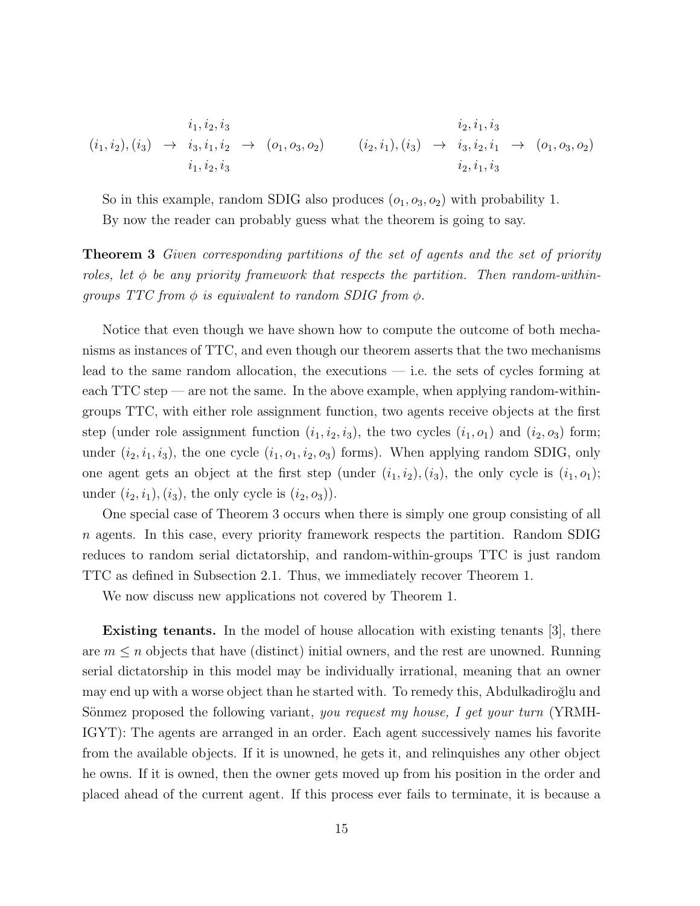$$(i_1, i_2), (i_3) \;\rightarrow\; \begin{array}{c} i_1, i_2, i_3 \\ i_3, i_1, i_2 \\ i_1, i_2, i_3 \end{array} \;\rightarrow\; (o_1, o_3, o_2) \qquad (i_2, i_1), (i_3) \;\rightarrow\; \begin{array}{c} i_2, i_1, i_3 \\ i_3, i_2, i_1 \\ i_2, i_1, i_3 \end{array} \;\rightarrow\; (o_1, o_3, o_2)$$

So in this example, random SDIG also produces $(o_1, o_3, o_2)$ with probability 1.

By now the reader can probably guess what the theorem is going to say.

**Theorem 3** *Given corresponding partitions of the set of agents and the set of priority roles, let $\phi$ be any priority framework that respects the partition. Then random-within-groups TTC from $\phi$ is equivalent to random SDIG from $\phi$.*

Notice that even though we have shown how to compute the outcome of both mechanisms as instances of TTC, and even though our theorem asserts that the two mechanisms lead to the same random allocation, the executions — i.e. the sets of cycles forming at each TTC step — are not the same. In the above example, when applying random-within-groups TTC, with either role assignment function, two agents receive objects at the first step (under role assignment function $(i_1, i_2, i_3)$, the two cycles $(i_1, o_1)$ and $(i_2, o_3)$ form; under $(i_2, i_1, i_3)$, the one cycle $(i_1, o_1, i_2, o_3)$ forms). When applying random SDIG, only one agent gets an object at the first step (under $(i_1, i_2), (i_3)$, the only cycle is $(i_1, o_1)$; under $(i_2, i_1), (i_3)$, the only cycle is $(i_2, o_3)$).

One special case of Theorem 3 occurs when there is simply one group consisting of all $n$ agents. In this case, every priority framework respects the partition. Random SDIG reduces to random serial dictatorship, and random-within-groups TTC is just random TTC as defined in Subsection 2.1. Thus, we immediately recover Theorem 1.

We now discuss new applications not covered by Theorem 1.

**Existing tenants.** In the model of house allocation with existing tenants [3], there are $m \leq n$ objects that have (distinct) initial owners, and the rest are unowned. Running serial dictatorship in this model may be individually irrational, meaning that an owner may end up with a worse object than he started with. To remedy this, Abdulkadiroğlu and Sönmez proposed the following variant, *you request my house, I get your turn* (YRMH-IGYT): The agents are arranged in an order. Each agent successively names his favorite from the available objects. If it is unowned, he gets it, and relinquishes any other object he owns. If it is owned, then the owner gets moved up from his position in the order and placed ahead of the current agent. If this process ever fails to terminate, it is because a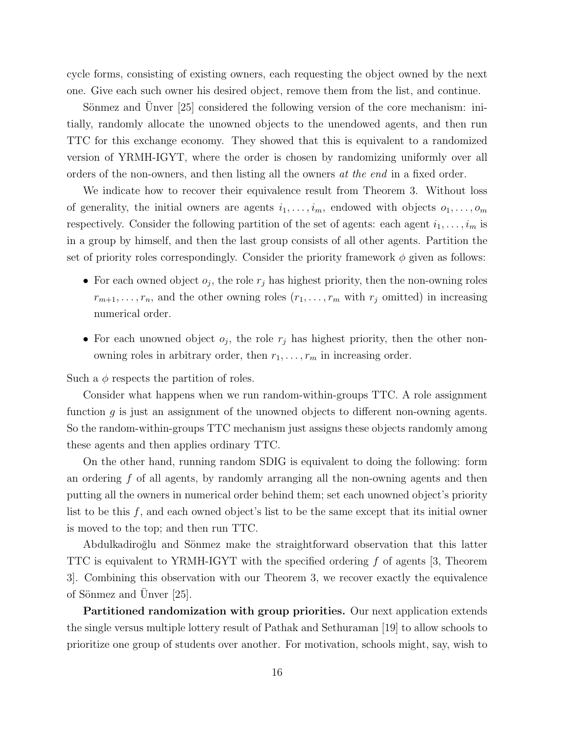cycle forms, consisting of existing owners, each requesting the object owned by the next one. Give each such owner his desired object, remove them from the list, and continue.

Sönmez and Ünver [25] considered the following version of the core mechanism: initially, randomly allocate the unowned objects to the unendowed agents, and then run TTC for this exchange economy. They showed that this is equivalent to a randomized version of YRMH-IGYT, where the order is chosen by randomizing uniformly over all orders of the non-owners, and then listing all the owners *at the end* in a fixed order.

We indicate how to recover their equivalence result from Theorem 3. Without loss of generality, the initial owners are agents $i_1, \ldots, i_m$, endowed with objects $o_1, \ldots, o_m$ respectively. Consider the following partition of the set of agents: each agent $i_1, \ldots, i_m$ is in a group by himself, and then the last group consists of all other agents. Partition the set of priority roles correspondingly. Consider the priority framework $\phi$ given as follows:

- For each owned object $o_j$, the role $r_j$ has highest priority, then the non-owning roles $r_{m+1}, \ldots, r_n$, and the other owning roles ($r_1, \ldots, r_m$ with $r_j$ omitted) in increasing numerical order.
- For each unowned object $o_j$, the role $r_j$ has highest priority, then the other non-owning roles in arbitrary order, then $r_1, \ldots, r_m$ in increasing order.

Such a $\phi$ respects the partition of roles.

Consider what happens when we run random-within-groups TTC. A role assignment function $g$ is just an assignment of the unowned objects to different non-owning agents. So the random-within-groups TTC mechanism just assigns these objects randomly among these agents and then applies ordinary TTC.

On the other hand, running random SDIG is equivalent to doing the following: form an ordering $f$ of all agents, by randomly arranging all the non-owning agents and then putting all the owners in numerical order behind them; set each unowned object's priority list to be this $f$, and each owned object's list to be the same except that its initial owner is moved to the top; and then run TTC.

Abdulkadiroğlu and Sönmez make the straightforward observation that this latter TTC is equivalent to YRMH-IGYT with the specified ordering $f$ of agents [3, Theorem 3]. Combining this observation with our Theorem 3, we recover exactly the equivalence of Sönmez and Ünver [25].

**Partitioned randomization with group priorities.** Our next application extends the single versus multiple lottery result of Pathak and Sethuraman [19] to allow schools to prioritize one group of students over another. For motivation, schools might, say, wish to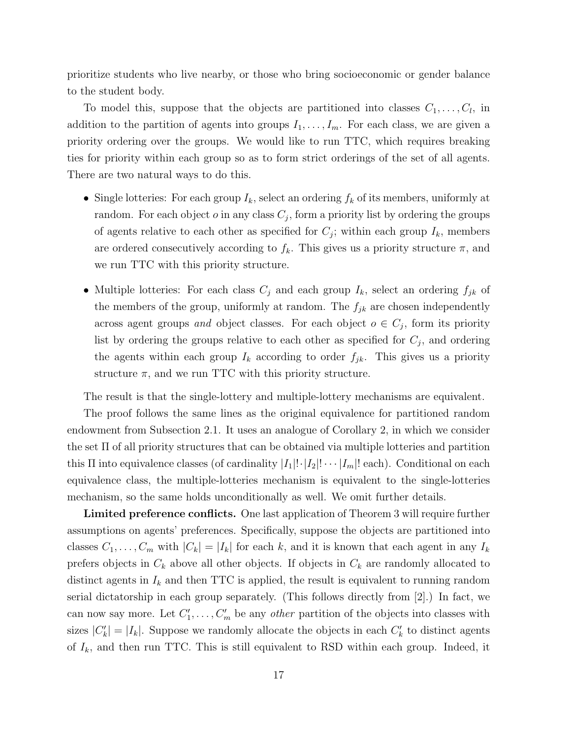prioritize students who live nearby, or those who bring socioeconomic or gender balance to the student body.

To model this, suppose that the objects are partitioned into classes $C_1, \ldots, C_l$, in addition to the partition of agents into groups $I_1, \ldots, I_m$. For each class, we are given a priority ordering over the groups. We would like to run TTC, which requires breaking ties for priority within each group so as to form strict orderings of the set of all agents. There are two natural ways to do this.

- Single lotteries: For each group $I_k$, select an ordering $f_k$ of its members, uniformly at random. For each object $o$ in any class $C_j$, form a priority list by ordering the groups of agents relative to each other as specified for $C_j$; within each group $I_k$, members are ordered consecutively according to $f_k$. This gives us a priority structure $\pi$, and we run TTC with this priority structure.

- Multiple lotteries: For each class $C_j$ and each group $I_k$, select an ordering $f_{jk}$ of the members of the group, uniformly at random. The $f_{jk}$ are chosen independently across agent groups *and* object classes. For each object $o \in C_j$, form its priority list by ordering the groups relative to each other as specified for $C_j$, and ordering the agents within each group $I_k$ according to order $f_{jk}$. This gives us a priority structure $\pi$, and we run TTC with this priority structure.

The result is that the single-lottery and multiple-lottery mechanisms are equivalent.

The proof follows the same lines as the original equivalence for partitioned random endowment from Subsection 2.1. It uses an analogue of Corollary 2, in which we consider the set $\Pi$ of all priority structures that can be obtained via multiple lotteries and partition this $\Pi$ into equivalence classes (of cardinality $|I_1|! \cdot |I_2|! \cdots |I_m|!$ each). Conditional on each equivalence class, the multiple-lotteries mechanism is equivalent to the single-lotteries mechanism, so the same holds unconditionally as well. We omit further details.

**Limited preference conflicts.** One last application of Theorem 3 will require further assumptions on agents' preferences. Specifically, suppose the objects are partitioned into classes $C_1, \ldots, C_m$ with $|C_k| = |I_k|$ for each $k$, and it is known that each agent in any $I_k$ prefers objects in $C_k$ above all other objects. If objects in $C_k$ are randomly allocated to distinct agents in $I_k$ and then TTC is applied, the result is equivalent to running random serial dictatorship in each group separately. (This follows directly from [2].) In fact, we can now say more. Let $C'_1, \ldots, C'_m$ be any *other* partition of the objects into classes with sizes $|C'_k| = |I_k|$. Suppose we randomly allocate the objects in each $C'_k$ to distinct agents of $I_k$, and then run TTC. This is still equivalent to RSD within each group. Indeed, it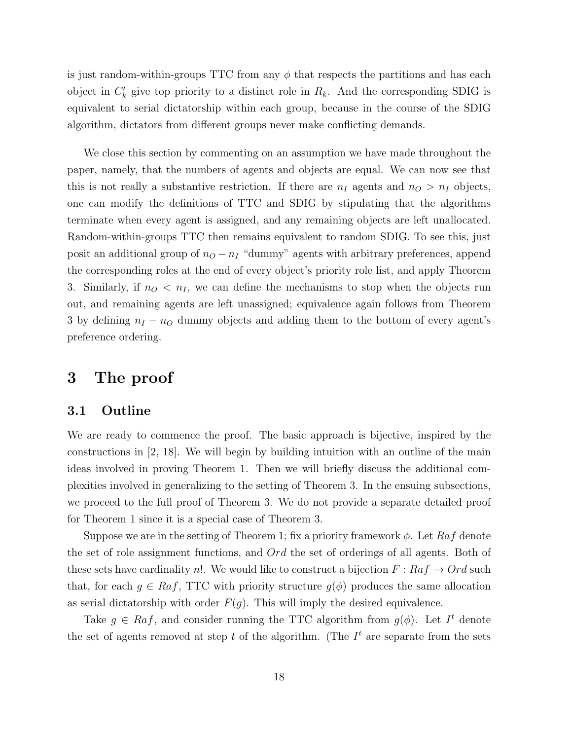is just random-within-groups TTC from any $\phi$ that respects the partitions and has each object in $C'_k$ give top priority to a distinct role in $R_k$. And the corresponding SDIG is equivalent to serial dictatorship within each group, because in the course of the SDIG algorithm, dictators from different groups never make conflicting demands.

We close this section by commenting on an assumption we have made throughout the paper, namely, that the numbers of agents and objects are equal. We can now see that this is not really a substantive restriction. If there are $n_I$ agents and $n_O > n_I$ objects, one can modify the definitions of TTC and SDIG by stipulating that the algorithms terminate when every agent is assigned, and any remaining objects are left unallocated. Random-within-groups TTC then remains equivalent to random SDIG. To see this, just posit an additional group of $n_O - n_I$ "dummy" agents with arbitrary preferences, append the corresponding roles at the end of every object's priority role list, and apply Theorem 3. Similarly, if $n_O < n_I$, we can define the mechanisms to stop when the objects run out, and remaining agents are left unassigned; equivalence again follows from Theorem 3 by defining $n_I - n_O$ dummy objects and adding them to the bottom of every agent's preference ordering.

# 3 The proof

## 3.1 Outline

We are ready to commence the proof. The basic approach is bijective, inspired by the constructions in [2, 18]. We will begin by building intuition with an outline of the main ideas involved in proving Theorem 1. Then we will briefly discuss the additional complexities involved in generalizing to the setting of Theorem 3. In the ensuing subsections, we proceed to the full proof of Theorem 3. We do not provide a separate detailed proof for Theorem 1 since it is a special case of Theorem 3.

Suppose we are in the setting of Theorem 1; fix a priority framework $\phi$. Let $Raf$ denote the set of role assignment functions, and $Ord$ the set of orderings of all agents. Both of these sets have cardinality $n!$. We would like to construct a bijection $F : Raf \to Ord$ such that, for each $g \in Raf$, TTC with priority structure $g(\phi)$ produces the same allocation as serial dictatorship with order $F(g)$. This will imply the desired equivalence.

Take $g \in Raf$, and consider running the TTC algorithm from $g(\phi)$. Let $I^t$ denote the set of agents removed at step $t$ of the algorithm. (The $I^t$ are separate from the sets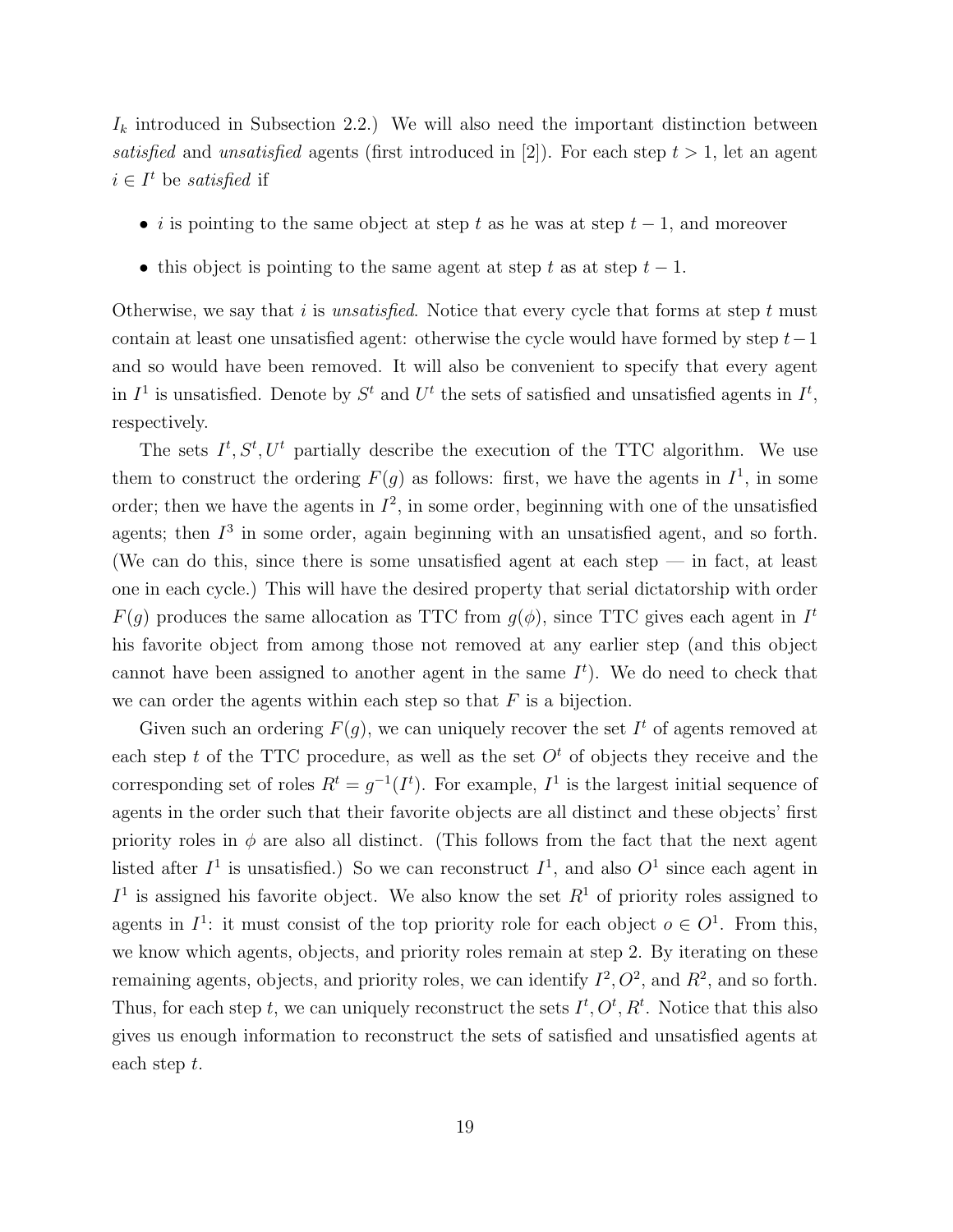$I_k$ introduced in Subsection 2.2.) We will also need the important distinction between *satisfied* and *unsatisfied* agents (first introduced in [2]). For each step $t > 1$, let an agent $i \in I^t$ be *satisfied* if

- $i$ is pointing to the same object at step $t$ as he was at step $t-1$, and moreover
- this object is pointing to the same agent at step $t$ as at step $t-1$.

Otherwise, we say that $i$ is *unsatisfied*. Notice that every cycle that forms at step $t$ must contain at least one unsatisfied agent: otherwise the cycle would have formed by step $t-1$ and so would have been removed. It will also be convenient to specify that every agent in $I^1$ is unsatisfied. Denote by $S^t$ and $U^t$ the sets of satisfied and unsatisfied agents in $I^t$, respectively.

The sets $I^t, S^t, U^t$ partially describe the execution of the TTC algorithm. We use them to construct the ordering $F(g)$ as follows: first, we have the agents in $I^1$, in some order; then we have the agents in $I^2$, in some order, beginning with one of the unsatisfied agents; then $I^3$ in some order, again beginning with an unsatisfied agent, and so forth. (We can do this, since there is some unsatisfied agent at each step — in fact, at least one in each cycle.) This will have the desired property that serial dictatorship with order $F(g)$ produces the same allocation as TTC from $g(\phi)$, since TTC gives each agent in $I^t$ his favorite object from among those not removed at any earlier step (and this object cannot have been assigned to another agent in the same $I^t$). We do need to check that we can order the agents within each step so that $F$ is a bijection.

Given such an ordering $F(g)$, we can uniquely recover the set $I^t$ of agents removed at each step $t$ of the TTC procedure, as well as the set $O^t$ of objects they receive and the corresponding set of roles $R^t = g^{-1}(I^t)$. For example, $I^1$ is the largest initial sequence of agents in the order such that their favorite objects are all distinct and these objects' first priority roles in $\phi$ are also all distinct. (This follows from the fact that the next agent listed after $I^1$ is unsatisfied.) So we can reconstruct $I^1$, and also $O^1$ since each agent in $I^1$ is assigned his favorite object. We also know the set $R^1$ of priority roles assigned to agents in $I^1$: it must consist of the top priority role for each object $o \in O^1$. From this, we know which agents, objects, and priority roles remain at step 2. By iterating on these remaining agents, objects, and priority roles, we can identify $I^2, O^2$, and $R^2$, and so forth. Thus, for each step $t$, we can uniquely reconstruct the sets $I^t, O^t, R^t$. Notice that this also gives us enough information to reconstruct the sets of satisfied and unsatisfied agents at each step $t$.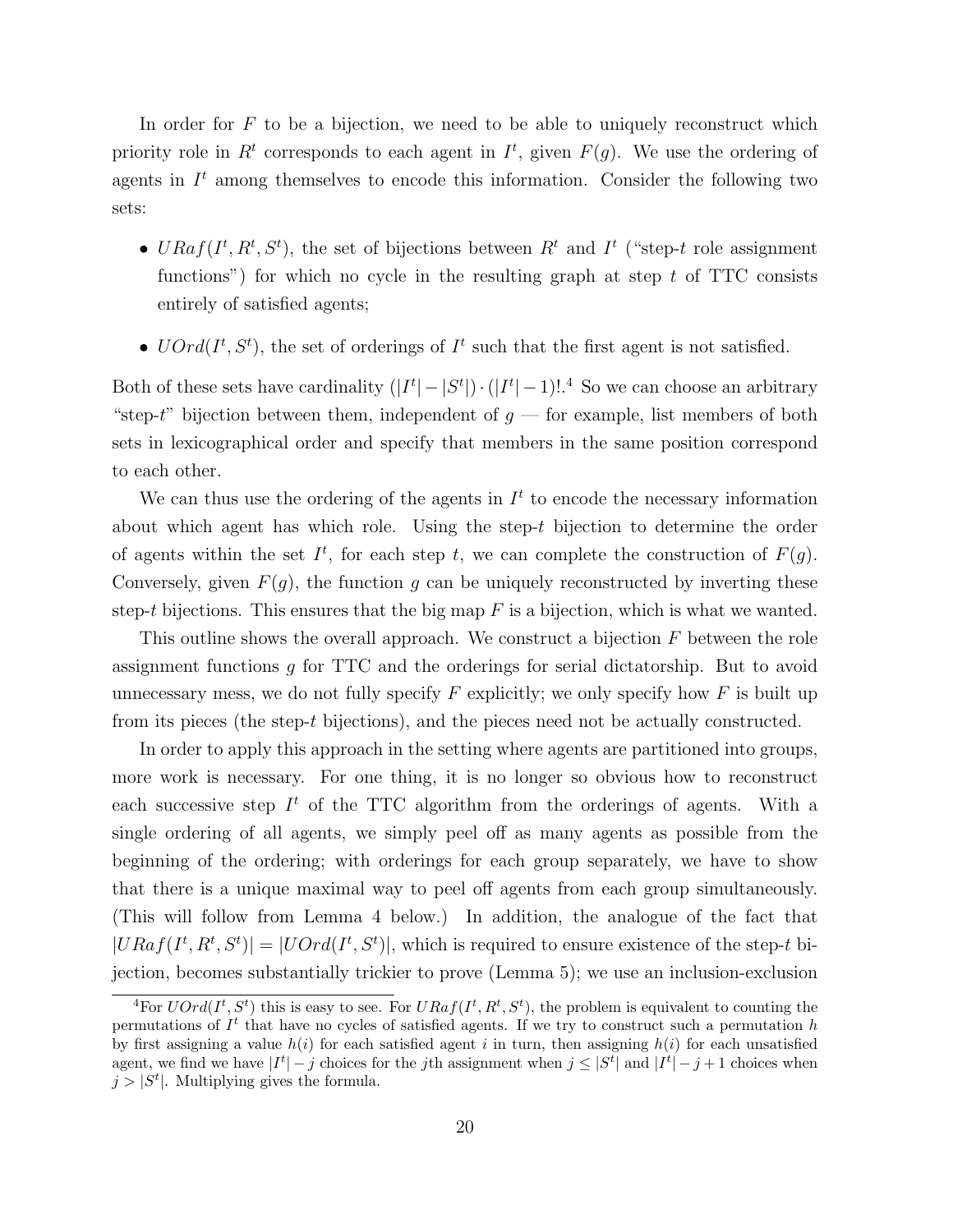In order for $F$ to be a bijection, we need to be able to uniquely reconstruct which priority role in $R^t$ corresponds to each agent in $I^t$, given $F(g)$. We use the ordering of agents in $I^t$ among themselves to encode this information. Consider the following two sets:

- $URaf(I^t, R^t, S^t)$, the set of bijections between $R^t$ and $I^t$ ("step-$t$ role assignment functions") for which no cycle in the resulting graph at step $t$ of TTC consists entirely of satisfied agents;
- $UOrd(I^t, S^t)$, the set of orderings of $I^t$ such that the first agent is not satisfied.

Both of these sets have cardinality $(|I^t| - |S^t|) \cdot (|I^t| - 1)!$.[4] So we can choose an arbitrary "step-$t$" bijection between them, independent of $g$ — for example, list members of both sets in lexicographical order and specify that members in the same position correspond to each other.

We can thus use the ordering of the agents in $I^t$ to encode the necessary information about which agent has which role. Using the step-$t$ bijection to determine the order of agents within the set $I^t$, for each step $t$, we can complete the construction of $F(g)$. Conversely, given $F(g)$, the function $g$ can be uniquely reconstructed by inverting these step-$t$ bijections. This ensures that the big map $F$ is a bijection, which is what we wanted.

This outline shows the overall approach. We construct a bijection $F$ between the role assignment functions $g$ for TTC and the orderings for serial dictatorship. But to avoid unnecessary mess, we do not fully specify $F$ explicitly; we only specify how $F$ is built up from its pieces (the step-$t$ bijections), and the pieces need not be actually constructed.

In order to apply this approach in the setting where agents are partitioned into groups, more work is necessary. For one thing, it is no longer so obvious how to reconstruct each successive step $I^t$ of the TTC algorithm from the orderings of agents. With a single ordering of all agents, we simply peel off as many agents as possible from the beginning of the ordering; with orderings for each group separately, we have to show that there is a unique maximal way to peel off agents from each group simultaneously. (This will follow from Lemma 4 below.) In addition, the analogue of the fact that $|URaf(I^t, R^t, S^t)| = |UOrd(I^t, S^t)|$, which is required to ensure existence of the step-$t$ bijection, becomes substantially trickier to prove (Lemma 5); we use an inclusion-exclusion

[4] For $UOrd(I^t, S^t)$ this is easy to see. For $URaf(I^t, R^t, S^t)$, the problem is equivalent to counting the permutations of $I^t$ that have no cycles of satisfied agents. If we try to construct such a permutation $h$ by first assigning a value $h(i)$ for each satisfied agent $i$ in turn, then assigning $h(i)$ for each unsatisfied agent, we find we have $|I^t| - j$ choices for the $j$th assignment when $j \leq |S^t|$ and $|I^t| - j + 1$ choices when $j > |S^t|$. Multiplying gives the formula.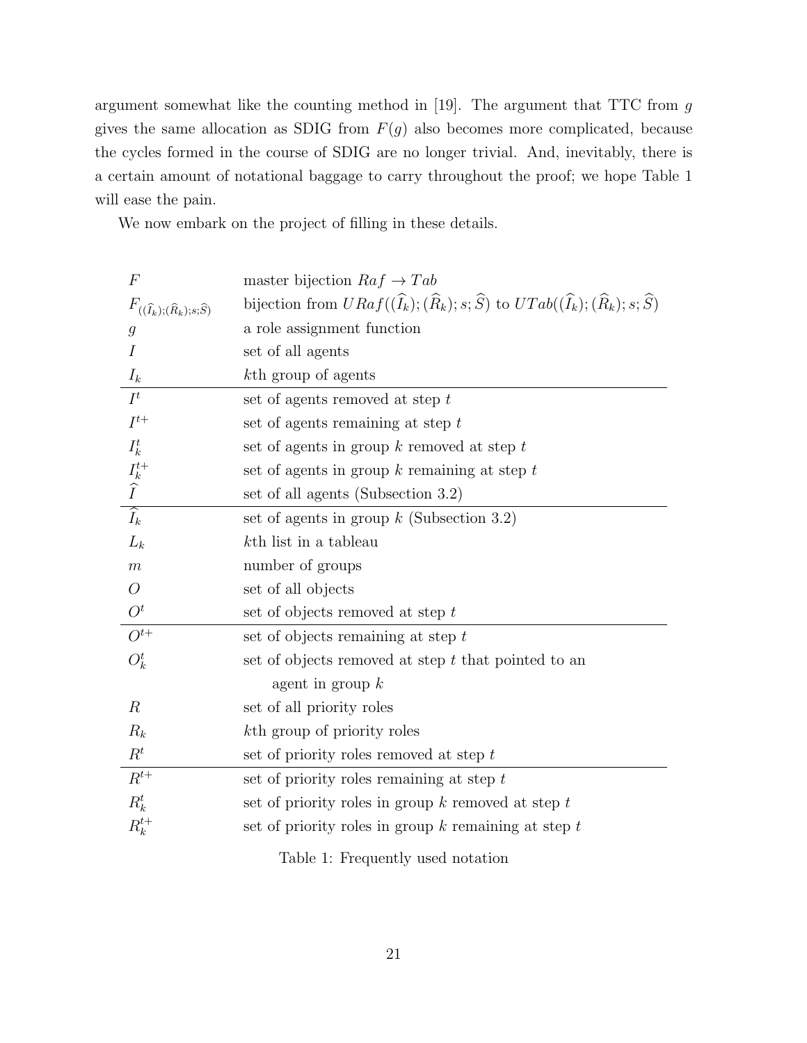argument somewhat like the counting method in [19]. The argument that TTC from $g$ gives the same allocation as SDIG from $F(g)$ also becomes more complicated, because the cycles formed in the course of SDIG are no longer trivial. And, inevitably, there is a certain amount of notational baggage to carry throughout the proof; we hope Table 1 will ease the pain.

We now embark on the project of filling in these details.

| Notation | Meaning |
|---|---|
| $F$ | master bijection $Raf \to Tab$ |
| $F_{((\widehat{I}_k);(\widehat{R}_k);s;\widehat{S})}$ | bijection from $URaf((\widehat{I}_k);(\widehat{R}_k);s;\widehat{S})$ to $UTab((\widehat{I}_k);(\widehat{R}_k);s;\widehat{S})$ |
| $g$ | a role assignment function |
| $I$ | set of all agents |
| $I_k$ | $k$th group of agents |
| $I^t$ | set of agents removed at step $t$ |
| $I^{t+}$ | set of agents remaining at step $t$ |
| $I_k^t$ | set of agents in group $k$ removed at step $t$ |
| $I_k^{t+}$ | set of agents in group $k$ remaining at step $t$ |
| $\widehat{I}$ | set of all agents (Subsection 3.2) |
| $\widehat{I}_k$ | set of agents in group $k$ (Subsection 3.2) |
| $L_k$ | $k$th list in a tableau |
| $m$ | number of groups |
| $O$ | set of all objects |
| $O^t$ | set of objects removed at step $t$ |
| $O^{t+}$ | set of objects remaining at step $t$ |
| $O_k^t$ | set of objects removed at step $t$ that pointed to an agent in group $k$ |
| $R$ | set of all priority roles |
| $R_k$ | $k$th group of priority roles |
| $R^t$ | set of priority roles removed at step $t$ |
| $R^{t+}$ | set of priority roles remaining at step $t$ |
| $R_k^t$ | set of priority roles in group $k$ removed at step $t$ |
| $R_k^{t+}$ | set of priority roles in group $k$ remaining at step $t$ |

Table 1: Frequently used notation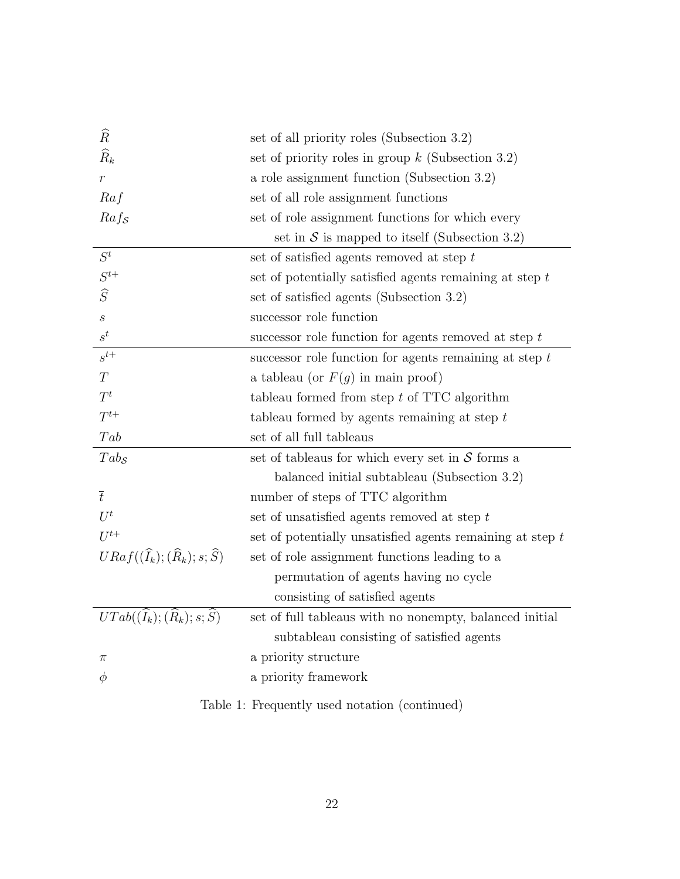| | |
|---|---|
| $\widehat{R}$ | set of all priority roles (Subsection 3.2) |
| $\widehat{R}_k$ | set of priority roles in group $k$ (Subsection 3.2) |
| $r$ | a role assignment function (Subsection 3.2) |
| $Raf$ | set of all role assignment functions |
| $Raf_{\mathcal{S}}$ | set of role assignment functions for which every set in $\mathcal{S}$ is mapped to itself (Subsection 3.2) |
| $S^t$ | set of satisfied agents removed at step $t$ |
| $S^{t+}$ | set of potentially satisfied agents remaining at step $t$ |
| $\widehat{S}$ | set of satisfied agents (Subsection 3.2) |
| $s$ | successor role function |
| $s^t$ | successor role function for agents removed at step $t$ |
| $s^{t+}$ | successor role function for agents remaining at step $t$ |
| $T$ | a tableau (or $F(g)$ in main proof) |
| $T^t$ | tableau formed from step $t$ of TTC algorithm |
| $T^{t+}$ | tableau formed by agents remaining at step $t$ |
| $Tab$ | set of all full tableaus |
| $Tab_{\mathcal{S}}$ | set of tableaus for which every set in $\mathcal{S}$ forms a balanced initial subtableau (Subsection 3.2) |
| $\overline{t}$ | number of steps of TTC algorithm |
| $U^t$ | set of unsatisfied agents removed at step $t$ |
| $U^{t+}$ | set of potentially unsatisfied agents remaining at step $t$ |
| $URaf((\widehat{I}_k); (\widehat{R}_k); s; \widehat{S})$ | set of role assignment functions leading to a permutation of agents having no cycle consisting of satisfied agents |
| $UTab((\widehat{I}_k); (\widehat{R}_k); s; \widehat{S})$ | set of full tableaus with no nonempty, balanced initial subtableau consisting of satisfied agents |
| $\pi$ | a priority structure |
| $\phi$ | a priority framework |

Table 1: Frequently used notation (continued)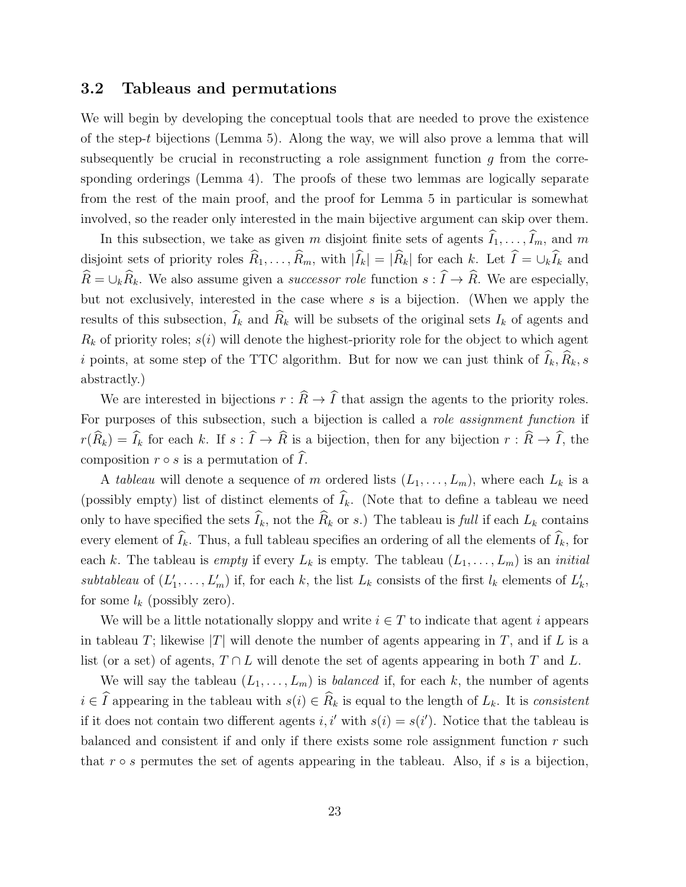### 3.2 Tableaus and permutations

We will begin by developing the conceptual tools that are needed to prove the existence of the step-$t$ bijections (Lemma 5). Along the way, we will also prove a lemma that will subsequently be crucial in reconstructing a role assignment function $g$ from the corresponding orderings (Lemma 4). The proofs of these two lemmas are logically separate from the rest of the main proof, and the proof for Lemma 5 in particular is somewhat involved, so the reader only interested in the main bijective argument can skip over them.

In this subsection, we take as given $m$ disjoint finite sets of agents $\widehat{I}_1, \ldots, \widehat{I}_m$, and $m$ disjoint sets of priority roles $\widehat{R}_1, \ldots, \widehat{R}_m$, with $|\widehat{I}_k| = |\widehat{R}_k|$ for each $k$. Let $\widehat{I} = \cup_k \widehat{I}_k$ and $\widehat{R} = \cup_k \widehat{R}_k$. We also assume given a *successor role* function $s : \widehat{I} \to \widehat{R}$. We are especially, but not exclusively, interested in the case where $s$ is a bijection. (When we apply the results of this subsection, $\widehat{I}_k$ and $\widehat{R}_k$ will be subsets of the original sets $I_k$ of agents and $R_k$ of priority roles; $s(i)$ will denote the highest-priority role for the object to which agent $i$ points, at some step of the TTC algorithm. But for now we can just think of $\widehat{I}_k, \widehat{R}_k, s$ abstractly.)

We are interested in bijections $r : \widehat{R} \to \widehat{I}$ that assign the agents to the priority roles. For purposes of this subsection, such a bijection is called a *role assignment function* if $r(\widehat{R}_k) = \widehat{I}_k$ for each $k$. If $s : \widehat{I} \to \widehat{R}$ is a bijection, then for any bijection $r : \widehat{R} \to \widehat{I}$, the composition $r \circ s$ is a permutation of $\widehat{I}$.

A *tableau* will denote a sequence of $m$ ordered lists $(L_1, \ldots, L_m)$, where each $L_k$ is a (possibly empty) list of distinct elements of $\widehat{I}_k$. (Note that to define a tableau we need only to have specified the sets $\widehat{I}_k$, not the $\widehat{R}_k$ or $s$.) The tableau is *full* if each $L_k$ contains every element of $\widehat{I}_k$. Thus, a full tableau specifies an ordering of all the elements of $\widehat{I}_k$, for each $k$. The tableau is *empty* if every $L_k$ is empty. The tableau $(L_1, \ldots, L_m)$ is an *initial subtableau* of $(L'_1, \ldots, L'_m)$ if, for each $k$, the list $L_k$ consists of the first $l_k$ elements of $L'_k$, for some $l_k$ (possibly zero).

We will be a little notationally sloppy and write $i \in T$ to indicate that agent $i$ appears in tableau $T$; likewise $|T|$ will denote the number of agents appearing in $T$, and if $L$ is a list (or a set) of agents, $T \cap L$ will denote the set of agents appearing in both $T$ and $L$.

We will say the tableau $(L_1, \ldots, L_m)$ is *balanced* if, for each $k$, the number of agents $i \in \widehat{I}$ appearing in the tableau with $s(i) \in \widehat{R}_k$ is equal to the length of $L_k$. It is *consistent* if it does not contain two different agents $i, i'$ with $s(i) = s(i')$. Notice that the tableau is balanced and consistent if and only if there exists some role assignment function $r$ such that $r \circ s$ permutes the set of agents appearing in the tableau. Also, if $s$ is a bijection,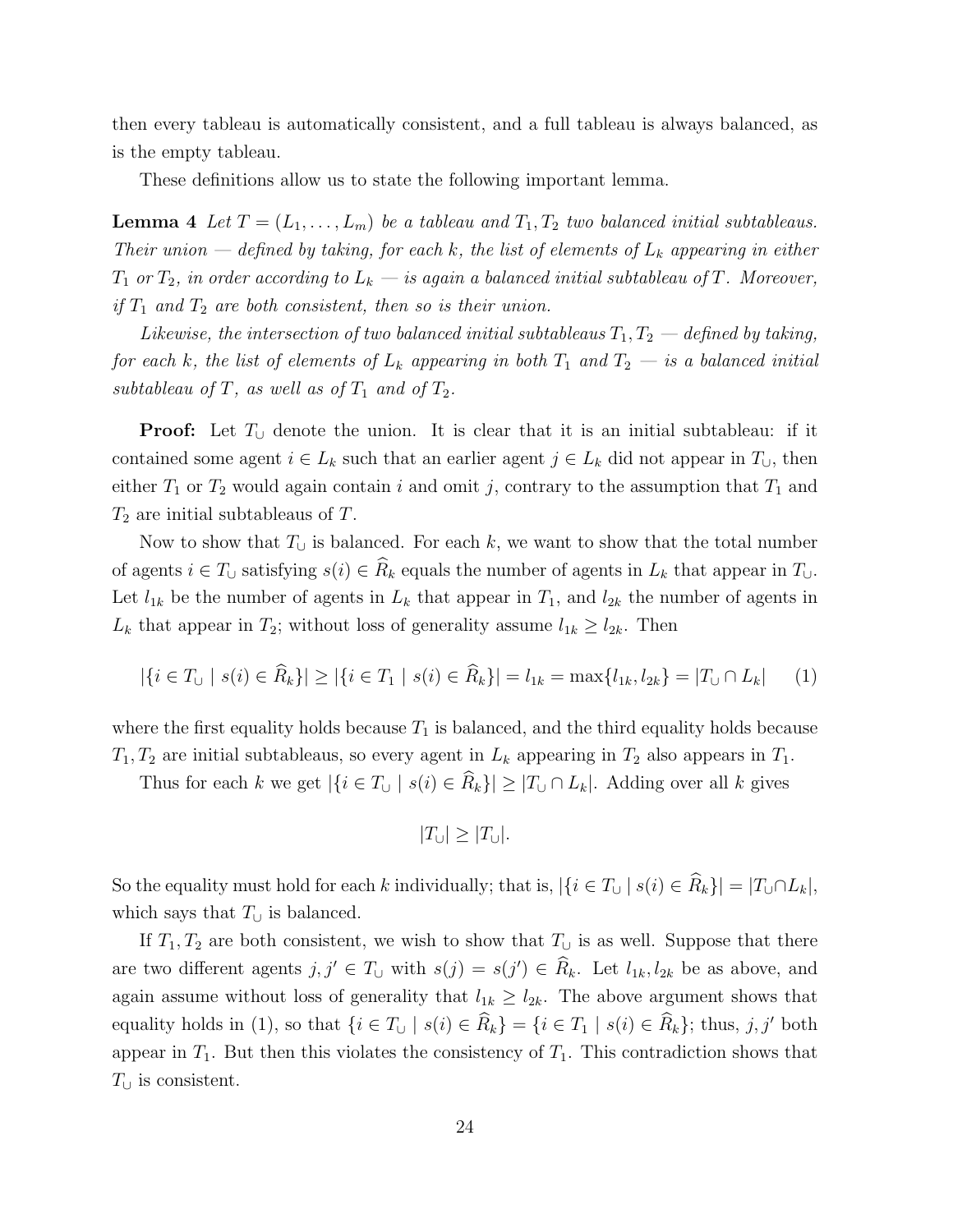then every tableau is automatically consistent, and a full tableau is always balanced, as is the empty tableau.

These definitions allow us to state the following important lemma.

**Lemma 4** *Let $T = (L_1, \ldots, L_m)$ be a tableau and $T_1, T_2$ two balanced initial subtableaus. Their union — defined by taking, for each $k$, the list of elements of $L_k$ appearing in either $T_1$ or $T_2$, in order according to $L_k$ — is again a balanced initial subtableau of $T$. Moreover, if $T_1$ and $T_2$ are both consistent, then so is their union.*

*Likewise, the intersection of two balanced initial subtableaus $T_1, T_2$ — defined by taking, for each $k$, the list of elements of $L_k$ appearing in both $T_1$ and $T_2$ — is a balanced initial subtableau of $T$, as well as of $T_1$ and of $T_2$.*

**Proof:** Let $T_\cup$ denote the union. It is clear that it is an initial subtableau: if it contained some agent $i \in L_k$ such that an earlier agent $j \in L_k$ did not appear in $T_\cup$, then either $T_1$ or $T_2$ would again contain $i$ and omit $j$, contrary to the assumption that $T_1$ and $T_2$ are initial subtableaus of $T$.

Now to show that $T_\cup$ is balanced. For each $k$, we want to show that the total number of agents $i \in T_\cup$ satisfying $s(i) \in \widehat{R}_k$ equals the number of agents in $L_k$ that appear in $T_\cup$. Let $l_{1k}$ be the number of agents in $L_k$ that appear in $T_1$, and $l_{2k}$ the number of agents in $L_k$ that appear in $T_2$; without loss of generality assume $l_{1k} \geq l_{2k}$. Then

$$|\{i \in T_\cup \mid s(i) \in \widehat{R}_k\}| \geq |\{i \in T_1 \mid s(i) \in \widehat{R}_k\}| = l_{1k} = \max\{l_{1k}, l_{2k}\} = |T_\cup \cap L_k| \qquad (1)$$

where the first equality holds because $T_1$ is balanced, and the third equality holds because $T_1, T_2$ are initial subtableaus, so every agent in $L_k$ appearing in $T_2$ also appears in $T_1$.

Thus for each $k$ we get $|\{i \in T_\cup \mid s(i) \in \widehat{R}_k\}| \geq |T_\cup \cap L_k|$. Adding over all $k$ gives

$$|T_\cup| \geq |T_\cup|.$$

So the equality must hold for each $k$ individually; that is, $|\{i \in T_\cup \mid s(i) \in \widehat{R}_k\}| = |T_\cup \cap L_k|$, which says that $T_\cup$ is balanced.

If $T_1, T_2$ are both consistent, we wish to show that $T_\cup$ is as well. Suppose that there are two different agents $j, j' \in T_\cup$ with $s(j) = s(j') \in \widehat{R}_k$. Let $l_{1k}, l_{2k}$ be as above, and again assume without loss of generality that $l_{1k} \geq l_{2k}$. The above argument shows that equality holds in (1), so that $\{i \in T_\cup \mid s(i) \in \widehat{R}_k\} = \{i \in T_1 \mid s(i) \in \widehat{R}_k\}$; thus, $j, j'$ both appear in $T_1$. But then this violates the consistency of $T_1$. This contradiction shows that $T_\cup$ is consistent.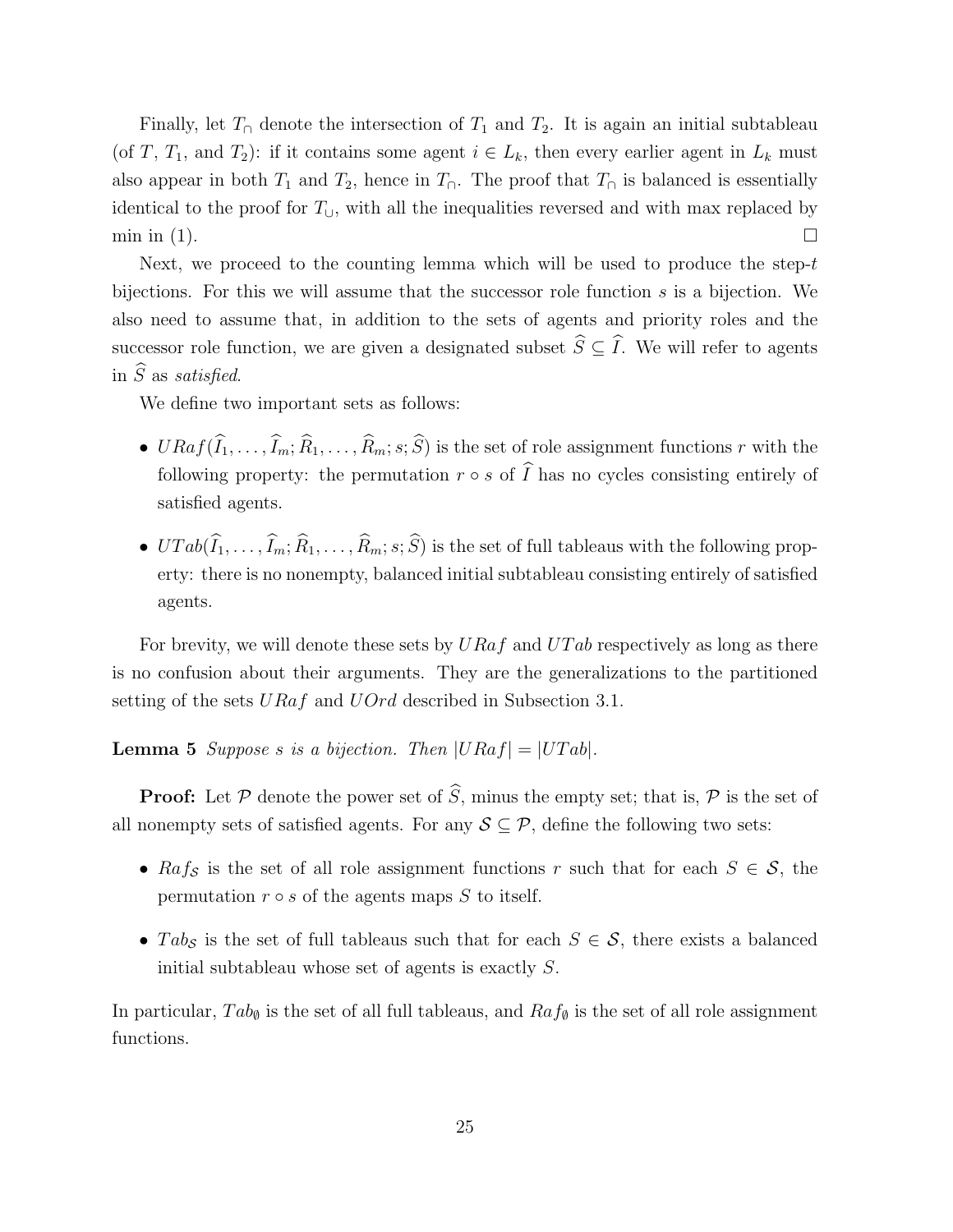Finally, let $T_\cap$ denote the intersection of $T_1$ and $T_2$. It is again an initial subtableau (of $T$, $T_1$, and $T_2$): if it contains some agent $i \in L_k$, then every earlier agent in $L_k$ must also appear in both $T_1$ and $T_2$, hence in $T_\cap$. The proof that $T_\cap$ is balanced is essentially identical to the proof for $T_\cup$, with all the inequalities reversed and with max replaced by min in (1). $\square$

Next, we proceed to the counting lemma which will be used to produce the step-$t$ bijections. For this we will assume that the successor role function $s$ is a bijection. We also need to assume that, in addition to the sets of agents and priority roles and the successor role function, we are given a designated subset $\widehat{S} \subseteq \widehat{I}$. We will refer to agents in $\widehat{S}$ as *satisfied*.

We define two important sets as follows:

- $URaf(\widehat{I}_1, \ldots, \widehat{I}_m; \widehat{R}_1, \ldots, \widehat{R}_m; s; \widehat{S})$ is the set of role assignment functions $r$ with the following property: the permutation $r \circ s$ of $\widehat{I}$ has no cycles consisting entirely of satisfied agents.
- $UTab(\widehat{I}_1, \ldots, \widehat{I}_m; \widehat{R}_1, \ldots, \widehat{R}_m; s; \widehat{S})$ is the set of full tableaus with the following property: there is no nonempty, balanced initial subtableau consisting entirely of satisfied agents.

For brevity, we will denote these sets by $URaf$ and $UTab$ respectively as long as there is no confusion about their arguments. They are the generalizations to the partitioned setting of the sets $URaf$ and $UOrd$ described in Subsection 3.1.

**Lemma 5** *Suppose $s$ is a bijection. Then $|URaf| = |UTab|$.*

**Proof:** Let $\mathcal{P}$ denote the power set of $\widehat{S}$, minus the empty set; that is, $\mathcal{P}$ is the set of all nonempty sets of satisfied agents. For any $\mathcal{S} \subseteq \mathcal{P}$, define the following two sets:

- $Raf_{\mathcal{S}}$ is the set of all role assignment functions $r$ such that for each $S \in \mathcal{S}$, the permutation $r \circ s$ of the agents maps $S$ to itself.
- $Tab_{\mathcal{S}}$ is the set of full tableaus such that for each $S \in \mathcal{S}$, there exists a balanced initial subtableau whose set of agents is exactly $S$.

In particular, $Tab_\emptyset$ is the set of all full tableaus, and $Raf_\emptyset$ is the set of all role assignment functions.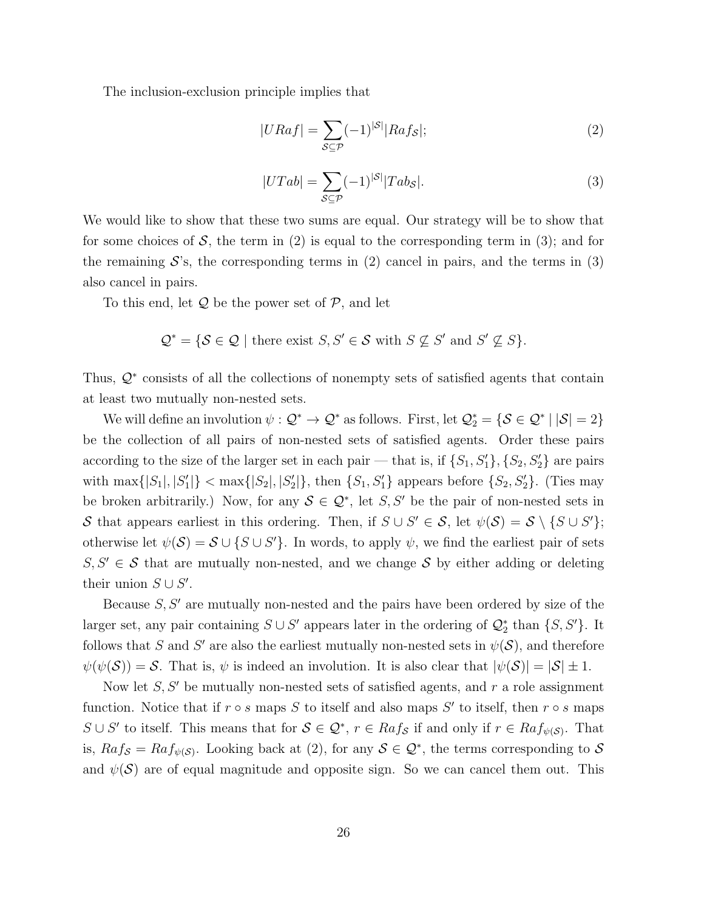The inclusion-exclusion principle implies that

$$|URaf| = \sum_{\mathcal{S} \subseteq \mathcal{P}} (-1)^{|\mathcal{S}|} |Raf_{\mathcal{S}}|; \tag{2}$$

$$|UTab| = \sum_{\mathcal{S} \subseteq \mathcal{P}} (-1)^{|\mathcal{S}|} |Tab_{\mathcal{S}}|. \tag{3}$$

We would like to show that these two sums are equal. Our strategy will be to show that for some choices of $\mathcal{S}$, the term in (2) is equal to the corresponding term in (3); and for the remaining $\mathcal{S}$'s, the corresponding terms in (2) cancel in pairs, and the terms in (3) also cancel in pairs.

To this end, let $\mathcal{Q}$ be the power set of $\mathcal{P}$, and let

$$\mathcal{Q}^* = \{\mathcal{S} \in \mathcal{Q} \mid \text{there exist } S, S' \in \mathcal{S} \text{ with } S \not\subseteq S' \text{ and } S' \not\subseteq S\}.$$

Thus, $\mathcal{Q}^*$ consists of all the collections of nonempty sets of satisfied agents that contain at least two mutually non-nested sets.

We will define an involution $\psi : \mathcal{Q}^* \to \mathcal{Q}^*$ as follows. First, let $\mathcal{Q}_2^* = \{\mathcal{S} \in \mathcal{Q}^* \mid |\mathcal{S}| = 2\}$ be the collection of all pairs of non-nested sets of satisfied agents. Order these pairs according to the size of the larger set in each pair — that is, if $\{S_1, S_1'\}, \{S_2, S_2'\}$ are pairs with $\max\{|S_1|, |S_1'|\} < \max\{|S_2|, |S_2'|\}$, then $\{S_1, S_1'\}$ appears before $\{S_2, S_2'\}$. (Ties may be broken arbitrarily.) Now, for any $\mathcal{S} \in \mathcal{Q}^*$, let $S, S'$ be the pair of non-nested sets in $\mathcal{S}$ that appears earliest in this ordering. Then, if $S \cup S' \in \mathcal{S}$, let $\psi(\mathcal{S}) = \mathcal{S} \setminus \{S \cup S'\}$; otherwise let $\psi(\mathcal{S}) = \mathcal{S} \cup \{S \cup S'\}$. In words, to apply $\psi$, we find the earliest pair of sets $S, S' \in \mathcal{S}$ that are mutually non-nested, and we change $\mathcal{S}$ by either adding or deleting their union $S \cup S'$.

Because $S, S'$ are mutually non-nested and the pairs have been ordered by size of the larger set, any pair containing $S \cup S'$ appears later in the ordering of $\mathcal{Q}_2^*$ than $\{S, S'\}$. It follows that $S$ and $S'$ are also the earliest mutually non-nested sets in $\psi(\mathcal{S})$, and therefore $\psi(\psi(\mathcal{S})) = \mathcal{S}$. That is, $\psi$ is indeed an involution. It is also clear that $|\psi(\mathcal{S})| = |\mathcal{S}| \pm 1$.

Now let $S, S'$ be mutually non-nested sets of satisfied agents, and $r$ a role assignment function. Notice that if $r \circ s$ maps $S$ to itself and also maps $S'$ to itself, then $r \circ s$ maps $S \cup S'$ to itself. This means that for $\mathcal{S} \in \mathcal{Q}^*$, $r \in Raf_{\mathcal{S}}$ if and only if $r \in Raf_{\psi(\mathcal{S})}$. That is, $Raf_{\mathcal{S}} = Raf_{\psi(\mathcal{S})}$. Looking back at (2), for any $\mathcal{S} \in \mathcal{Q}^*$, the terms corresponding to $\mathcal{S}$ and $\psi(\mathcal{S})$ are of equal magnitude and opposite sign. So we can cancel them out. This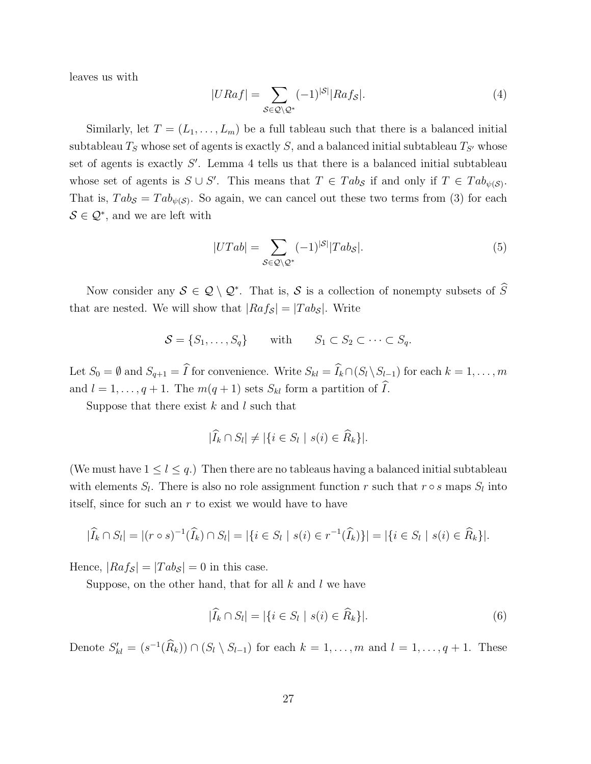leaves us with

$$|URaf| = \sum_{\mathcal{S} \in \mathcal{Q} \setminus \mathcal{Q}^*} (-1)^{|\mathcal{S}|} |Raf_{\mathcal{S}}|. \tag{4}$$

Similarly, let $T = (L_1, \ldots, L_m)$ be a full tableau such that there is a balanced initial subtableau $T_S$ whose set of agents is exactly $S$, and a balanced initial subtableau $T_{S'}$ whose set of agents is exactly $S'$. Lemma 4 tells us that there is a balanced initial subtableau whose set of agents is $S \cup S'$. This means that $T \in Tab_{\mathcal{S}}$ if and only if $T \in Tab_{\psi(\mathcal{S})}$. That is, $Tab_{\mathcal{S}} = Tab_{\psi(\mathcal{S})}$. So again, we can cancel out these two terms from (3) for each $\mathcal{S} \in \mathcal{Q}^*$, and we are left with

$$|UTab| = \sum_{\mathcal{S} \in \mathcal{Q} \setminus \mathcal{Q}^*} (-1)^{|\mathcal{S}|} |Tab_{\mathcal{S}}|. \tag{5}$$

Now consider any $\mathcal{S} \in \mathcal{Q} \setminus \mathcal{Q}^*$. That is, $\mathcal{S}$ is a collection of nonempty subsets of $\widehat{S}$ that are nested. We will show that $|Raf_{\mathcal{S}}| = |Tab_{\mathcal{S}}|$. Write

$$\mathcal{S} = \{S_1, \ldots, S_q\} \qquad \text{with} \qquad S_1 \subset S_2 \subset \cdots \subset S_q.$$

Let $S_0 = \emptyset$ and $S_{q+1} = \widehat{I}$ for convenience. Write $S_{kl} = \widehat{I}_k \cap (S_l \setminus S_{l-1})$ for each $k = 1, \ldots, m$ and $l = 1, \ldots, q+1$. The $m(q+1)$ sets $S_{kl}$ form a partition of $\widehat{I}$.

Suppose that there exist $k$ and $l$ such that

$$|\widehat{I}_k \cap S_l| \neq |\{i \in S_l \mid s(i) \in \widehat{R}_k\}|.$$

(We must have $1 \leq l \leq q$.) Then there are no tableaus having a balanced initial subtableau with elements $S_l$. There is also no role assignment function $r$ such that $r \circ s$ maps $S_l$ into itself, since for such an $r$ to exist we would have to have

$$|\widehat{I}_k \cap S_l| = |(r \circ s)^{-1}(\widehat{I}_k) \cap S_l| = |\{i \in S_l \mid s(i) \in r^{-1}(\widehat{I}_k)\}| = |\{i \in S_l \mid s(i) \in \widehat{R}_k\}|.$$

Hence, $|Raf_{\mathcal{S}}| = |Tab_{\mathcal{S}}| = 0$ in this case.

Suppose, on the other hand, that for all $k$ and $l$ we have

$$|\widehat{I}_k \cap S_l| = |\{i \in S_l \mid s(i) \in \widehat{R}_k\}|. \tag{6}$$

Denote $S'_{kl} = (s^{-1}(\widehat{R}_k)) \cap (S_l \setminus S_{l-1})$ for each $k = 1, \ldots, m$ and $l = 1, \ldots, q+1$. These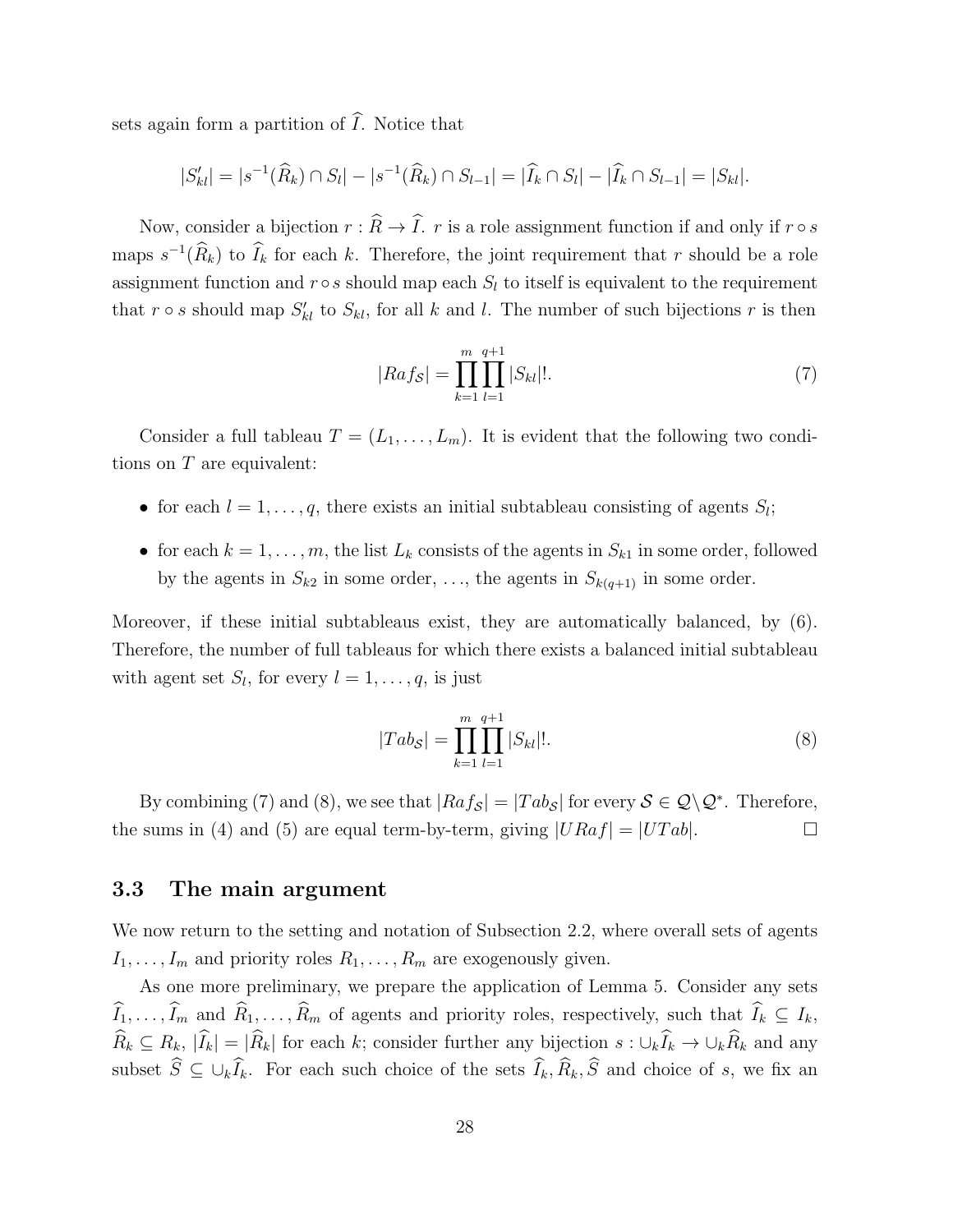sets again form a partition of $\widehat{I}$. Notice that

$$|S'_{kl}| = |s^{-1}(\widehat{R}_k) \cap S_l| - |s^{-1}(\widehat{R}_k) \cap S_{l-1}| = |\widehat{I}_k \cap S_l| - |\widehat{I}_k \cap S_{l-1}| = |S_{kl}|.$$

Now, consider a bijection $r : \widehat{R} \to \widehat{I}$. $r$ is a role assignment function if and only if $r \circ s$ maps $s^{-1}(\widehat{R}_k)$ to $\widehat{I}_k$ for each $k$. Therefore, the joint requirement that $r$ should be a role assignment function and $r \circ s$ should map each $S_l$ to itself is equivalent to the requirement that $r \circ s$ should map $S'_{kl}$ to $S_{kl}$, for all $k$ and $l$. The number of such bijections $r$ is then

$$|Raf_{\mathcal{S}}| = \prod_{k=1}^{m} \prod_{l=1}^{q+1} |S_{kl}|!. \tag{7}$$

Consider a full tableau $T = (L_1, \dots, L_m)$. It is evident that the following two conditions on $T$ are equivalent:

- for each $l = 1, \dots, q$, there exists an initial subtableau consisting of agents $S_l$;
- for each $k = 1, \dots, m$, the list $L_k$ consists of the agents in $S_{k1}$ in some order, followed by the agents in $S_{k2}$ in some order, ..., the agents in $S_{k(q+1)}$ in some order.

Moreover, if these initial subtableaus exist, they are automatically balanced, by (6). Therefore, the number of full tableaus for which there exists a balanced initial subtableau with agent set $S_l$, for every $l = 1, \dots, q$, is just

$$|Tab_{\mathcal{S}}| = \prod_{k=1}^{m} \prod_{l=1}^{q+1} |S_{kl}|!. \tag{8}$$

By combining (7) and (8), we see that $|Raf_{\mathcal{S}}| = |Tab_{\mathcal{S}}|$ for every $\mathcal{S} \in \mathcal{Q} \backslash \mathcal{Q}^*$. Therefore, the sums in (4) and (5) are equal term-by-term, giving $|URaf| = |UTab|$. $\square$

### 3.3 The main argument

We now return to the setting and notation of Subsection 2.2, where overall sets of agents $I_1, \dots, I_m$ and priority roles $R_1, \dots, R_m$ are exogenously given.

As one more preliminary, we prepare the application of Lemma 5. Consider any sets $\widehat{I}_1, \dots, \widehat{I}_m$ and $\widehat{R}_1, \dots, \widehat{R}_m$ of agents and priority roles, respectively, such that $\widehat{I}_k \subseteq I_k$, $\widehat{R}_k \subseteq R_k$, $|\widehat{I}_k| = |\widehat{R}_k|$ for each $k$; consider further any bijection $s : \cup_k \widehat{I}_k \to \cup_k \widehat{R}_k$ and any subset $\widehat{S} \subseteq \cup_k \widehat{I}_k$. For each such choice of the sets $\widehat{I}_k, \widehat{R}_k, \widehat{S}$ and choice of $s$, we fix an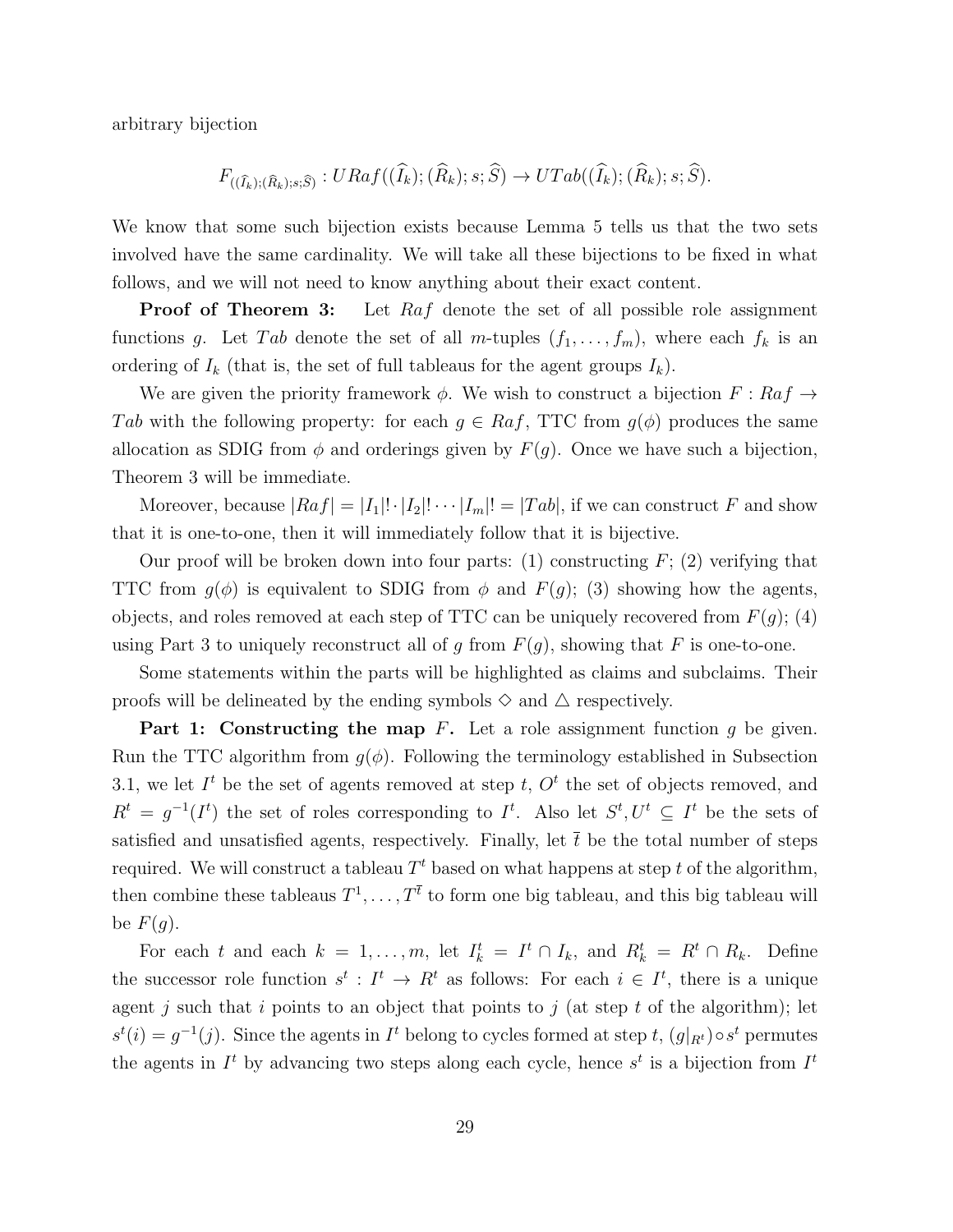arbitrary bijection

$$F_{((\widehat{I}_k);(\widehat{R}_k);s;\widehat{S})} : URaf((\widehat{I}_k);(\widehat{R}_k);s;\widehat{S}) \to UTab((\widehat{I}_k);(\widehat{R}_k);s;\widehat{S}).$$

We know that some such bijection exists because Lemma 5 tells us that the two sets involved have the same cardinality. We will take all these bijections to be fixed in what follows, and we will not need to know anything about their exact content.

**Proof of Theorem 3:** Let $Raf$ denote the set of all possible role assignment functions $g$. Let $Tab$ denote the set of all $m$-tuples $(f_1, \ldots, f_m)$, where each $f_k$ is an ordering of $I_k$ (that is, the set of full tableaus for the agent groups $I_k$).

We are given the priority framework $\phi$. We wish to construct a bijection $F : Raf \to Tab$ with the following property: for each $g \in Raf$, TTC from $g(\phi)$ produces the same allocation as SDIG from $\phi$ and orderings given by $F(g)$. Once we have such a bijection, Theorem 3 will be immediate.

Moreover, because $|Raf| = |I_1|! \cdot |I_2|! \cdots |I_m|! = |Tab|$, if we can construct $F$ and show that it is one-to-one, then it will immediately follow that it is bijective.

Our proof will be broken down into four parts: (1) constructing $F$; (2) verifying that TTC from $g(\phi)$ is equivalent to SDIG from $\phi$ and $F(g)$; (3) showing how the agents, objects, and roles removed at each step of TTC can be uniquely recovered from $F(g)$; (4) using Part 3 to uniquely reconstruct all of $g$ from $F(g)$, showing that $F$ is one-to-one.

Some statements within the parts will be highlighted as claims and subclaims. Their proofs will be delineated by the ending symbols $\diamond$ and $\triangle$ respectively.

**Part 1: Constructing the map $F$.** Let a role assignment function $g$ be given. Run the TTC algorithm from $g(\phi)$. Following the terminology established in Subsection 3.1, we let $I^t$ be the set of agents removed at step $t$, $O^t$ the set of objects removed, and $R^t = g^{-1}(I^t)$ the set of roles corresponding to $I^t$. Also let $S^t, U^t \subseteq I^t$ be the sets of satisfied and unsatisfied agents, respectively. Finally, let $\bar{t}$ be the total number of steps required. We will construct a tableau $T^t$ based on what happens at step $t$ of the algorithm, then combine these tableaus $T^1, \ldots, T^{\bar{t}}$ to form one big tableau, and this big tableau will be $F(g)$.

For each $t$ and each $k = 1, \ldots, m$, let $I^t_k = I^t \cap I_k$, and $R^t_k = R^t \cap R_k$. Define the successor role function $s^t : I^t \to R^t$ as follows: For each $i \in I^t$, there is a unique agent $j$ such that $i$ points to an object that points to $j$ (at step $t$ of the algorithm); let $s^t(i) = g^{-1}(j)$. Since the agents in $I^t$ belong to cycles formed at step $t$, $(g|_{R^t}) \circ s^t$ permutes the agents in $I^t$ by advancing two steps along each cycle, hence $s^t$ is a bijection from $I^t$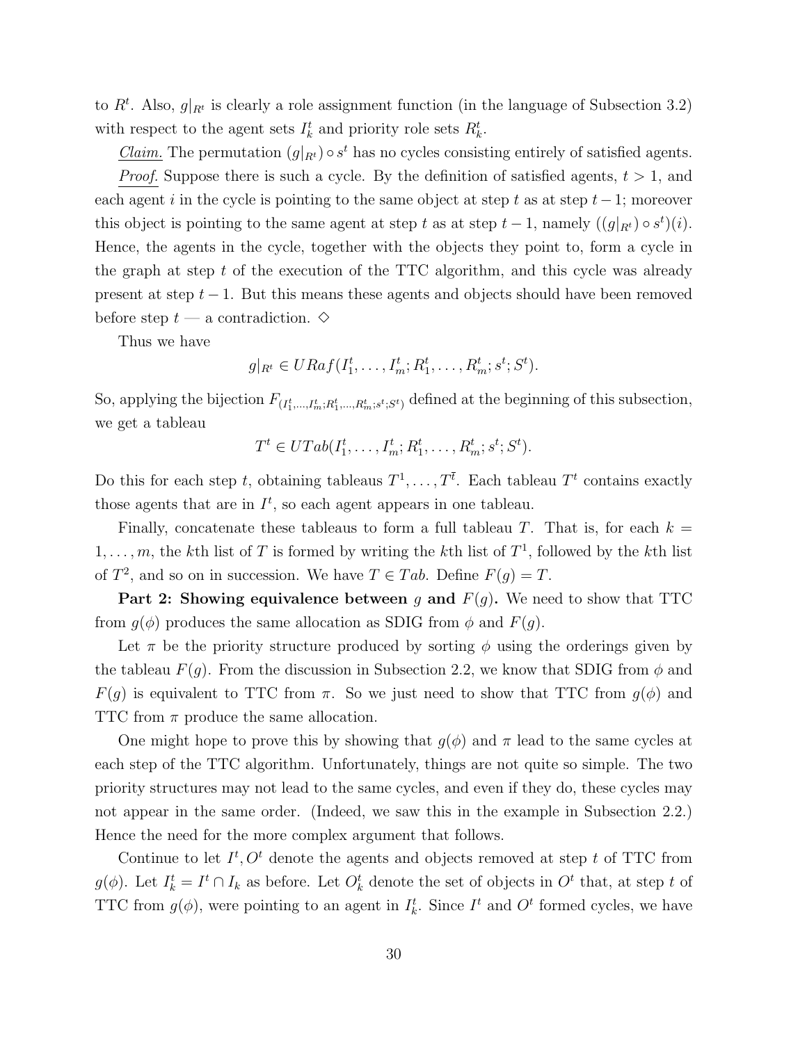to $R^t$. Also, $g|_{R^t}$ is clearly a role assignment function (in the language of Subsection 3.2) with respect to the agent sets $I_k^t$ and priority role sets $R_k^t$.

*Claim.* The permutation $(g|_{R^t}) \circ s^t$ has no cycles consisting entirely of satisfied agents.

*Proof.* Suppose there is such a cycle. By the definition of satisfied agents, $t > 1$, and each agent $i$ in the cycle is pointing to the same object at step $t$ as at step $t-1$; moreover this object is pointing to the same agent at step $t$ as at step $t-1$, namely $((g|_{R^t}) \circ s^t)(i)$. Hence, the agents in the cycle, together with the objects they point to, form a cycle in the graph at step $t$ of the execution of the TTC algorithm, and this cycle was already present at step $t-1$. But this means these agents and objects should have been removed before step $t$ — a contradiction. $\diamond$

Thus we have

$$g|_{R^t} \in URaf(I_1^t, \ldots, I_m^t; R_1^t, \ldots, R_m^t; s^t; S^t).$$

So, applying the bijection $F_{(I_1^t,\ldots,I_m^t;R_1^t,\ldots,R_m^t;s^t;S^t)}$ defined at the beginning of this subsection, we get a tableau

$$T^t \in UTab(I_1^t, \ldots, I_m^t; R_1^t, \ldots, R_m^t; s^t; S^t).$$

Do this for each step $t$, obtaining tableaus $T^1, \ldots, T^{\bar{t}}$. Each tableau $T^t$ contains exactly those agents that are in $I^t$, so each agent appears in one tableau.

Finally, concatenate these tableaus to form a full tableau $T$. That is, for each $k = 1, \ldots, m$, the $k$th list of $T$ is formed by writing the $k$th list of $T^1$, followed by the $k$th list of $T^2$, and so on in succession. We have $T \in Tab$. Define $F(g) = T$.

**Part 2: Showing equivalence between $g$ and $F(g)$.** We need to show that TTC from $g(\phi)$ produces the same allocation as SDIG from $\phi$ and $F(g)$.

Let $\pi$ be the priority structure produced by sorting $\phi$ using the orderings given by the tableau $F(g)$. From the discussion in Subsection 2.2, we know that SDIG from $\phi$ and $F(g)$ is equivalent to TTC from $\pi$. So we just need to show that TTC from $g(\phi)$ and TTC from $\pi$ produce the same allocation.

One might hope to prove this by showing that $g(\phi)$ and $\pi$ lead to the same cycles at each step of the TTC algorithm. Unfortunately, things are not quite so simple. The two priority structures may not lead to the same cycles, and even if they do, these cycles may not appear in the same order. (Indeed, we saw this in the example in Subsection 2.2.) Hence the need for the more complex argument that follows.

Continue to let $I^t, O^t$ denote the agents and objects removed at step $t$ of TTC from $g(\phi)$. Let $I_k^t = I^t \cap I_k$ as before. Let $O_k^t$ denote the set of objects in $O^t$ that, at step $t$ of TTC from $g(\phi)$, were pointing to an agent in $I_k^t$. Since $I^t$ and $O^t$ formed cycles, we have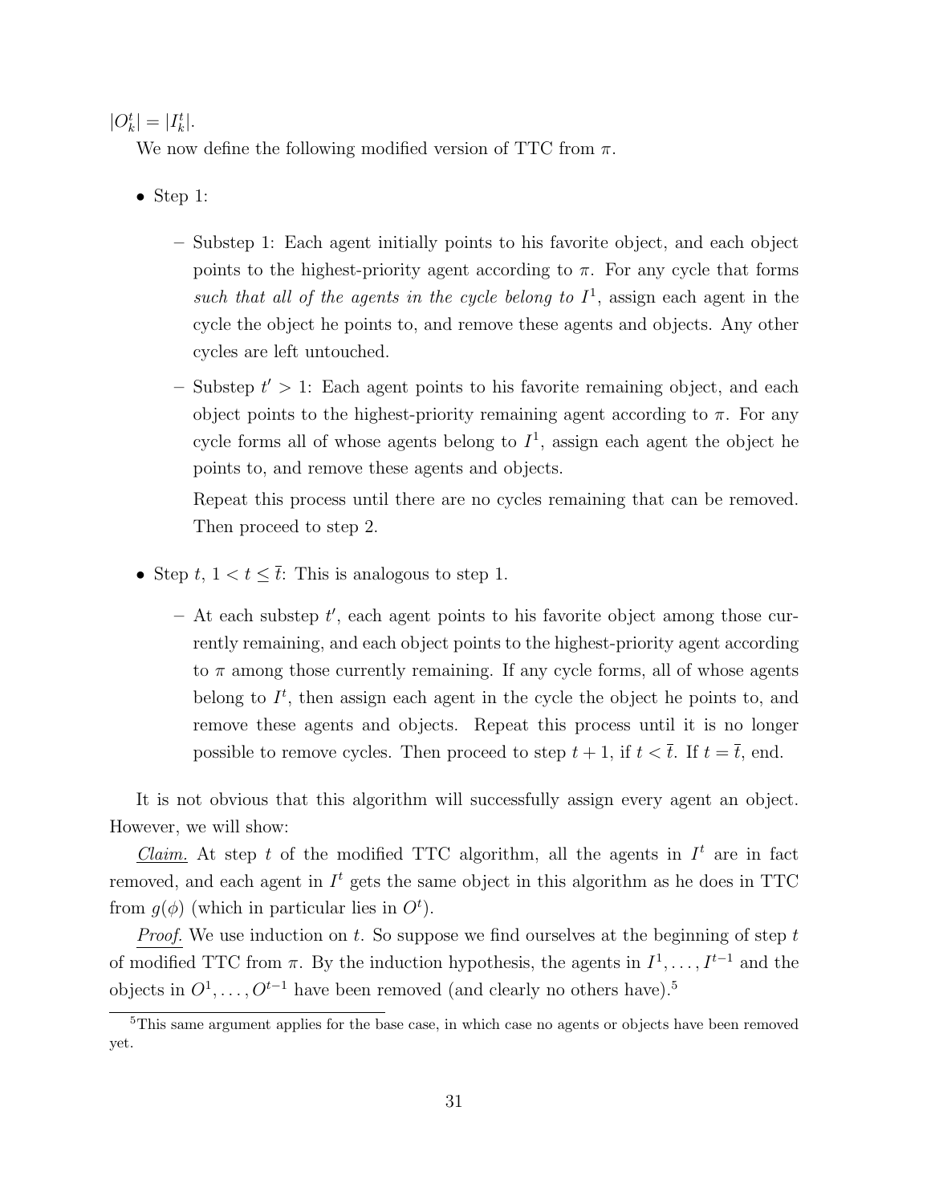$|O^t_k| = |I^t_k|$.

We now define the following modified version of TTC from $\pi$.

- Step 1:
  - Substep 1: Each agent initially points to his favorite object, and each object points to the highest-priority agent according to $\pi$. For any cycle that forms *such that all of the agents in the cycle belong to* $I^1$, assign each agent in the cycle the object he points to, and remove these agents and objects. Any other cycles are left untouched.
  - Substep $t' > 1$: Each agent points to his favorite remaining object, and each object points to the highest-priority remaining agent according to $\pi$. For any cycle forms all of whose agents belong to $I^1$, assign each agent the object he points to, and remove these agents and objects.

    Repeat this process until there are no cycles remaining that can be removed. Then proceed to step 2.

- Step $t$, $1 < t \leq \bar{t}$: This is analogous to step 1.
  - At each substep $t'$, each agent points to his favorite object among those currently remaining, and each object points to the highest-priority agent according to $\pi$ among those currently remaining. If any cycle forms, all of whose agents belong to $I^t$, then assign each agent in the cycle the object he points to, and remove these agents and objects. Repeat this process until it is no longer possible to remove cycles. Then proceed to step $t+1$, if $t < \bar{t}$. If $t = \bar{t}$, end.

It is not obvious that this algorithm will successfully assign every agent an object. However, we will show:

_Claim._ At step $t$ of the modified TTC algorithm, all the agents in $I^t$ are in fact removed, and each agent in $I^t$ gets the same object in this algorithm as he does in TTC from $g(\phi)$ (which in particular lies in $O^t$).

_Proof._ We use induction on $t$. So suppose we find ourselves at the beginning of step $t$ of modified TTC from $\pi$. By the induction hypothesis, the agents in $I^1, \ldots, I^{t-1}$ and the objects in $O^1, \ldots, O^{t-1}$ have been removed (and clearly no others have).[5]

[5] This same argument applies for the base case, in which case no agents or objects have been removed yet.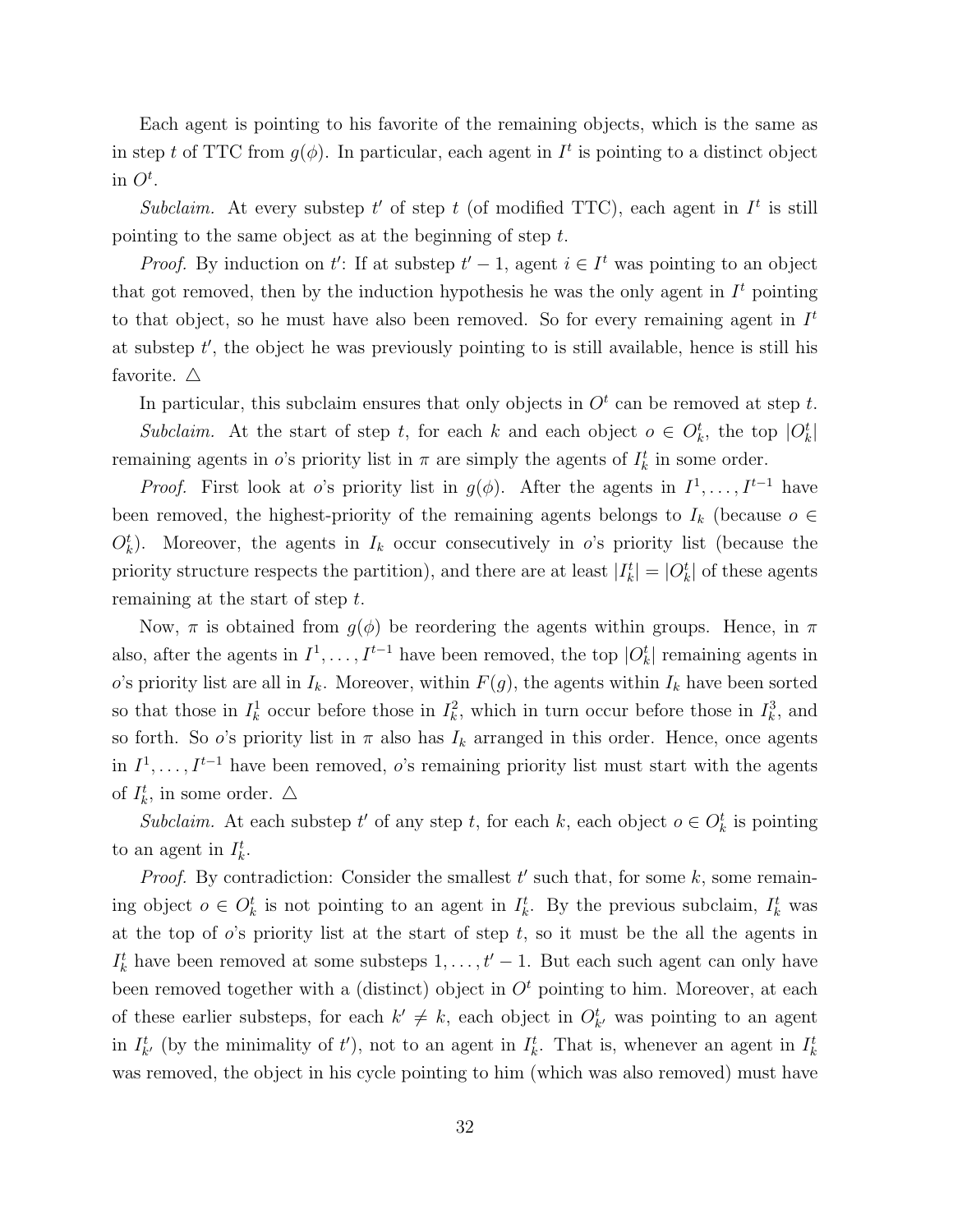Each agent is pointing to his favorite of the remaining objects, which is the same as in step $t$ of TTC from $g(\phi)$. In particular, each agent in $I^t$ is pointing to a distinct object in $O^t$.

*Subclaim.* At every substep $t'$ of step $t$ (of modified TTC), each agent in $I^t$ is still pointing to the same object as at the beginning of step $t$.

*Proof.* By induction on $t'$: If at substep $t'-1$, agent $i \in I^t$ was pointing to an object that got removed, then by the induction hypothesis he was the only agent in $I^t$ pointing to that object, so he must have also been removed. So for every remaining agent in $I^t$ at substep $t'$, the object he was previously pointing to is still available, hence is still his favorite. △

In particular, this subclaim ensures that only objects in $O^t$ can be removed at step $t$.

*Subclaim.* At the start of step $t$, for each $k$ and each object $o \in O^t_k$, the top $|O^t_k|$ remaining agents in $o$'s priority list in $\pi$ are simply the agents of $I^t_k$ in some order.

*Proof.* First look at $o$'s priority list in $g(\phi)$. After the agents in $I^1, \ldots, I^{t-1}$ have been removed, the highest-priority of the remaining agents belongs to $I_k$ (because $o \in O^t_k$). Moreover, the agents in $I_k$ occur consecutively in $o$'s priority list (because the priority structure respects the partition), and there are at least $|I^t_k| = |O^t_k|$ of these agents remaining at the start of step $t$.

Now, $\pi$ is obtained from $g(\phi)$ be reordering the agents within groups. Hence, in $\pi$ also, after the agents in $I^1, \ldots, I^{t-1}$ have been removed, the top $|O^t_k|$ remaining agents in $o$'s priority list are all in $I_k$. Moreover, within $F(g)$, the agents within $I_k$ have been sorted so that those in $I^1_k$ occur before those in $I^2_k$, which in turn occur before those in $I^3_k$, and so forth. So $o$'s priority list in $\pi$ also has $I_k$ arranged in this order. Hence, once agents in $I^1, \ldots, I^{t-1}$ have been removed, $o$'s remaining priority list must start with the agents of $I^t_k$, in some order. △

*Subclaim.* At each substep $t'$ of any step $t$, for each $k$, each object $o \in O^t_k$ is pointing to an agent in $I^t_k$.

*Proof.* By contradiction: Consider the smallest $t'$ such that, for some $k$, some remaining object $o \in O^t_k$ is not pointing to an agent in $I^t_k$. By the previous subclaim, $I^t_k$ was at the top of $o$'s priority list at the start of step $t$, so it must be the all the agents in $I^t_k$ have been removed at some substeps $1, \ldots, t'-1$. But each such agent can only have been removed together with a (distinct) object in $O^t$ pointing to him. Moreover, at each of these earlier substeps, for each $k' \neq k$, each object in $O^t_{k'}$ was pointing to an agent in $I^t_{k'}$ (by the minimality of $t'$), not to an agent in $I^t_k$. That is, whenever an agent in $I^t_k$ was removed, the object in his cycle pointing to him (which was also removed) must have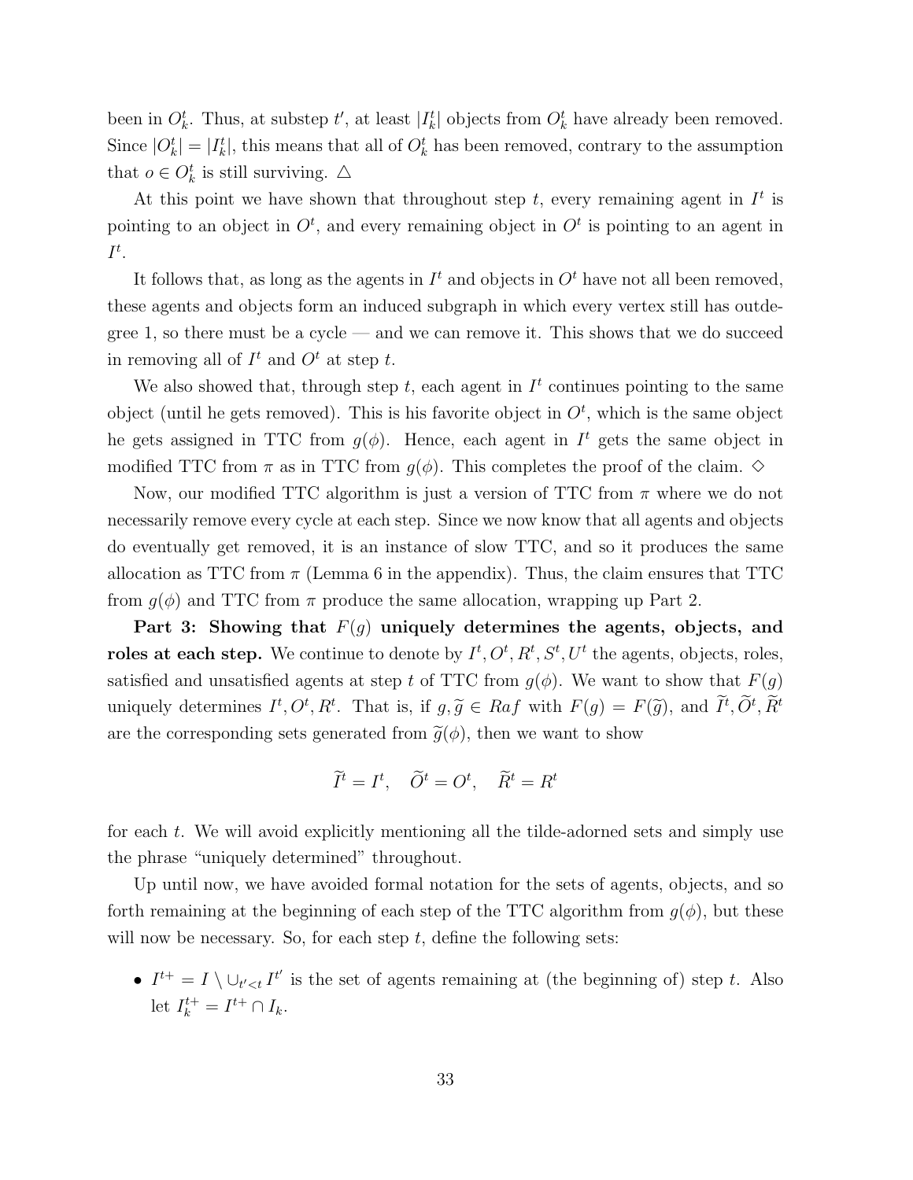been in $O_k^t$. Thus, at substep $t'$, at least $|I_k^t|$ objects from $O_k^t$ have already been removed. Since $|O_k^t| = |I_k^t|$, this means that all of $O_k^t$ has been removed, contrary to the assumption that $o \in O_k^t$ is still surviving. △

At this point we have shown that throughout step $t$, every remaining agent in $I^t$ is pointing to an object in $O^t$, and every remaining object in $O^t$ is pointing to an agent in $I^t$.

It follows that, as long as the agents in $I^t$ and objects in $O^t$ have not all been removed, these agents and objects form an induced subgraph in which every vertex still has outdegree 1, so there must be a cycle — and we can remove it. This shows that we do succeed in removing all of $I^t$ and $O^t$ at step $t$.

We also showed that, through step $t$, each agent in $I^t$ continues pointing to the same object (until he gets removed). This is his favorite object in $O^t$, which is the same object he gets assigned in TTC from $g(\phi)$. Hence, each agent in $I^t$ gets the same object in modified TTC from $\pi$ as in TTC from $g(\phi)$. This completes the proof of the claim. ◇

Now, our modified TTC algorithm is just a version of TTC from $\pi$ where we do not necessarily remove every cycle at each step. Since we now know that all agents and objects do eventually get removed, it is an instance of slow TTC, and so it produces the same allocation as TTC from $\pi$ (Lemma 6 in the appendix). Thus, the claim ensures that TTC from $g(\phi)$ and TTC from $\pi$ produce the same allocation, wrapping up Part 2.

**Part 3: Showing that $F(g)$ uniquely determines the agents, objects, and roles at each step.** We continue to denote by $I^t, O^t, R^t, S^t, U^t$ the agents, objects, roles, satisfied and unsatisfied agents at step $t$ of TTC from $g(\phi)$. We want to show that $F(g)$ uniquely determines $I^t, O^t, R^t$. That is, if $g, \widetilde{g} \in Raf$ with $F(g) = F(\widetilde{g})$, and $\widetilde{I}^t, \widetilde{O}^t, \widetilde{R}^t$ are the corresponding sets generated from $\widetilde{g}(\phi)$, then we want to show

$$\widetilde{I}^t = I^t, \quad \widetilde{O}^t = O^t, \quad \widetilde{R}^t = R^t$$

for each $t$. We will avoid explicitly mentioning all the tilde-adorned sets and simply use the phrase "uniquely determined" throughout.

Up until now, we have avoided formal notation for the sets of agents, objects, and so forth remaining at the beginning of each step of the TTC algorithm from $g(\phi)$, but these will now be necessary. So, for each step $t$, define the following sets:

- $I^{t+} = I \setminus \cup_{t'<t} I^{t'}$ is the set of agents remaining at (the beginning of) step $t$. Also let $I_k^{t+} = I^{t+} \cap I_k$.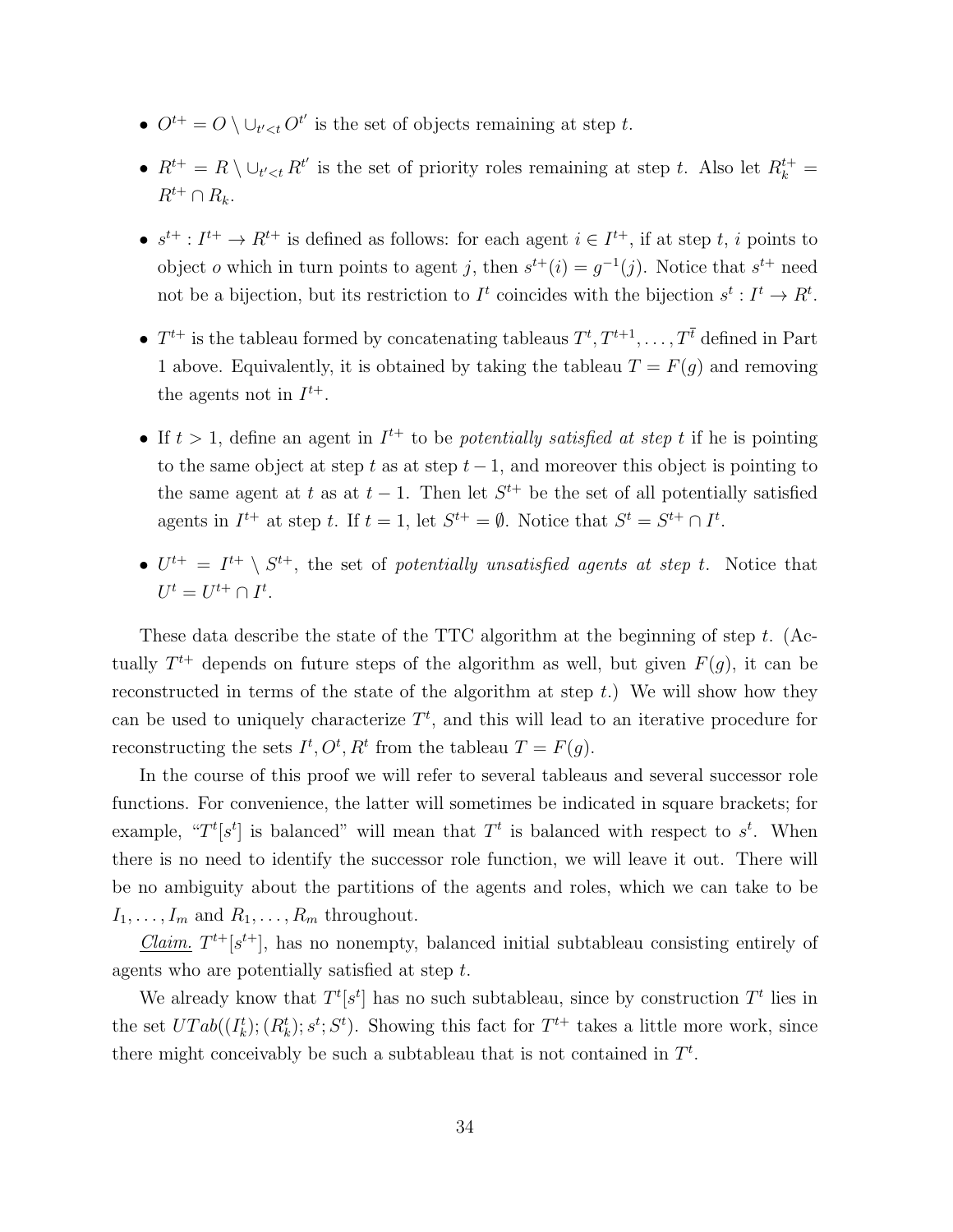- $O^{t+} = O \setminus \cup_{t'<t} O^{t'}$ is the set of objects remaining at step $t$.

- $R^{t+} = R \setminus \cup_{t'<t} R^{t'}$ is the set of priority roles remaining at step $t$. Also let $R_k^{t+} = R^{t+} \cap R_k$.

- $s^{t+} : I^{t+} \to R^{t+}$ is defined as follows: for each agent $i \in I^{t+}$, if at step $t$, $i$ points to object $o$ which in turn points to agent $j$, then $s^{t+}(i) = g^{-1}(j)$. Notice that $s^{t+}$ need not be a bijection, but its restriction to $I^t$ coincides with the bijection $s^t : I^t \to R^t$.

- $T^{t+}$ is the tableau formed by concatenating tableaus $T^t, T^{t+1}, \ldots, T^{\bar{t}}$ defined in Part 1 above. Equivalently, it is obtained by taking the tableau $T = F(g)$ and removing the agents not in $I^{t+}$.

- If $t > 1$, define an agent in $I^{t+}$ to be *potentially satisfied at step t* if he is pointing to the same object at step $t$ as at step $t-1$, and moreover this object is pointing to the same agent at $t$ as at $t-1$. Then let $S^{t+}$ be the set of all potentially satisfied agents in $I^{t+}$ at step $t$. If $t = 1$, let $S^{t+} = \emptyset$. Notice that $S^t = S^{t+} \cap I^t$.

- $U^{t+} = I^{t+} \setminus S^{t+}$, the set of *potentially unsatisfied agents at step t*. Notice that $U^t = U^{t+} \cap I^t$.

These data describe the state of the TTC algorithm at the beginning of step $t$. (Actually $T^{t+}$ depends on future steps of the algorithm as well, but given $F(g)$, it can be reconstructed in terms of the state of the algorithm at step $t$.) We will show how they can be used to uniquely characterize $T^t$, and this will lead to an iterative procedure for reconstructing the sets $I^t, O^t, R^t$ from the tableau $T = F(g)$.

In the course of this proof we will refer to several tableaus and several successor role functions. For convenience, the latter will sometimes be indicated in square brackets; for example, "$T^t[s^t]$ is balanced" will mean that $T^t$ is balanced with respect to $s^t$. When there is no need to identify the successor role function, we will leave it out. There will be no ambiguity about the partitions of the agents and roles, which we can take to be $I_1, \ldots, I_m$ and $R_1, \ldots, R_m$ throughout.

*Claim.* $T^{t+}[s^{t+}]$, has no nonempty, balanced initial subtableau consisting entirely of agents who are potentially satisfied at step $t$.

We already know that $T^t[s^t]$ has no such subtableau, since by construction $T^t$ lies in the set $UTab((I_k^t); (R_k^t); s^t; S^t)$. Showing this fact for $T^{t+}$ takes a little more work, since there might conceivably be such a subtableau that is not contained in $T^t$.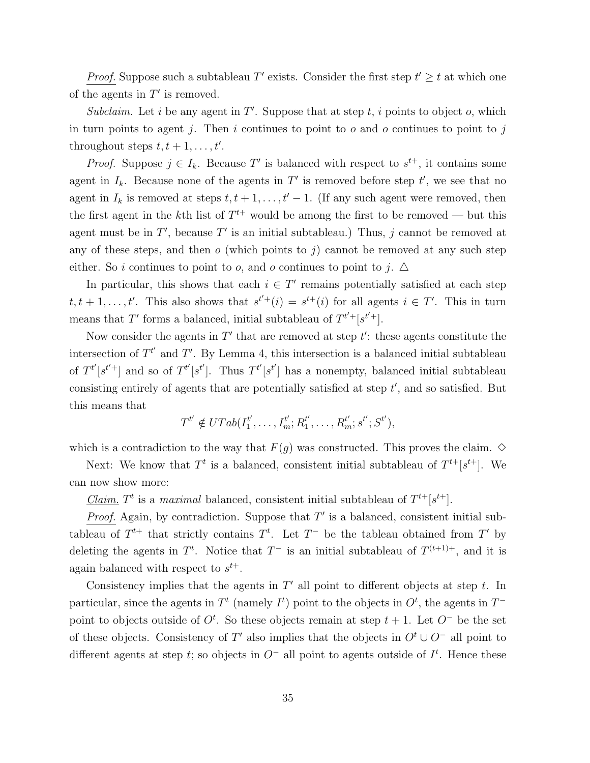*Proof.* Suppose such a subtableau $T'$ exists. Consider the first step $t' \geq t$ at which one of the agents in $T'$ is removed.

*Subclaim.* Let $i$ be any agent in $T'$. Suppose that at step $t$, $i$ points to object $o$, which in turn points to agent $j$. Then $i$ continues to point to $o$ and $o$ continues to point to $j$ throughout steps $t, t+1, \ldots, t'$.

*Proof.* Suppose $j \in I_k$. Because $T'$ is balanced with respect to $s^{t+}$, it contains some agent in $I_k$. Because none of the agents in $T'$ is removed before step $t'$, we see that no agent in $I_k$ is removed at steps $t, t+1, \ldots, t'-1$. (If any such agent were removed, then the first agent in the $k$th list of $T^{t+}$ would be among the first to be removed — but this agent must be in $T'$, because $T'$ is an initial subtableau.) Thus, $j$ cannot be removed at any of these steps, and then $o$ (which points to $j$) cannot be removed at any such step either. So $i$ continues to point to $o$, and $o$ continues to point to $j$. △

In particular, this shows that each $i \in T'$ remains potentially satisfied at each step $t, t+1, \ldots, t'$. This also shows that $s^{t'+}(i) = s^{t+}(i)$ for all agents $i \in T'$. This in turn means that $T'$ forms a balanced, initial subtableau of $T^{t'+}[s^{t'+}]$.

Now consider the agents in $T'$ that are removed at step $t'$: these agents constitute the intersection of $T^{t'}$ and $T'$. By Lemma 4, this intersection is a balanced initial subtableau of $T^{t'}[s^{t'+}]$ and so of $T^{t'}[s^{t'}]$. Thus $T^{t'}[s^{t'}]$ has a nonempty, balanced initial subtableau consisting entirely of agents that are potentially satisfied at step $t'$, and so satisfied. But this means that

$$T^{t'} \notin UTab(I_1^{t'}, \ldots, I_m^{t'}; R_1^{t'}, \ldots, R_m^{t'}; s^{t'}; S^{t'}),$$

which is a contradiction to the way that $F(g)$ was constructed. This proves the claim. ◇

Next: We know that $T^t$ is a balanced, consistent initial subtableau of $T^{t+}[s^{t+}]$. We can now show more:

<u>*Claim.*</u> $T^t$ is a *maximal* balanced, consistent initial subtableau of $T^{t+}[s^{t+}]$.

<u>*Proof.*</u> Again, by contradiction. Suppose that $T'$ is a balanced, consistent initial subtableau of $T^{t+}$ that strictly contains $T^t$. Let $T^-$ be the tableau obtained from $T'$ by deleting the agents in $T^t$. Notice that $T^-$ is an initial subtableau of $T^{(t+1)+}$, and it is again balanced with respect to $s^{t+}$.

Consistency implies that the agents in $T'$ all point to different objects at step $t$. In particular, since the agents in $T^t$ (namely $I^t$) point to the objects in $O^t$, the agents in $T^-$ point to objects outside of $O^t$. So these objects remain at step $t+1$. Let $O^-$ be the set of these objects. Consistency of $T'$ also implies that the objects in $O^t \cup O^-$ all point to different agents at step $t$; so objects in $O^-$ all point to agents outside of $I^t$. Hence these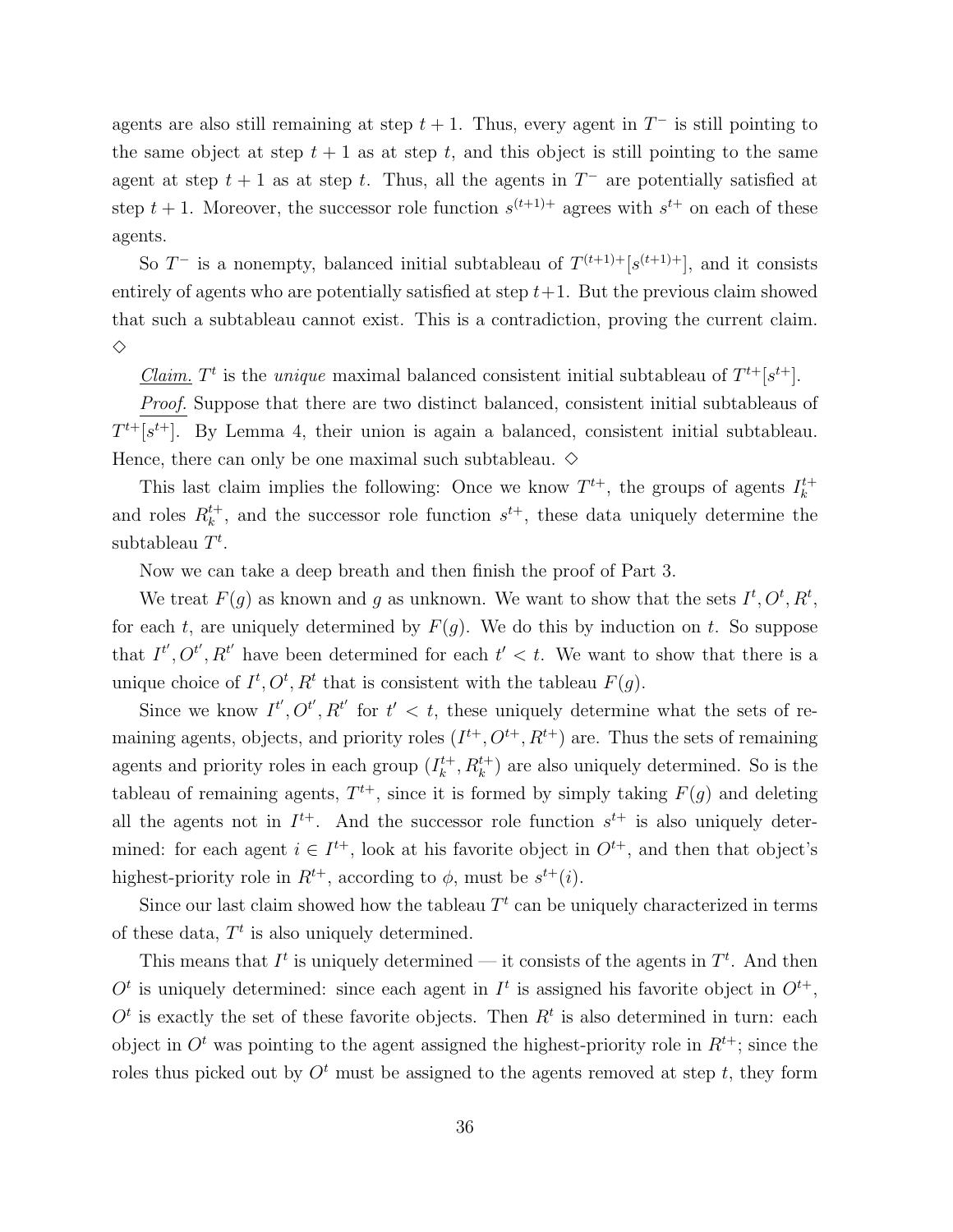agents are also still remaining at step $t+1$. Thus, every agent in $T^-$ is still pointing to the same object at step $t+1$ as at step $t$, and this object is still pointing to the same agent at step $t+1$ as at step $t$. Thus, all the agents in $T^-$ are potentially satisfied at step $t+1$. Moreover, the successor role function $s^{(t+1)+}$ agrees with $s^{t+}$ on each of these agents.

So $T^-$ is a nonempty, balanced initial subtableau of $T^{(t+1)+}[s^{(t+1)+}]$, and it consists entirely of agents who are potentially satisfied at step $t+1$. But the previous claim showed that such a subtableau cannot exist. This is a contradiction, proving the current claim. $\diamond$

_Claim._ $T^t$ is the *unique* maximal balanced consistent initial subtableau of $T^{t+}[s^{t+}]$.

_Proof._ Suppose that there are two distinct balanced, consistent initial subtableaus of $T^{t+}[s^{t+}]$. By Lemma 4, their union is again a balanced, consistent initial subtableau. Hence, there can only be one maximal such subtableau. $\diamond$

This last claim implies the following: Once we know $T^{t+}$, the groups of agents $I_k^{t+}$ and roles $R_k^{t+}$, and the successor role function $s^{t+}$, these data uniquely determine the subtableau $T^t$.

Now we can take a deep breath and then finish the proof of Part 3.

We treat $F(g)$ as known and $g$ as unknown. We want to show that the sets $I^t, O^t, R^t$, for each $t$, are uniquely determined by $F(g)$. We do this by induction on $t$. So suppose that $I^{t'}, O^{t'}, R^{t'}$ have been determined for each $t' < t$. We want to show that there is a unique choice of $I^t, O^t, R^t$ that is consistent with the tableau $F(g)$.

Since we know $I^{t'}, O^{t'}, R^{t'}$ for $t' < t$, these uniquely determine what the sets of remaining agents, objects, and priority roles $(I^{t+}, O^{t+}, R^{t+})$ are. Thus the sets of remaining agents and priority roles in each group $(I_k^{t+}, R_k^{t+})$ are also uniquely determined. So is the tableau of remaining agents, $T^{t+}$, since it is formed by simply taking $F(g)$ and deleting all the agents not in $I^{t+}$. And the successor role function $s^{t+}$ is also uniquely determined: for each agent $i \in I^{t+}$, look at his favorite object in $O^{t+}$, and then that object's highest-priority role in $R^{t+}$, according to $\phi$, must be $s^{t+}(i)$.

Since our last claim showed how the tableau $T^t$ can be uniquely characterized in terms of these data, $T^t$ is also uniquely determined.

This means that $I^t$ is uniquely determined — it consists of the agents in $T^t$. And then $O^t$ is uniquely determined: since each agent in $I^t$ is assigned his favorite object in $O^{t+}$, $O^t$ is exactly the set of these favorite objects. Then $R^t$ is also determined in turn: each object in $O^t$ was pointing to the agent assigned the highest-priority role in $R^{t+}$; since the roles thus picked out by $O^t$ must be assigned to the agents removed at step $t$, they form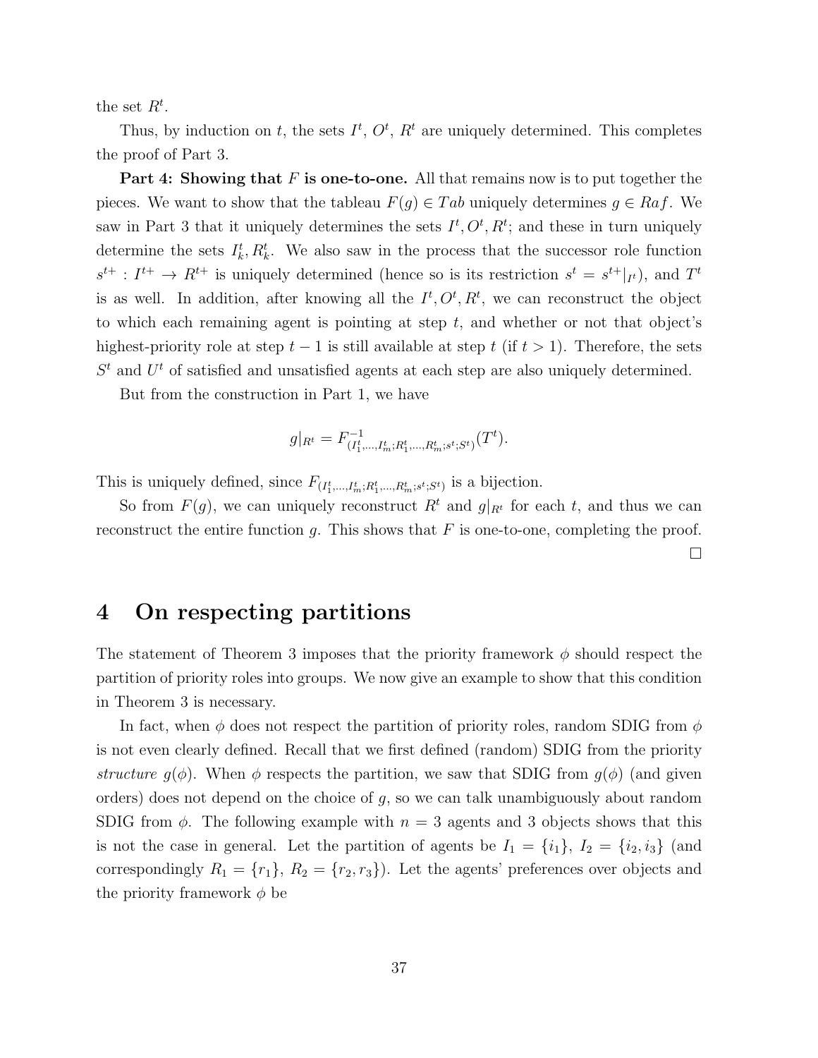the set $R^t$.

Thus, by induction on $t$, the sets $I^t$, $O^t$, $R^t$ are uniquely determined. This completes the proof of Part 3.

**Part 4: Showing that $F$ is one-to-one.** All that remains now is to put together the pieces. We want to show that the tableau $F(g) \in Tab$ uniquely determines $g \in Raf$. We saw in Part 3 that it uniquely determines the sets $I^t, O^t, R^t$; and these in turn uniquely determine the sets $I^t_k, R^t_k$. We also saw in the process that the successor role function $s^{t+} : I^{t+} \to R^{t+}$ is uniquely determined (hence so is its restriction $s^t = s^{t+}|_{I^t}$), and $T^t$ is as well. In addition, after knowing all the $I^t, O^t, R^t$, we can reconstruct the object to which each remaining agent is pointing at step $t$, and whether or not that object's highest-priority role at step $t-1$ is still available at step $t$ (if $t > 1$). Therefore, the sets $S^t$ and $U^t$ of satisfied and unsatisfied agents at each step are also uniquely determined.

But from the construction in Part 1, we have

$$g|_{R^t} = F^{-1}_{(I^t_1,\ldots,I^t_m;R^t_1,\ldots,R^t_m;s^t;S^t)}(T^t).$$

This is uniquely defined, since $F_{(I^t_1,\ldots,I^t_m;R^t_1,\ldots,R^t_m;s^t;S^t)}$ is a bijection.

So from $F(g)$, we can uniquely reconstruct $R^t$ and $g|_{R^t}$ for each $t$, and thus we can reconstruct the entire function $g$. This shows that $F$ is one-to-one, completing the proof.

□

# 4 On respecting partitions

The statement of Theorem 3 imposes that the priority framework $\phi$ should respect the partition of priority roles into groups. We now give an example to show that this condition in Theorem 3 is necessary.

In fact, when $\phi$ does not respect the partition of priority roles, random SDIG from $\phi$ is not even clearly defined. Recall that we first defined (random) SDIG from the priority *structure* $g(\phi)$. When $\phi$ respects the partition, we saw that SDIG from $g(\phi)$ (and given orders) does not depend on the choice of $g$, so we can talk unambiguously about random SDIG from $\phi$. The following example with $n = 3$ agents and 3 objects shows that this is not the case in general. Let the partition of agents be $I_1 = \{i_1\}$, $I_2 = \{i_2, i_3\}$ (and correspondingly $R_1 = \{r_1\}$, $R_2 = \{r_2, r_3\}$). Let the agents' preferences over objects and the priority framework $\phi$ be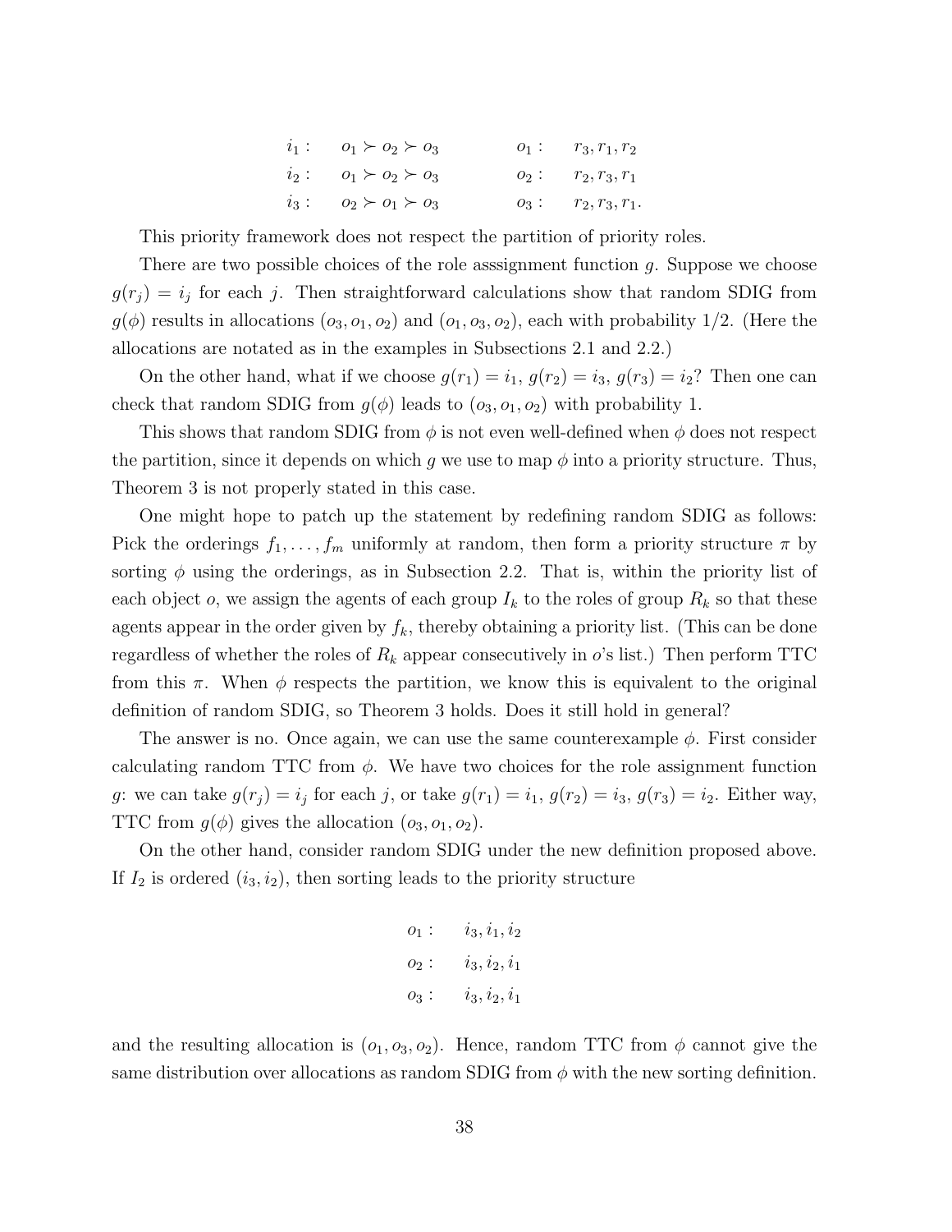$$
\begin{array}{llll}
i_1: & o_1 \succ o_2 \succ o_3 & o_1: & r_3, r_1, r_2 \\
i_2: & o_1 \succ o_2 \succ o_3 & o_2: & r_2, r_3, r_1 \\
i_3: & o_2 \succ o_1 \succ o_3 & o_3: & r_2, r_3, r_1.
\end{array}
$$

This priority framework does not respect the partition of priority roles.

There are two possible choices of the role asssignment function $g$. Suppose we choose $g(r_j) = i_j$ for each $j$. Then straightforward calculations show that random SDIG from $g(\phi)$ results in allocations $(o_3, o_1, o_2)$ and $(o_1, o_3, o_2)$, each with probability $1/2$. (Here the allocations are notated as in the examples in Subsections 2.1 and 2.2.)

On the other hand, what if we choose $g(r_1) = i_1$, $g(r_2) = i_3$, $g(r_3) = i_2$? Then one can check that random SDIG from $g(\phi)$ leads to $(o_3, o_1, o_2)$ with probability 1.

This shows that random SDIG from $\phi$ is not even well-defined when $\phi$ does not respect the partition, since it depends on which $g$ we use to map $\phi$ into a priority structure. Thus, Theorem 3 is not properly stated in this case.

One might hope to patch up the statement by redefining random SDIG as follows: Pick the orderings $f_1, \ldots, f_m$ uniformly at random, then form a priority structure $\pi$ by sorting $\phi$ using the orderings, as in Subsection 2.2. That is, within the priority list of each object $o$, we assign the agents of each group $I_k$ to the roles of group $R_k$ so that these agents appear in the order given by $f_k$, thereby obtaining a priority list. (This can be done regardless of whether the roles of $R_k$ appear consecutively in $o$'s list.) Then perform TTC from this $\pi$. When $\phi$ respects the partition, we know this is equivalent to the original definition of random SDIG, so Theorem 3 holds. Does it still hold in general?

The answer is no. Once again, we can use the same counterexample $\phi$. First consider calculating random TTC from $\phi$. We have two choices for the role assignment function $g$: we can take $g(r_j) = i_j$ for each $j$, or take $g(r_1) = i_1$, $g(r_2) = i_3$, $g(r_3) = i_2$. Either way, TTC from $g(\phi)$ gives the allocation $(o_3, o_1, o_2)$.

On the other hand, consider random SDIG under the new definition proposed above. If $I_2$ is ordered $(i_3, i_2)$, then sorting leads to the priority structure

$$
\begin{array}{ll}
o_1: & i_3, i_1, i_2 \\
o_2: & i_3, i_2, i_1 \\
o_3: & i_3, i_2, i_1
\end{array}
$$

and the resulting allocation is $(o_1, o_3, o_2)$. Hence, random TTC from $\phi$ cannot give the same distribution over allocations as random SDIG from $\phi$ with the new sorting definition.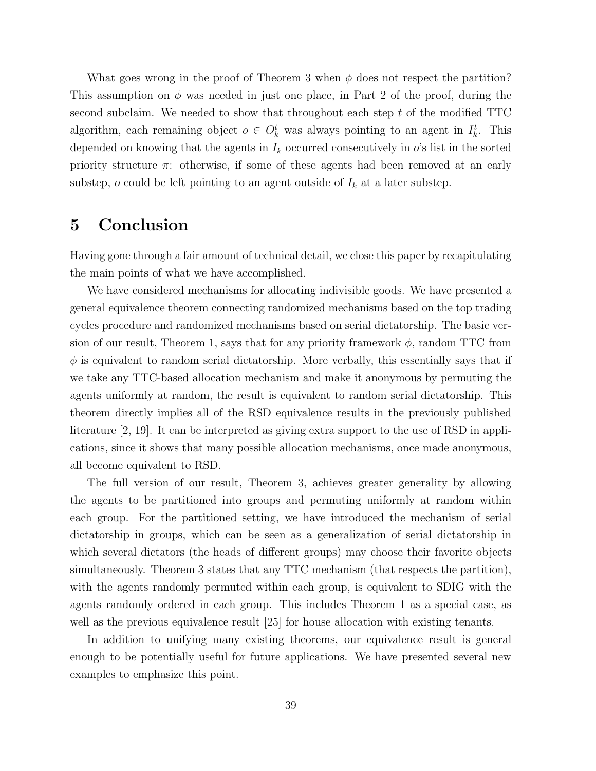What goes wrong in the proof of Theorem 3 when $\phi$ does not respect the partition? This assumption on $\phi$ was needed in just one place, in Part 2 of the proof, during the second subclaim. We needed to show that throughout each step $t$ of the modified TTC algorithm, each remaining object $o \in O_k^t$ was always pointing to an agent in $I_k^t$. This depended on knowing that the agents in $I_k$ occurred consecutively in $o$'s list in the sorted priority structure $\pi$: otherwise, if some of these agents had been removed at an early substep, $o$ could be left pointing to an agent outside of $I_k$ at a later substep.

# 5 Conclusion

Having gone through a fair amount of technical detail, we close this paper by recapitulating the main points of what we have accomplished.

We have considered mechanisms for allocating indivisible goods. We have presented a general equivalence theorem connecting randomized mechanisms based on the top trading cycles procedure and randomized mechanisms based on serial dictatorship. The basic version of our result, Theorem 1, says that for any priority framework $\phi$, random TTC from $\phi$ is equivalent to random serial dictatorship. More verbally, this essentially says that if we take any TTC-based allocation mechanism and make it anonymous by permuting the agents uniformly at random, the result is equivalent to random serial dictatorship. This theorem directly implies all of the RSD equivalence results in the previously published literature [2, 19]. It can be interpreted as giving extra support to the use of RSD in applications, since it shows that many possible allocation mechanisms, once made anonymous, all become equivalent to RSD.

The full version of our result, Theorem 3, achieves greater generality by allowing the agents to be partitioned into groups and permuting uniformly at random within each group. For the partitioned setting, we have introduced the mechanism of serial dictatorship in groups, which can be seen as a generalization of serial dictatorship in which several dictators (the heads of different groups) may choose their favorite objects simultaneously. Theorem 3 states that any TTC mechanism (that respects the partition), with the agents randomly permuted within each group, is equivalent to SDIG with the agents randomly ordered in each group. This includes Theorem 1 as a special case, as well as the previous equivalence result [25] for house allocation with existing tenants.

In addition to unifying many existing theorems, our equivalence result is general enough to be potentially useful for future applications. We have presented several new examples to emphasize this point.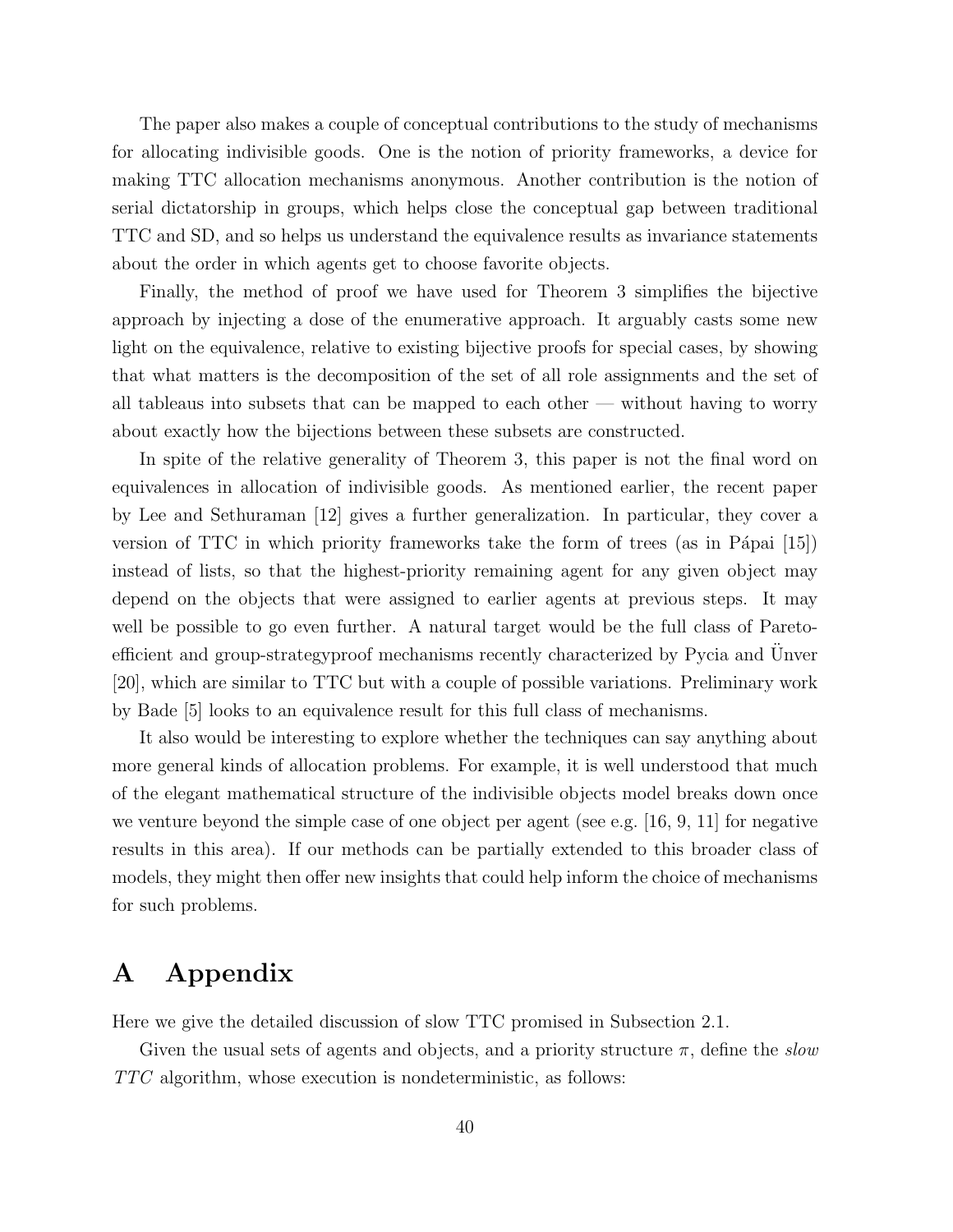The paper also makes a couple of conceptual contributions to the study of mechanisms for allocating indivisible goods. One is the notion of priority frameworks, a device for making TTC allocation mechanisms anonymous. Another contribution is the notion of serial dictatorship in groups, which helps close the conceptual gap between traditional TTC and SD, and so helps us understand the equivalence results as invariance statements about the order in which agents get to choose favorite objects.

Finally, the method of proof we have used for Theorem 3 simplifies the bijective approach by injecting a dose of the enumerative approach. It arguably casts some new light on the equivalence, relative to existing bijective proofs for special cases, by showing that what matters is the decomposition of the set of all role assignments and the set of all tableaus into subsets that can be mapped to each other — without having to worry about exactly how the bijections between these subsets are constructed.

In spite of the relative generality of Theorem 3, this paper is not the final word on equivalences in allocation of indivisible goods. As mentioned earlier, the recent paper by Lee and Sethuraman [12] gives a further generalization. In particular, they cover a version of TTC in which priority frameworks take the form of trees (as in Pápai [15]) instead of lists, so that the highest-priority remaining agent for any given object may depend on the objects that were assigned to earlier agents at previous steps. It may well be possible to go even further. A natural target would be the full class of Pareto-efficient and group-strategyproof mechanisms recently characterized by Pycia and Ünver [20], which are similar to TTC but with a couple of possible variations. Preliminary work by Bade [5] looks to an equivalence result for this full class of mechanisms.

It also would be interesting to explore whether the techniques can say anything about more general kinds of allocation problems. For example, it is well understood that much of the elegant mathematical structure of the indivisible objects model breaks down once we venture beyond the simple case of one object per agent (see e.g. [16, 9, 11] for negative results in this area). If our methods can be partially extended to this broader class of models, they might then offer new insights that could help inform the choice of mechanisms for such problems.

# A Appendix

Here we give the detailed discussion of slow TTC promised in Subsection 2.1.

Given the usual sets of agents and objects, and a priority structure $\pi$, define the *slow TTC* algorithm, whose execution is nondeterministic, as follows: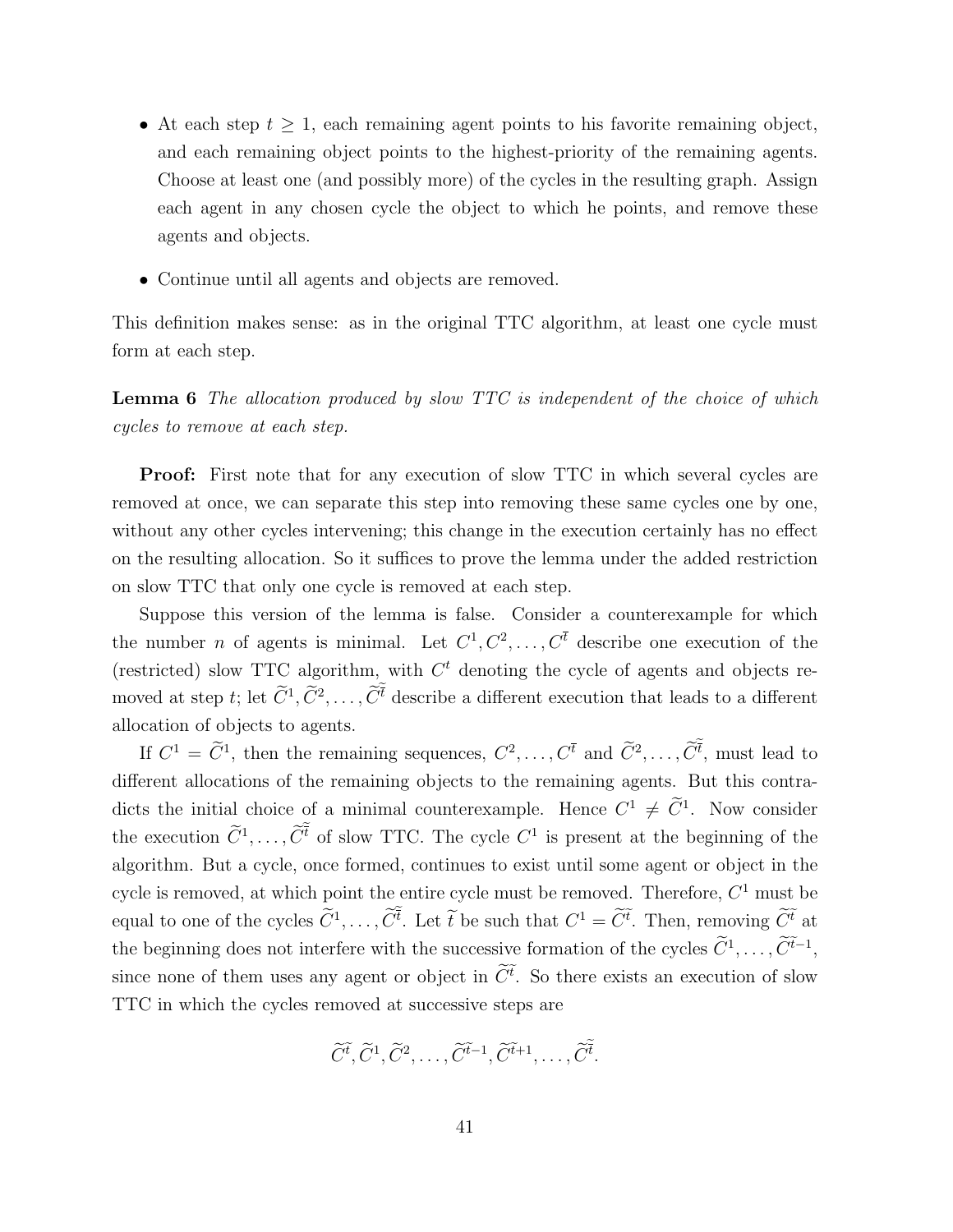- At each step $t \geq 1$, each remaining agent points to his favorite remaining object, and each remaining object points to the highest-priority of the remaining agents. Choose at least one (and possibly more) of the cycles in the resulting graph. Assign each agent in any chosen cycle the object to which he points, and remove these agents and objects.
- Continue until all agents and objects are removed.

This definition makes sense: as in the original TTC algorithm, at least one cycle must form at each step.

**Lemma 6** *The allocation produced by slow TTC is independent of the choice of which cycles to remove at each step.*

**Proof:** First note that for any execution of slow TTC in which several cycles are removed at once, we can separate this step into removing these same cycles one by one, without any other cycles intervening; this change in the execution certainly has no effect on the resulting allocation. So it suffices to prove the lemma under the added restriction on slow TTC that only one cycle is removed at each step.

Suppose this version of the lemma is false. Consider a counterexample for which the number $n$ of agents is minimal. Let $C^1, C^2, \ldots, C^{\bar{t}}$ describe one execution of the (restricted) slow TTC algorithm, with $C^t$ denoting the cycle of agents and objects removed at step $t$; let $\widetilde{C}^1, \widetilde{C}^2, \ldots, \widetilde{C}^{\tilde{\bar{t}}}$ describe a different execution that leads to a different allocation of objects to agents.

If $C^1 = \widetilde{C}^1$, then the remaining sequences, $C^2, \ldots, C^{\bar{t}}$ and $\widetilde{C}^2, \ldots, \widetilde{C}^{\tilde{\bar{t}}}$, must lead to different allocations of the remaining objects to the remaining agents. But this contradicts the initial choice of a minimal counterexample. Hence $C^1 \neq \widetilde{C}^1$. Now consider the execution $\widetilde{C}^1, \ldots, \widetilde{C}^{\tilde{\bar{t}}}$ of slow TTC. The cycle $C^1$ is present at the beginning of the algorithm. But a cycle, once formed, continues to exist until some agent or object in the cycle is removed, at which point the entire cycle must be removed. Therefore, $C^1$ must be equal to one of the cycles $\widetilde{C}^1, \ldots, \widetilde{C}^{\tilde{\bar{t}}}$. Let $\tilde{t}$ be such that $C^1 = \widetilde{C}^{\tilde{t}}$. Then, removing $\widetilde{C}^{\tilde{t}}$ at the beginning does not interfere with the successive formation of the cycles $\widetilde{C}^1, \ldots, \widetilde{C}^{\tilde{t}-1}$, since none of them uses any agent or object in $\widetilde{C}^{\tilde{t}}$. So there exists an execution of slow TTC in which the cycles removed at successive steps are

$$\widetilde{C}^{\tilde{t}}, \widetilde{C}^1, \widetilde{C}^2, \ldots, \widetilde{C}^{\tilde{t}-1}, \widetilde{C}^{\tilde{t}+1}, \ldots, \widetilde{C}^{\tilde{\bar{t}}}.$$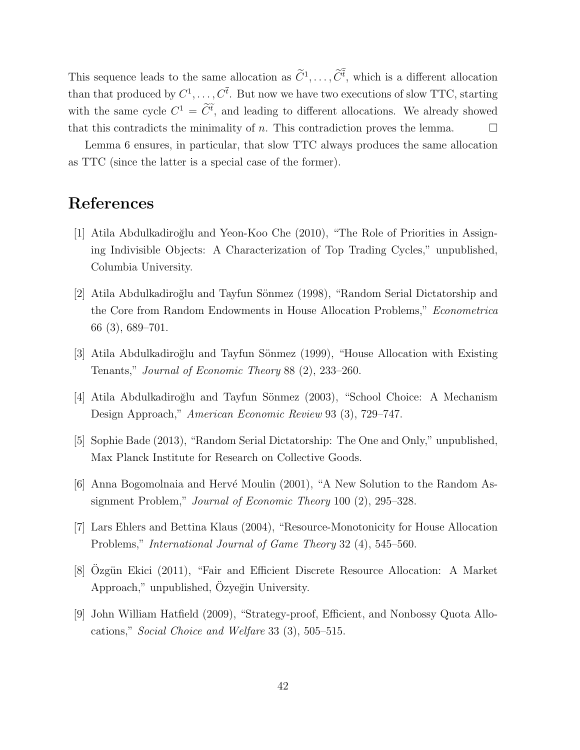This sequence leads to the same allocation as $\widetilde{C}^1, \ldots, \widetilde{C}^{\widetilde{t}}$, which is a different allocation than that produced by $C^1, \ldots, C^{\bar{t}}$. But now we have two executions of slow TTC, starting with the same cycle $C^1 = \widetilde{C}^{\widetilde{t}}$, and leading to different allocations. We already showed that this contradicts the minimality of $n$. This contradiction proves the lemma. □

Lemma 6 ensures, in particular, that slow TTC always produces the same allocation as TTC (since the latter is a special case of the former).

# References

[1] Atila Abdulkadiroğlu and Yeon-Koo Che (2010), "The Role of Priorities in Assigning Indivisible Objects: A Characterization of Top Trading Cycles," unpublished, Columbia University.

[2] Atila Abdulkadiroğlu and Tayfun Sönmez (1998), "Random Serial Dictatorship and the Core from Random Endowments in House Allocation Problems," *Econometrica* 66 (3), 689–701.

[3] Atila Abdulkadiroğlu and Tayfun Sönmez (1999), "House Allocation with Existing Tenants," *Journal of Economic Theory* 88 (2), 233–260.

[4] Atila Abdulkadiroğlu and Tayfun Sönmez (2003), "School Choice: A Mechanism Design Approach," *American Economic Review* 93 (3), 729–747.

[5] Sophie Bade (2013), "Random Serial Dictatorship: The One and Only," unpublished, Max Planck Institute for Research on Collective Goods.

[6] Anna Bogomolnaia and Hervé Moulin (2001), "A New Solution to the Random Assignment Problem," *Journal of Economic Theory* 100 (2), 295–328.

[7] Lars Ehlers and Bettina Klaus (2004), "Resource-Monotonicity for House Allocation Problems," *International Journal of Game Theory* 32 (4), 545–560.

[8] Özgün Ekici (2011), "Fair and Efficient Discrete Resource Allocation: A Market Approach," unpublished, Özyeğin University.

[9] John William Hatfield (2009), "Strategy-proof, Efficient, and Nonbossy Quota Allocations," *Social Choice and Welfare* 33 (3), 505–515.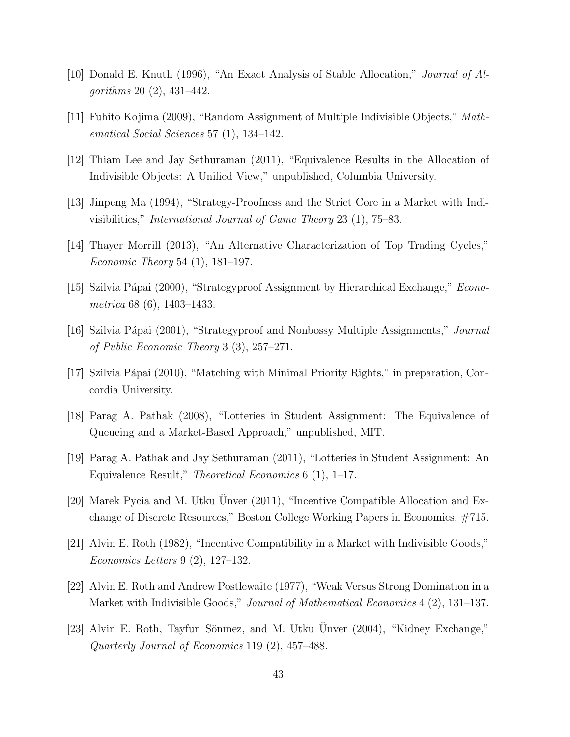[10] Donald E. Knuth (1996), "An Exact Analysis of Stable Allocation," *Journal of Algorithms* 20 (2), 431–442.

[11] Fuhito Kojima (2009), "Random Assignment of Multiple Indivisible Objects," *Mathematical Social Sciences* 57 (1), 134–142.

[12] Thiam Lee and Jay Sethuraman (2011), "Equivalence Results in the Allocation of Indivisible Objects: A Unified View," unpublished, Columbia University.

[13] Jinpeng Ma (1994), "Strategy-Proofness and the Strict Core in a Market with Indivisibilities," *International Journal of Game Theory* 23 (1), 75–83.

[14] Thayer Morrill (2013), "An Alternative Characterization of Top Trading Cycles," *Economic Theory* 54 (1), 181–197.

[15] Szilvia Pápai (2000), "Strategyproof Assignment by Hierarchical Exchange," *Econometrica* 68 (6), 1403–1433.

[16] Szilvia Pápai (2001), "Strategyproof and Nonbossy Multiple Assignments," *Journal of Public Economic Theory* 3 (3), 257–271.

[17] Szilvia Pápai (2010), "Matching with Minimal Priority Rights," in preparation, Concordia University.

[18] Parag A. Pathak (2008), "Lotteries in Student Assignment: The Equivalence of Queueing and a Market-Based Approach," unpublished, MIT.

[19] Parag A. Pathak and Jay Sethuraman (2011), "Lotteries in Student Assignment: An Equivalence Result," *Theoretical Economics* 6 (1), 1–17.

[20] Marek Pycia and M. Utku Ünver (2011), "Incentive Compatible Allocation and Exchange of Discrete Resources," Boston College Working Papers in Economics, #715.

[21] Alvin E. Roth (1982), "Incentive Compatibility in a Market with Indivisible Goods," *Economics Letters* 9 (2), 127–132.

[22] Alvin E. Roth and Andrew Postlewaite (1977), "Weak Versus Strong Domination in a Market with Indivisible Goods," *Journal of Mathematical Economics* 4 (2), 131–137.

[23] Alvin E. Roth, Tayfun Sönmez, and M. Utku Ünver (2004), "Kidney Exchange," *Quarterly Journal of Economics* 119 (2), 457–488.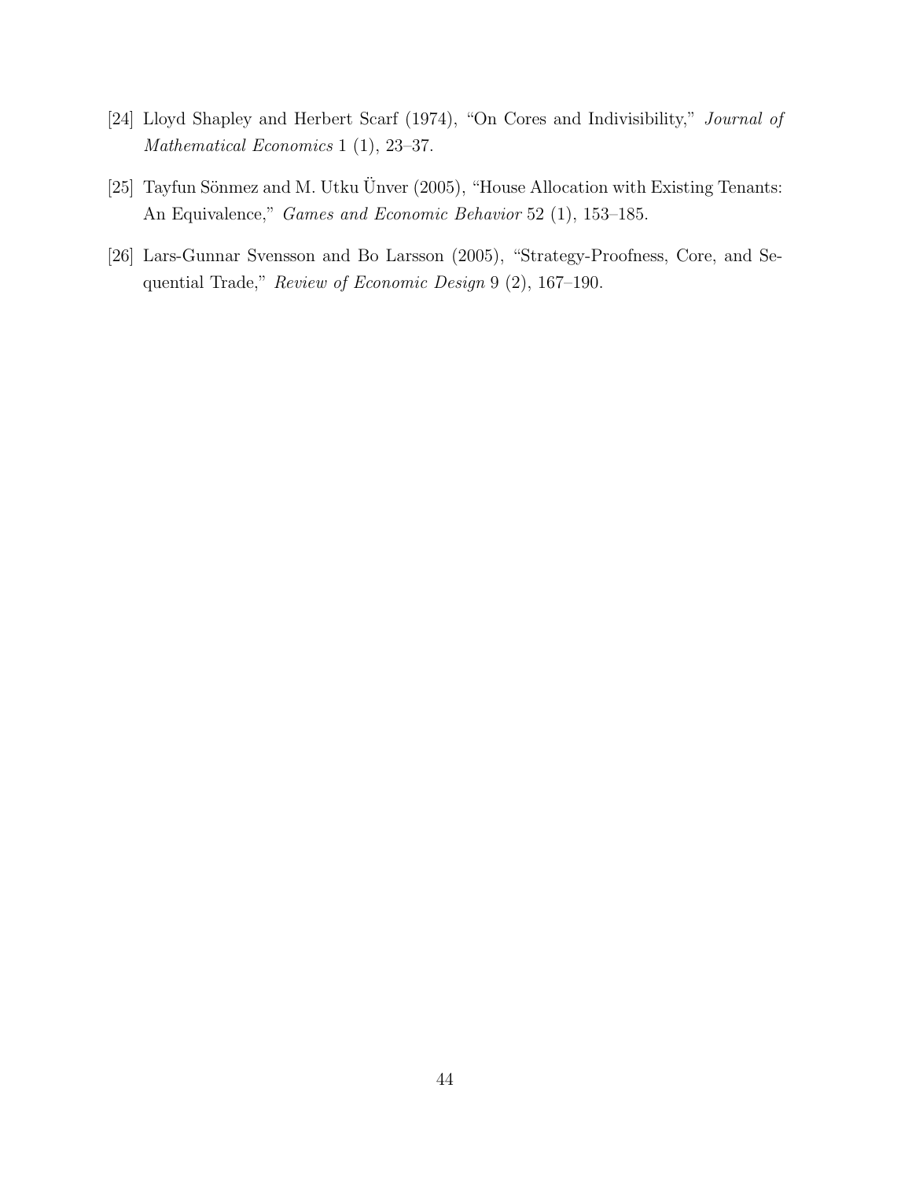[24] Lloyd Shapley and Herbert Scarf (1974), "On Cores and Indivisibility," *Journal of Mathematical Economics* 1 (1), 23–37.

[25] Tayfun Sönmez and M. Utku Ünver (2005), "House Allocation with Existing Tenants: An Equivalence," *Games and Economic Behavior* 52 (1), 153–185.

[26] Lars-Gunnar Svensson and Bo Larsson (2005), "Strategy-Proofness, Core, and Sequential Trade," *Review of Economic Design* 9 (2), 167–190.